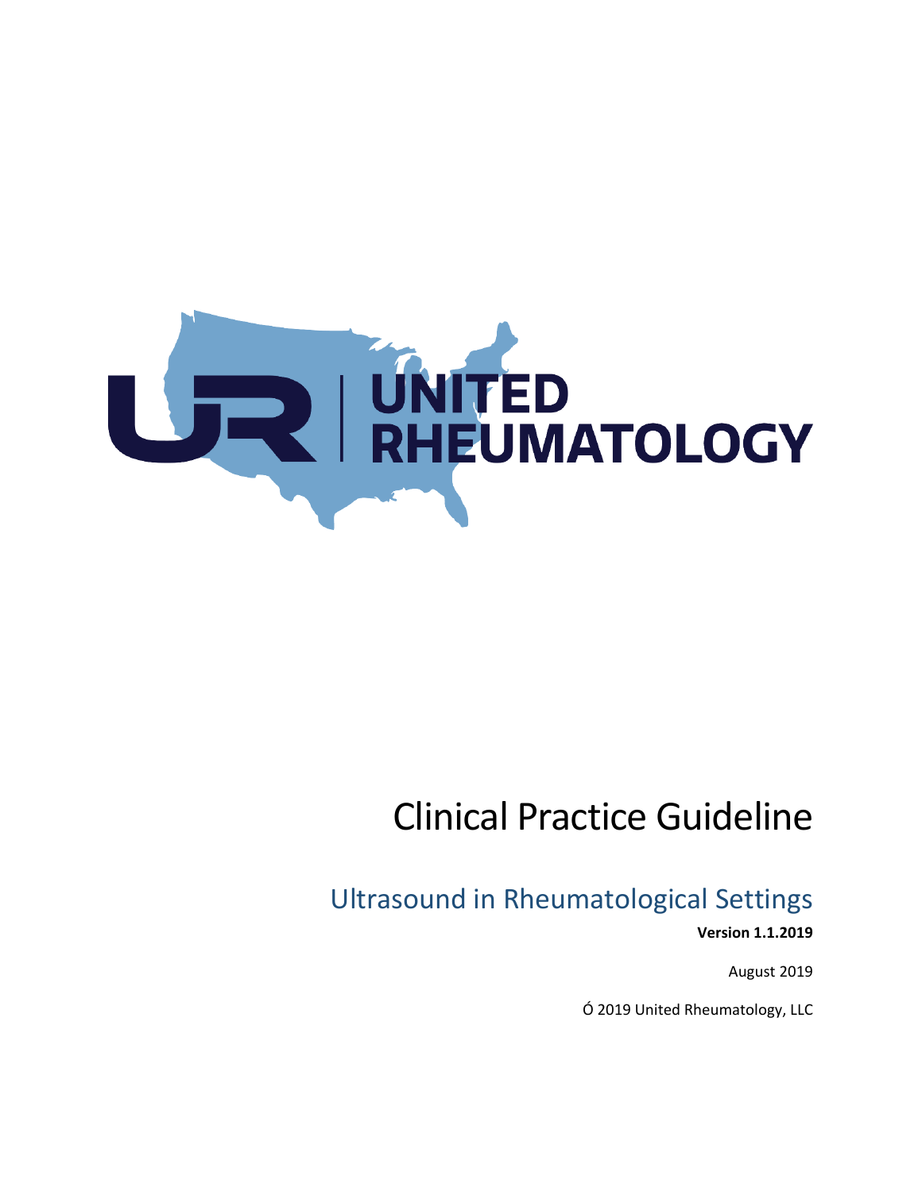UNITED RHEUMATOLOGY

# Clinical Practice Guideline

## Ultrasound in Rheumatological Settings

**Version 1.1.2019**

August 2019

Ó 2019 United Rheumatology, LLC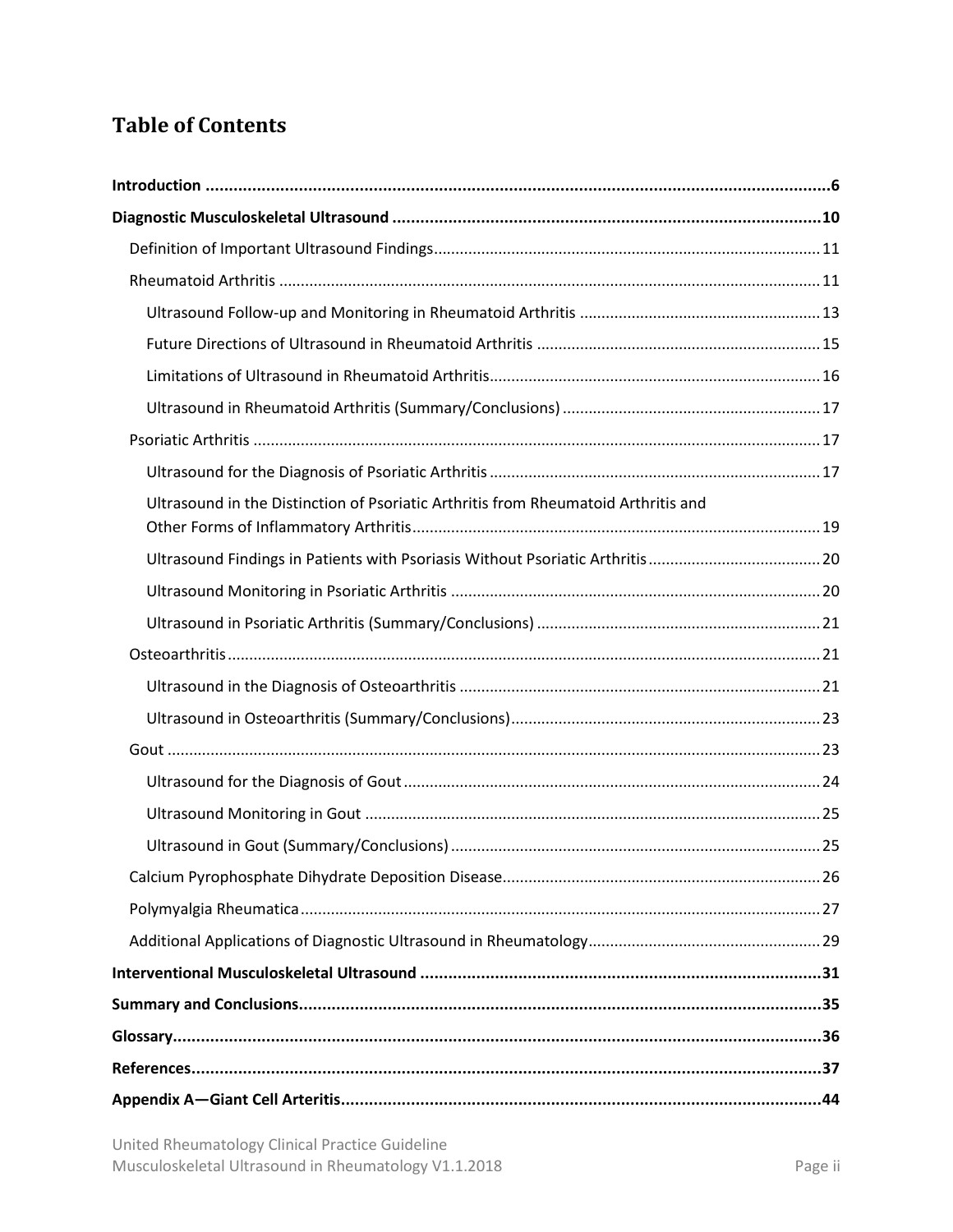# Table of Contents

**Introduction** .......... **6**

**Diagnostic Musculoskeletal Ultrasound** .......... **10**

- Definition of Important Ultrasound Findings .......... 11
- Rheumatoid Arthritis .......... 11
  - Ultrasound Follow-up and Monitoring in Rheumatoid Arthritis .......... 13
  - Future Directions of Ultrasound in Rheumatoid Arthritis .......... 15
  - Limitations of Ultrasound in Rheumatoid Arthritis .......... 16
  - Ultrasound in Rheumatoid Arthritis (Summary/Conclusions) .......... 17
- Psoriatic Arthritis .......... 17
  - Ultrasound for the Diagnosis of Psoriatic Arthritis .......... 17
  - Ultrasound in the Distinction of Psoriatic Arthritis from Rheumatoid Arthritis and Other Forms of Inflammatory Arthritis .......... 19
  - Ultrasound Findings in Patients with Psoriasis Without Psoriatic Arthritis .......... 20
  - Ultrasound Monitoring in Psoriatic Arthritis .......... 20
  - Ultrasound in Psoriatic Arthritis (Summary/Conclusions) .......... 21
- Osteoarthritis .......... 21
  - Ultrasound in the Diagnosis of Osteoarthritis .......... 21
  - Ultrasound in Osteoarthritis (Summary/Conclusions) .......... 23
- Gout .......... 23
  - Ultrasound for the Diagnosis of Gout .......... 24
  - Ultrasound Monitoring in Gout .......... 25
  - Ultrasound in Gout (Summary/Conclusions) .......... 25
- Calcium Pyrophosphate Dihydrate Deposition Disease .......... 26
- Polymyalgia Rheumatica .......... 27
- Additional Applications of Diagnostic Ultrasound in Rheumatology .......... 29

**Interventional Musculoskeletal Ultrasound** .......... **31**

**Summary and Conclusions** .......... **35**

**Glossary** .......... **36**

**References** .......... **37**

**Appendix A—Giant Cell Arteritis** .......... **44**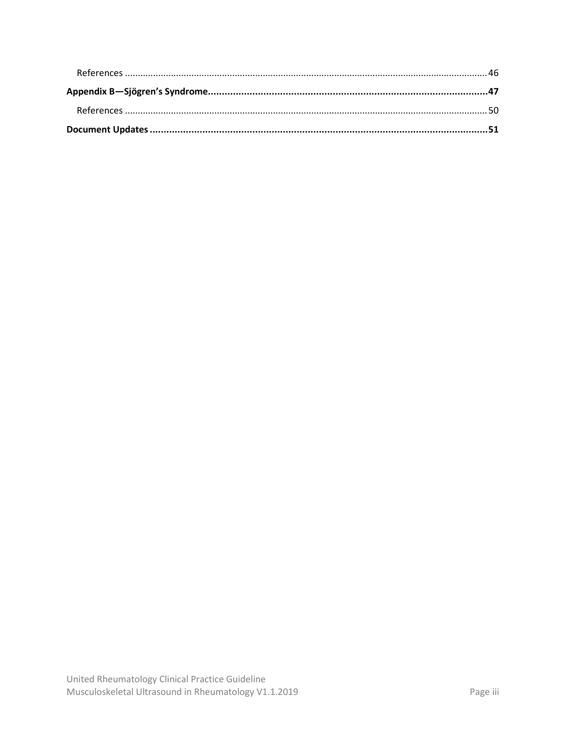References ........................................................................................................................................ 46

**Appendix B—Sjögren's Syndrome........................................................................................................47**

References ........................................................................................................................................ 50

**Document Updates ............................................................................................................................51**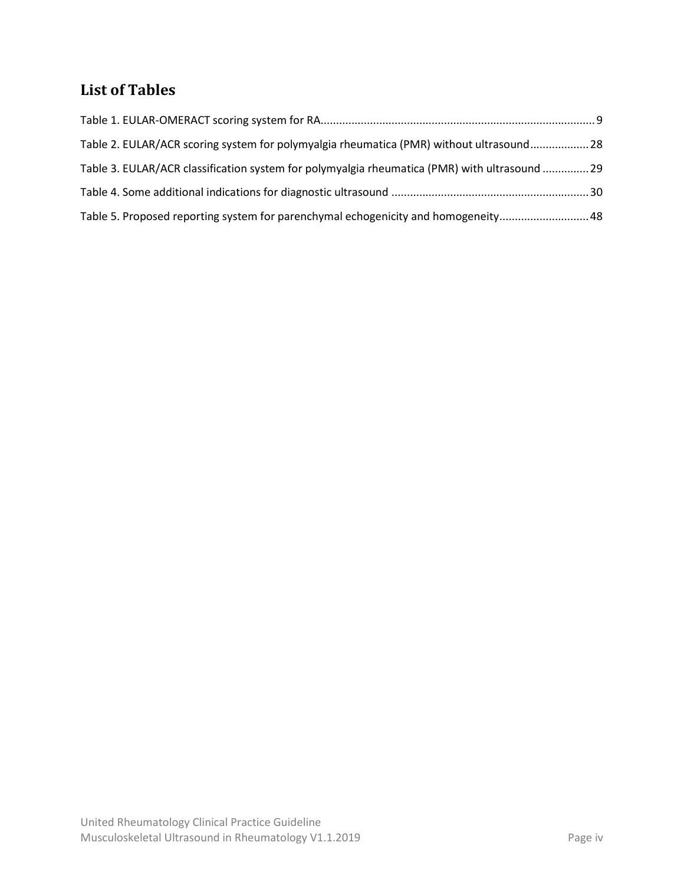## List of Tables

Table 1. EULAR-OMERACT scoring system for RA ........................................................................................ 9

Table 2. EULAR/ACR scoring system for polymyalgia rheumatica (PMR) without ultrasound .................. 28

Table 3. EULAR/ACR classification system for polymyalgia rheumatica (PMR) with ultrasound .............. 29

Table 4. Some additional indications for diagnostic ultrasound ................................................................ 30

Table 5. Proposed reporting system for parenchymal echogenicity and homogeneity ............................ 48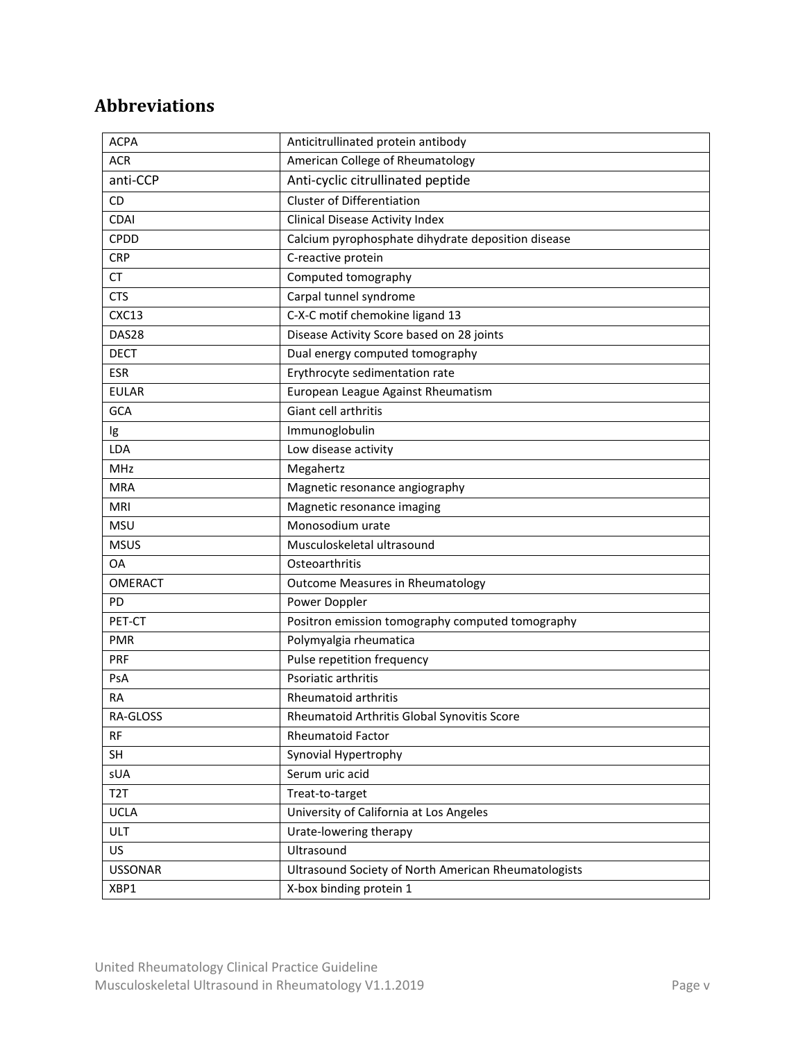## Abbreviations

| | |
|---|---|
| ACPA | Anticitrullinated protein antibody |
| ACR | American College of Rheumatology |
| anti-CCP | Anti-cyclic citrullinated peptide |
| CD | Cluster of Differentiation |
| CDAI | Clinical Disease Activity Index |
| CPDD | Calcium pyrophosphate dihydrate deposition disease |
| CRP | C-reactive protein |
| CT | Computed tomography |
| CTS | Carpal tunnel syndrome |
| CXC13 | C-X-C motif chemokine ligand 13 |
| DAS28 | Disease Activity Score based on 28 joints |
| DECT | Dual energy computed tomography |
| ESR | Erythrocyte sedimentation rate |
| EULAR | European League Against Rheumatism |
| GCA | Giant cell arthritis |
| Ig | Immunoglobulin |
| LDA | Low disease activity |
| MHz | Megahertz |
| MRA | Magnetic resonance angiography |
| MRI | Magnetic resonance imaging |
| MSU | Monosodium urate |
| MSUS | Musculoskeletal ultrasound |
| OA | Osteoarthritis |
| OMERACT | Outcome Measures in Rheumatology |
| PD | Power Doppler |
| PET-CT | Positron emission tomography computed tomography |
| PMR | Polymyalgia rheumatica |
| PRF | Pulse repetition frequency |
| PsA | Psoriatic arthritis |
| RA | Rheumatoid arthritis |
| RA-GLOSS | Rheumatoid Arthritis Global Synovitis Score |
| RF | Rheumatoid Factor |
| SH | Synovial Hypertrophy |
| sUA | Serum uric acid |
| T2T | Treat-to-target |
| UCLA | University of California at Los Angeles |
| ULT | Urate-lowering therapy |
| US | Ultrasound |
| USSONAR | Ultrasound Society of North American Rheumatologists |
| XBP1 | X-box binding protein 1 |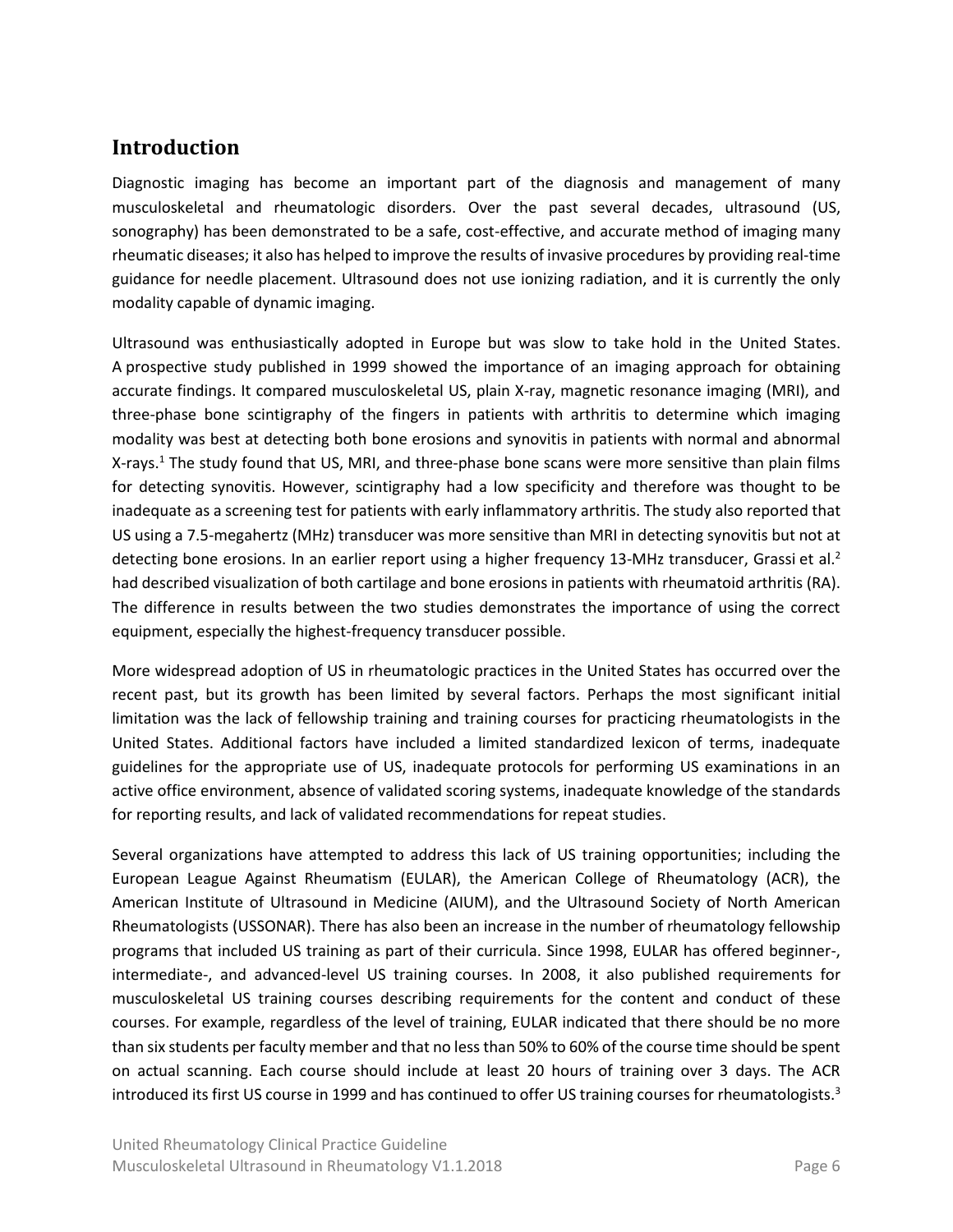## Introduction

Diagnostic imaging has become an important part of the diagnosis and management of many musculoskeletal and rheumatologic disorders. Over the past several decades, ultrasound (US, sonography) has been demonstrated to be a safe, cost-effective, and accurate method of imaging many rheumatic diseases; it also has helped to improve the results of invasive procedures by providing real-time guidance for needle placement. Ultrasound does not use ionizing radiation, and it is currently the only modality capable of dynamic imaging.

Ultrasound was enthusiastically adopted in Europe but was slow to take hold in the United States. A prospective study published in 1999 showed the importance of an imaging approach for obtaining accurate findings. It compared musculoskeletal US, plain X-ray, magnetic resonance imaging (MRI), and three-phase bone scintigraphy of the fingers in patients with arthritis to determine which imaging modality was best at detecting both bone erosions and synovitis in patients with normal and abnormal X-rays.[1] The study found that US, MRI, and three-phase bone scans were more sensitive than plain films for detecting synovitis. However, scintigraphy had a low specificity and therefore was thought to be inadequate as a screening test for patients with early inflammatory arthritis. The study also reported that US using a 7.5-megahertz (MHz) transducer was more sensitive than MRI in detecting synovitis but not at detecting bone erosions. In an earlier report using a higher frequency 13-MHz transducer, Grassi et al.[2] had described visualization of both cartilage and bone erosions in patients with rheumatoid arthritis (RA). The difference in results between the two studies demonstrates the importance of using the correct equipment, especially the highest-frequency transducer possible.

More widespread adoption of US in rheumatologic practices in the United States has occurred over the recent past, but its growth has been limited by several factors. Perhaps the most significant initial limitation was the lack of fellowship training and training courses for practicing rheumatologists in the United States. Additional factors have included a limited standardized lexicon of terms, inadequate guidelines for the appropriate use of US, inadequate protocols for performing US examinations in an active office environment, absence of validated scoring systems, inadequate knowledge of the standards for reporting results, and lack of validated recommendations for repeat studies.

Several organizations have attempted to address this lack of US training opportunities; including the European League Against Rheumatism (EULAR), the American College of Rheumatology (ACR), the American Institute of Ultrasound in Medicine (AIUM), and the Ultrasound Society of North American Rheumatologists (USSONAR). There has also been an increase in the number of rheumatology fellowship programs that included US training as part of their curricula. Since 1998, EULAR has offered beginner-, intermediate-, and advanced-level US training courses. In 2008, it also published requirements for musculoskeletal US training courses describing requirements for the content and conduct of these courses. For example, regardless of the level of training, EULAR indicated that there should be no more than six students per faculty member and that no less than 50% to 60% of the course time should be spent on actual scanning. Each course should include at least 20 hours of training over 3 days. The ACR introduced its first US course in 1999 and has continued to offer US training courses for rheumatologists.[3]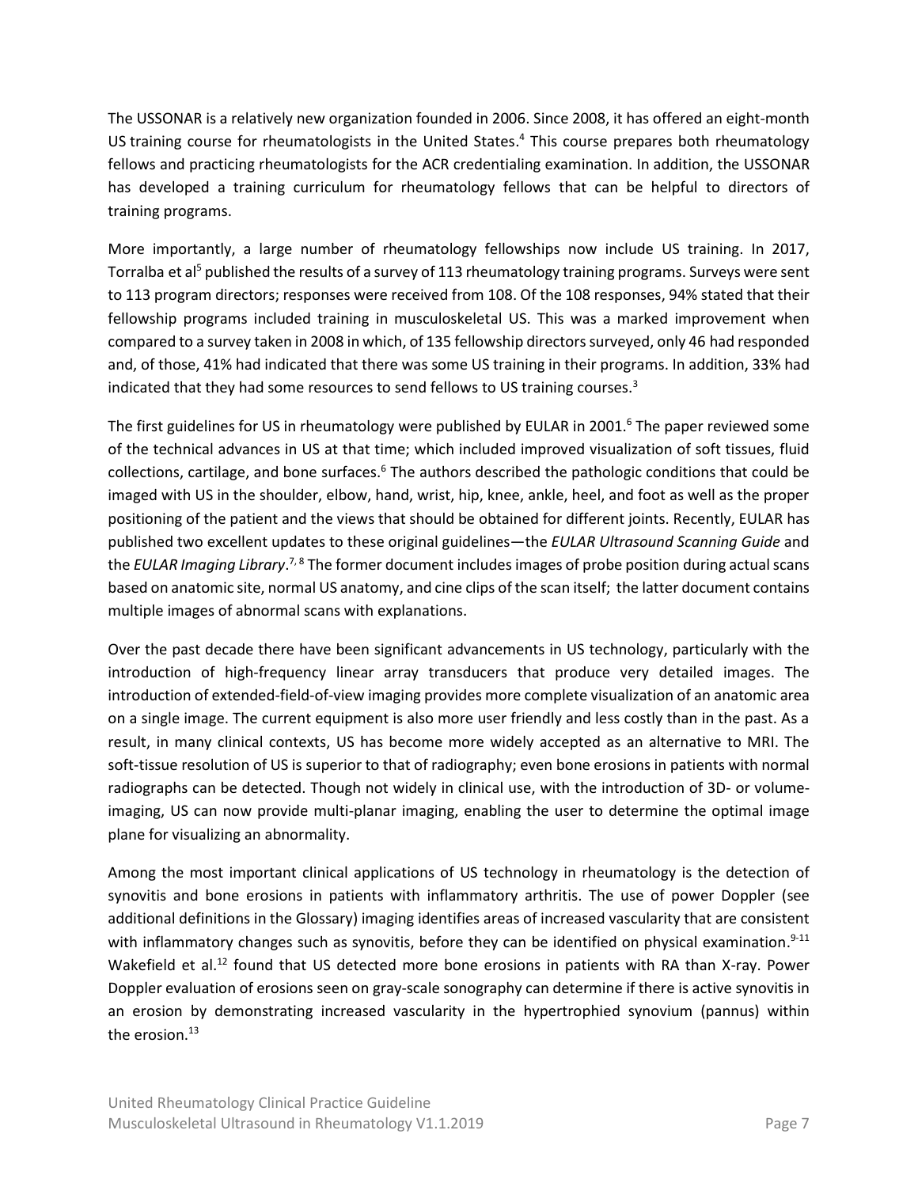The USSONAR is a relatively new organization founded in 2006. Since 2008, it has offered an eight-month US training course for rheumatologists in the United States.[4] This course prepares both rheumatology fellows and practicing rheumatologists for the ACR credentialing examination. In addition, the USSONAR has developed a training curriculum for rheumatology fellows that can be helpful to directors of training programs.

More importantly, a large number of rheumatology fellowships now include US training. In 2017, Torralba et al[5] published the results of a survey of 113 rheumatology training programs. Surveys were sent to 113 program directors; responses were received from 108. Of the 108 responses, 94% stated that their fellowship programs included training in musculoskeletal US. This was a marked improvement when compared to a survey taken in 2008 in which, of 135 fellowship directors surveyed, only 46 had responded and, of those, 41% had indicated that there was some US training in their programs. In addition, 33% had indicated that they had some resources to send fellows to US training courses.[3]

The first guidelines for US in rheumatology were published by EULAR in 2001.[6] The paper reviewed some of the technical advances in US at that time; which included improved visualization of soft tissues, fluid collections, cartilage, and bone surfaces.[6] The authors described the pathologic conditions that could be imaged with US in the shoulder, elbow, hand, wrist, hip, knee, ankle, heel, and foot as well as the proper positioning of the patient and the views that should be obtained for different joints. Recently, EULAR has published two excellent updates to these original guidelines—the *EULAR Ultrasound Scanning Guide* and the *EULAR Imaging Library*.[7,8] The former document includes images of probe position during actual scans based on anatomic site, normal US anatomy, and cine clips of the scan itself; the latter document contains multiple images of abnormal scans with explanations.

Over the past decade there have been significant advancements in US technology, particularly with the introduction of high-frequency linear array transducers that produce very detailed images. The introduction of extended-field-of-view imaging provides more complete visualization of an anatomic area on a single image. The current equipment is also more user friendly and less costly than in the past. As a result, in many clinical contexts, US has become more widely accepted as an alternative to MRI. The soft-tissue resolution of US is superior to that of radiography; even bone erosions in patients with normal radiographs can be detected. Though not widely in clinical use, with the introduction of 3D- or volume-imaging, US can now provide multi-planar imaging, enabling the user to determine the optimal image plane for visualizing an abnormality.

Among the most important clinical applications of US technology in rheumatology is the detection of synovitis and bone erosions in patients with inflammatory arthritis. The use of power Doppler (see additional definitions in the Glossary) imaging identifies areas of increased vascularity that are consistent with inflammatory changes such as synovitis, before they can be identified on physical examination.[9-11] Wakefield et al.[12] found that US detected more bone erosions in patients with RA than X-ray. Power Doppler evaluation of erosions seen on gray-scale sonography can determine if there is active synovitis in an erosion by demonstrating increased vascularity in the hypertrophied synovium (pannus) within the erosion.[13]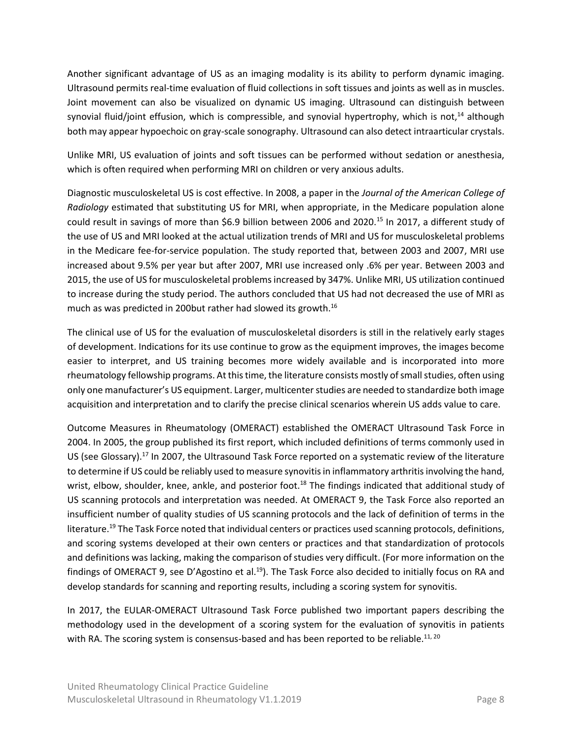Another significant advantage of US as an imaging modality is its ability to perform dynamic imaging. Ultrasound permits real-time evaluation of fluid collections in soft tissues and joints as well as in muscles. Joint movement can also be visualized on dynamic US imaging. Ultrasound can distinguish between synovial fluid/joint effusion, which is compressible, and synovial hypertrophy, which is not,[14] although both may appear hypoechoic on gray-scale sonography. Ultrasound can also detect intraarticular crystals.

Unlike MRI, US evaluation of joints and soft tissues can be performed without sedation or anesthesia, which is often required when performing MRI on children or very anxious adults.

Diagnostic musculoskeletal US is cost effective. In 2008, a paper in the *Journal of the American College of Radiology* estimated that substituting US for MRI, when appropriate, in the Medicare population alone could result in savings of more than $6.9 billion between 2006 and 2020.[15] In 2017, a different study of the use of US and MRI looked at the actual utilization trends of MRI and US for musculoskeletal problems in the Medicare fee-for-service population. The study reported that, between 2003 and 2007, MRI use increased about 9.5% per year but after 2007, MRI use increased only .6% per year. Between 2003 and 2015, the use of US for musculoskeletal problems increased by 347%. Unlike MRI, US utilization continued to increase during the study period. The authors concluded that US had not decreased the use of MRI as much as was predicted in 200but rather had slowed its growth.[16]

The clinical use of US for the evaluation of musculoskeletal disorders is still in the relatively early stages of development. Indications for its use continue to grow as the equipment improves, the images become easier to interpret, and US training becomes more widely available and is incorporated into more rheumatology fellowship programs. At this time, the literature consists mostly of small studies, often using only one manufacturer's US equipment. Larger, multicenter studies are needed to standardize both image acquisition and interpretation and to clarify the precise clinical scenarios wherein US adds value to care.

Outcome Measures in Rheumatology (OMERACT) established the OMERACT Ultrasound Task Force in 2004. In 2005, the group published its first report, which included definitions of terms commonly used in US (see Glossary).[17] In 2007, the Ultrasound Task Force reported on a systematic review of the literature to determine if US could be reliably used to measure synovitis in inflammatory arthritis involving the hand, wrist, elbow, shoulder, knee, ankle, and posterior foot.[18] The findings indicated that additional study of US scanning protocols and interpretation was needed. At OMERACT 9, the Task Force also reported an insufficient number of quality studies of US scanning protocols and the lack of definition of terms in the literature.[19] The Task Force noted that individual centers or practices used scanning protocols, definitions, and scoring systems developed at their own centers or practices and that standardization of protocols and definitions was lacking, making the comparison of studies very difficult. (For more information on the findings of OMERACT 9, see D'Agostino et al.[19]). The Task Force also decided to initially focus on RA and develop standards for scanning and reporting results, including a scoring system for synovitis.

In 2017, the EULAR-OMERACT Ultrasound Task Force published two important papers describing the methodology used in the development of a scoring system for the evaluation of synovitis in patients with RA. The scoring system is consensus-based and has been reported to be reliable.[11, 20]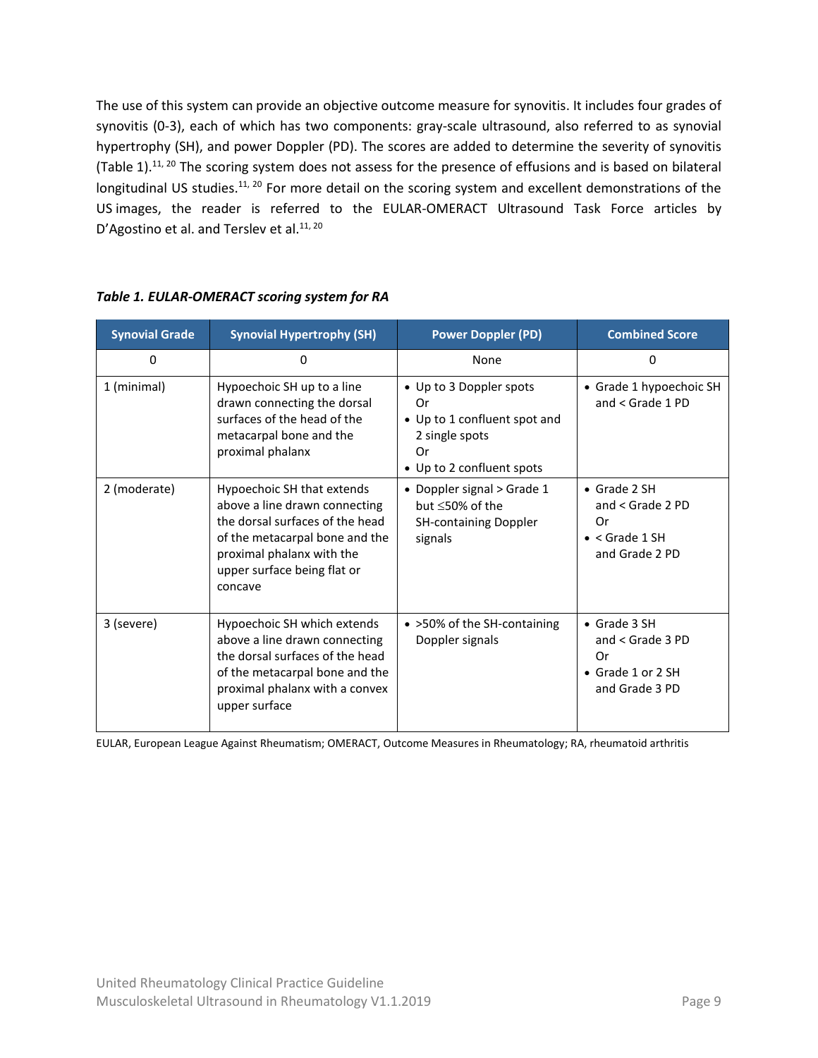The use of this system can provide an objective outcome measure for synovitis. It includes four grades of synovitis (0-3), each of which has two components: gray-scale ultrasound, also referred to as synovial hypertrophy (SH), and power Doppler (PD). The scores are added to determine the severity of synovitis (Table 1).[11, 20] The scoring system does not assess for the presence of effusions and is based on bilateral longitudinal US studies.[11, 20] For more detail on the scoring system and excellent demonstrations of the US images, the reader is referred to the EULAR-OMERACT Ultrasound Task Force articles by D'Agostino et al. and Terslev et al.[11, 20]

***Table 1. EULAR-OMERACT scoring system for RA***

| Synovial Grade | Synovial Hypertrophy (SH) | Power Doppler (PD) | Combined Score |
|---|---|---|---|
| 0 | 0 | None | 0 |
| 1 (minimal) | Hypoechoic SH up to a line drawn connecting the dorsal surfaces of the head of the metacarpal bone and the proximal phalanx | • Up to 3 Doppler spots<br>Or<br>• Up to 1 confluent spot and 2 single spots<br>Or<br>• Up to 2 confluent spots | • Grade 1 hypoechoic SH and < Grade 1 PD |
| 2 (moderate) | Hypoechoic SH that extends above a line drawn connecting the dorsal surfaces of the head of the metacarpal bone and the proximal phalanx with the upper surface being flat or concave | • Doppler signal > Grade 1 but ≤50% of the SH-containing Doppler signals | • Grade 2 SH and < Grade 2 PD<br>Or<br>• < Grade 1 SH and Grade 2 PD |
| 3 (severe) | Hypoechoic SH which extends above a line drawn connecting the dorsal surfaces of the head of the metacarpal bone and the proximal phalanx with a convex upper surface | • >50% of the SH-containing Doppler signals | • Grade 3 SH and < Grade 3 PD<br>Or<br>• Grade 1 or 2 SH and Grade 3 PD |

EULAR, European League Against Rheumatism; OMERACT, Outcome Measures in Rheumatology; RA, rheumatoid arthritis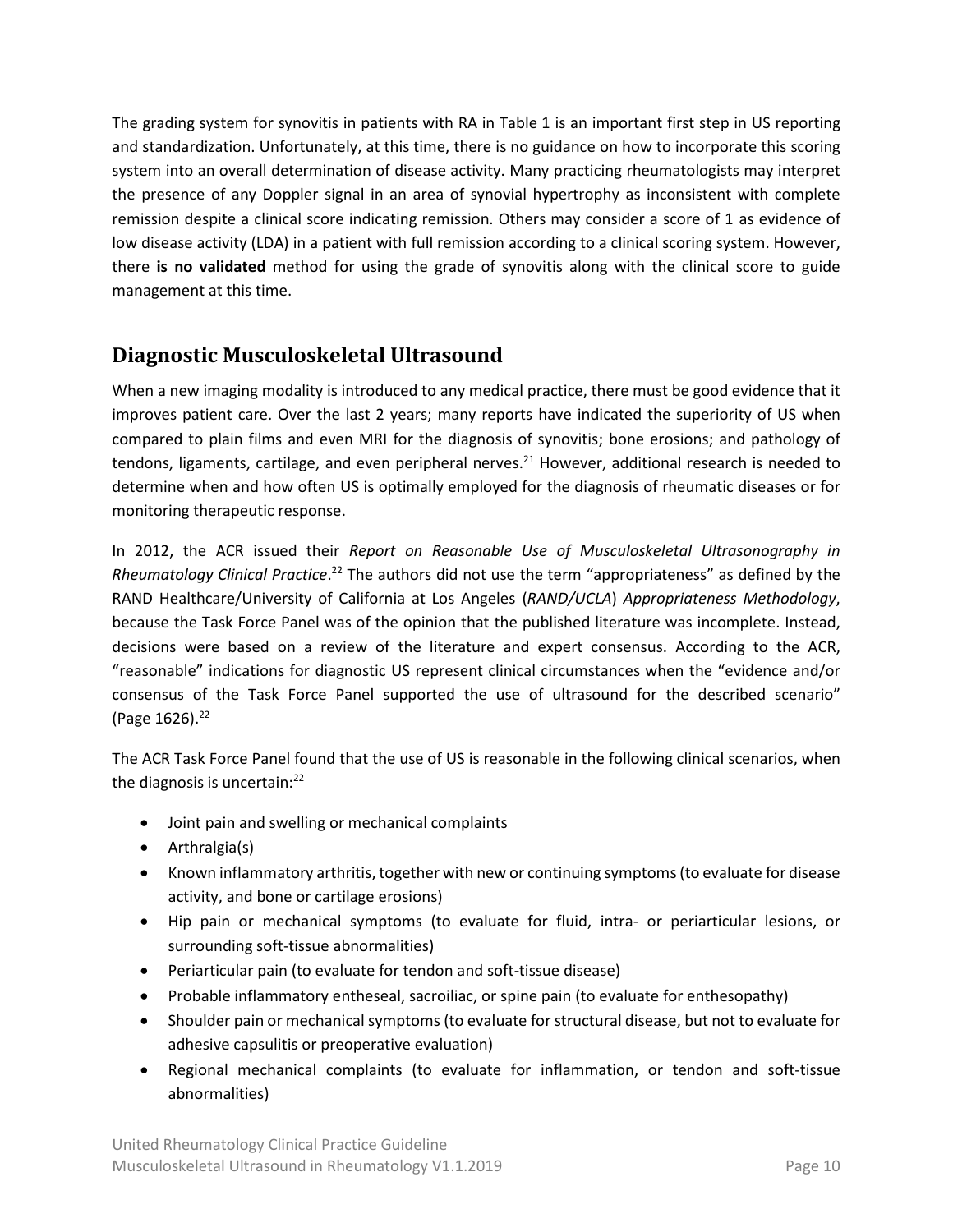The grading system for synovitis in patients with RA in Table 1 is an important first step in US reporting and standardization. Unfortunately, at this time, there is no guidance on how to incorporate this scoring system into an overall determination of disease activity. Many practicing rheumatologists may interpret the presence of any Doppler signal in an area of synovial hypertrophy as inconsistent with complete remission despite a clinical score indicating remission. Others may consider a score of 1 as evidence of low disease activity (LDA) in a patient with full remission according to a clinical scoring system. However, there **is no validated** method for using the grade of synovitis along with the clinical score to guide management at this time.

## Diagnostic Musculoskeletal Ultrasound

When a new imaging modality is introduced to any medical practice, there must be good evidence that it improves patient care. Over the last 2 years; many reports have indicated the superiority of US when compared to plain films and even MRI for the diagnosis of synovitis; bone erosions; and pathology of tendons, ligaments, cartilage, and even peripheral nerves.[21] However, additional research is needed to determine when and how often US is optimally employed for the diagnosis of rheumatic diseases or for monitoring therapeutic response.

In 2012, the ACR issued their *Report on Reasonable Use of Musculoskeletal Ultrasonography in Rheumatology Clinical Practice*.[22] The authors did not use the term "appropriateness" as defined by the RAND Healthcare/University of California at Los Angeles (*RAND/UCLA*) *Appropriateness Methodology*, because the Task Force Panel was of the opinion that the published literature was incomplete. Instead, decisions were based on a review of the literature and expert consensus. According to the ACR, "reasonable" indications for diagnostic US represent clinical circumstances when the "evidence and/or consensus of the Task Force Panel supported the use of ultrasound for the described scenario" (Page 1626).[22]

The ACR Task Force Panel found that the use of US is reasonable in the following clinical scenarios, when the diagnosis is uncertain:[22]

- Joint pain and swelling or mechanical complaints
- Arthralgia(s)
- Known inflammatory arthritis, together with new or continuing symptoms (to evaluate for disease activity, and bone or cartilage erosions)
- Hip pain or mechanical symptoms (to evaluate for fluid, intra- or periarticular lesions, or surrounding soft-tissue abnormalities)
- Periarticular pain (to evaluate for tendon and soft-tissue disease)
- Probable inflammatory entheseal, sacroiliac, or spine pain (to evaluate for enthesopathy)
- Shoulder pain or mechanical symptoms (to evaluate for structural disease, but not to evaluate for adhesive capsulitis or preoperative evaluation)
- Regional mechanical complaints (to evaluate for inflammation, or tendon and soft-tissue abnormalities)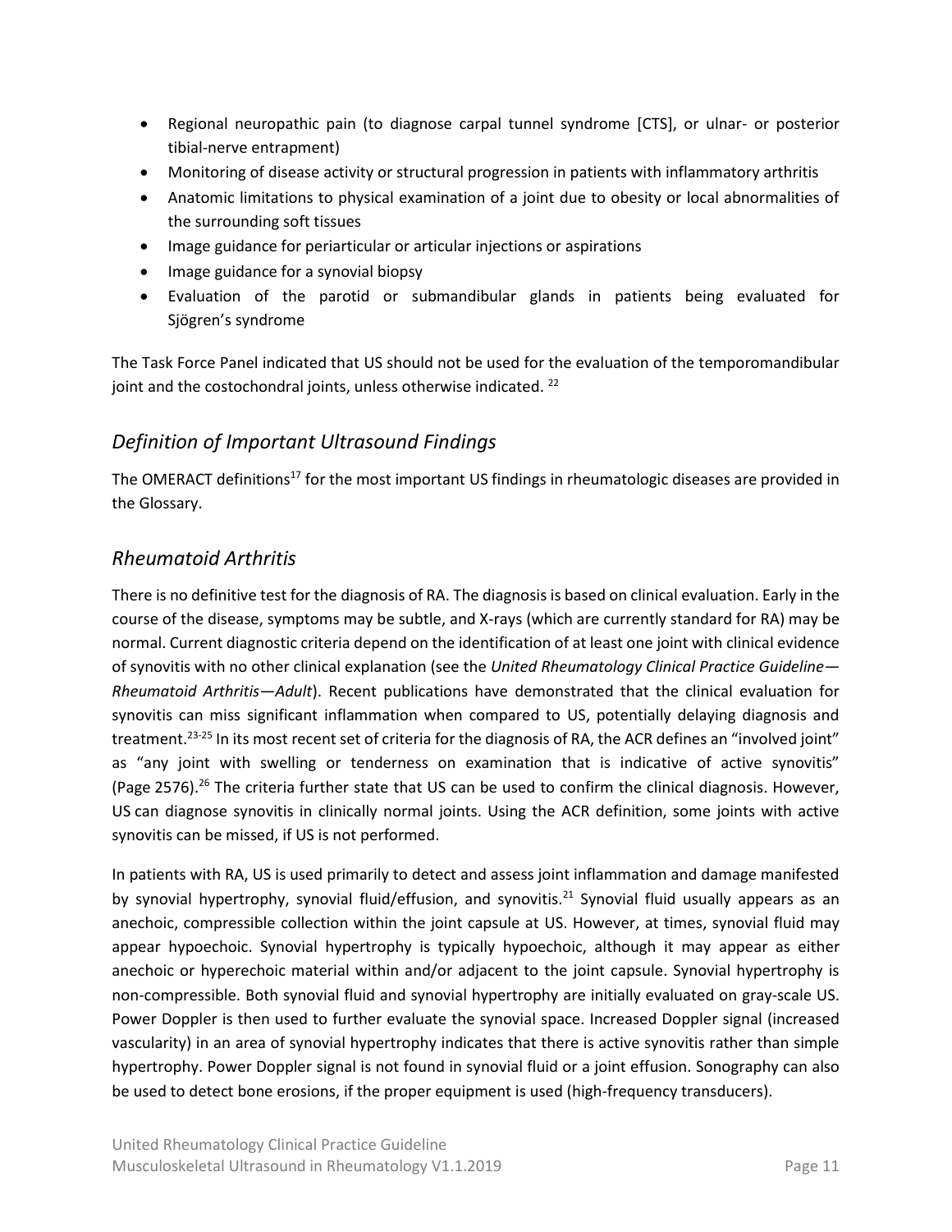- Regional neuropathic pain (to diagnose carpal tunnel syndrome [CTS], or ulnar- or posterior tibial-nerve entrapment)
- Monitoring of disease activity or structural progression in patients with inflammatory arthritis
- Anatomic limitations to physical examination of a joint due to obesity or local abnormalities of the surrounding soft tissues
- Image guidance for periarticular or articular injections or aspirations
- Image guidance for a synovial biopsy
- Evaluation of the parotid or submandibular glands in patients being evaluated for Sjögren's syndrome

The Task Force Panel indicated that US should not be used for the evaluation of the temporomandibular joint and the costochondral joints, unless otherwise indicated. [22]

## *Definition of Important Ultrasound Findings*

The OMERACT definitions[17] for the most important US findings in rheumatologic diseases are provided in the Glossary.

## *Rheumatoid Arthritis*

There is no definitive test for the diagnosis of RA. The diagnosis is based on clinical evaluation. Early in the course of the disease, symptoms may be subtle, and X-rays (which are currently standard for RA) may be normal. Current diagnostic criteria depend on the identification of at least one joint with clinical evidence of synovitis with no other clinical explanation (see the *United Rheumatology Clinical Practice Guideline—Rheumatoid Arthritis—Adult*). Recent publications have demonstrated that the clinical evaluation for synovitis can miss significant inflammation when compared to US, potentially delaying diagnosis and treatment.[23-25] In its most recent set of criteria for the diagnosis of RA, the ACR defines an "involved joint" as "any joint with swelling or tenderness on examination that is indicative of active synovitis" (Page 2576).[26] The criteria further state that US can be used to confirm the clinical diagnosis. However, US can diagnose synovitis in clinically normal joints. Using the ACR definition, some joints with active synovitis can be missed, if US is not performed.

In patients with RA, US is used primarily to detect and assess joint inflammation and damage manifested by synovial hypertrophy, synovial fluid/effusion, and synovitis.[21] Synovial fluid usually appears as an anechoic, compressible collection within the joint capsule at US. However, at times, synovial fluid may appear hypoechoic. Synovial hypertrophy is typically hypoechoic, although it may appear as either anechoic or hyperechoic material within and/or adjacent to the joint capsule. Synovial hypertrophy is non-compressible. Both synovial fluid and synovial hypertrophy are initially evaluated on gray-scale US. Power Doppler is then used to further evaluate the synovial space. Increased Doppler signal (increased vascularity) in an area of synovial hypertrophy indicates that there is active synovitis rather than simple hypertrophy. Power Doppler signal is not found in synovial fluid or a joint effusion. Sonography can also be used to detect bone erosions, if the proper equipment is used (high-frequency transducers).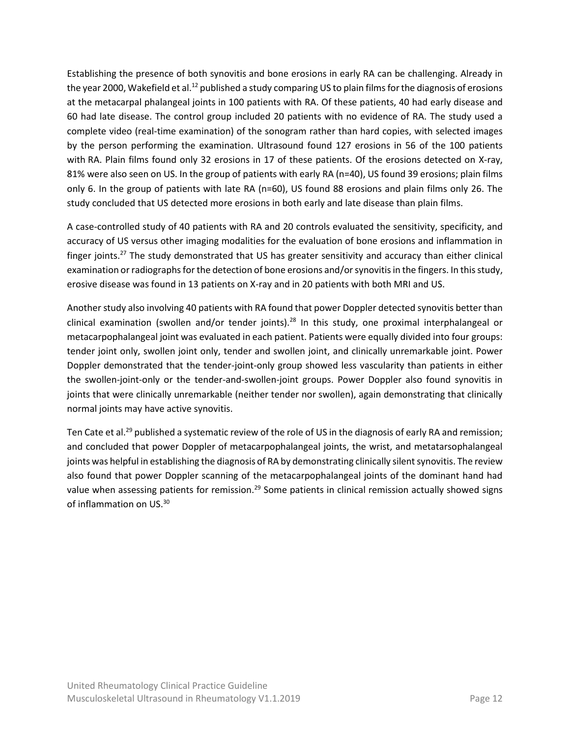Establishing the presence of both synovitis and bone erosions in early RA can be challenging. Already in the year 2000, Wakefield et al.[12] published a study comparing US to plain films for the diagnosis of erosions at the metacarpal phalangeal joints in 100 patients with RA. Of these patients, 40 had early disease and 60 had late disease. The control group included 20 patients with no evidence of RA. The study used a complete video (real-time examination) of the sonogram rather than hard copies, with selected images by the person performing the examination. Ultrasound found 127 erosions in 56 of the 100 patients with RA. Plain films found only 32 erosions in 17 of these patients. Of the erosions detected on X-ray, 81% were also seen on US. In the group of patients with early RA (n=40), US found 39 erosions; plain films only 6. In the group of patients with late RA (n=60), US found 88 erosions and plain films only 26. The study concluded that US detected more erosions in both early and late disease than plain films.

A case-controlled study of 40 patients with RA and 20 controls evaluated the sensitivity, specificity, and accuracy of US versus other imaging modalities for the evaluation of bone erosions and inflammation in finger joints.[27] The study demonstrated that US has greater sensitivity and accuracy than either clinical examination or radiographs for the detection of bone erosions and/or synovitis in the fingers. In this study, erosive disease was found in 13 patients on X-ray and in 20 patients with both MRI and US.

Another study also involving 40 patients with RA found that power Doppler detected synovitis better than clinical examination (swollen and/or tender joints).[28] In this study, one proximal interphalangeal or metacarpophalangeal joint was evaluated in each patient. Patients were equally divided into four groups: tender joint only, swollen joint only, tender and swollen joint, and clinically unremarkable joint. Power Doppler demonstrated that the tender-joint-only group showed less vascularity than patients in either the swollen-joint-only or the tender-and-swollen-joint groups. Power Doppler also found synovitis in joints that were clinically unremarkable (neither tender nor swollen), again demonstrating that clinically normal joints may have active synovitis.

Ten Cate et al.[29] published a systematic review of the role of US in the diagnosis of early RA and remission; and concluded that power Doppler of metacarpophalangeal joints, the wrist, and metatarsophalangeal joints was helpful in establishing the diagnosis of RA by demonstrating clinically silent synovitis. The review also found that power Doppler scanning of the metacarpophalangeal joints of the dominant hand had value when assessing patients for remission.[29] Some patients in clinical remission actually showed signs of inflammation on US.[30]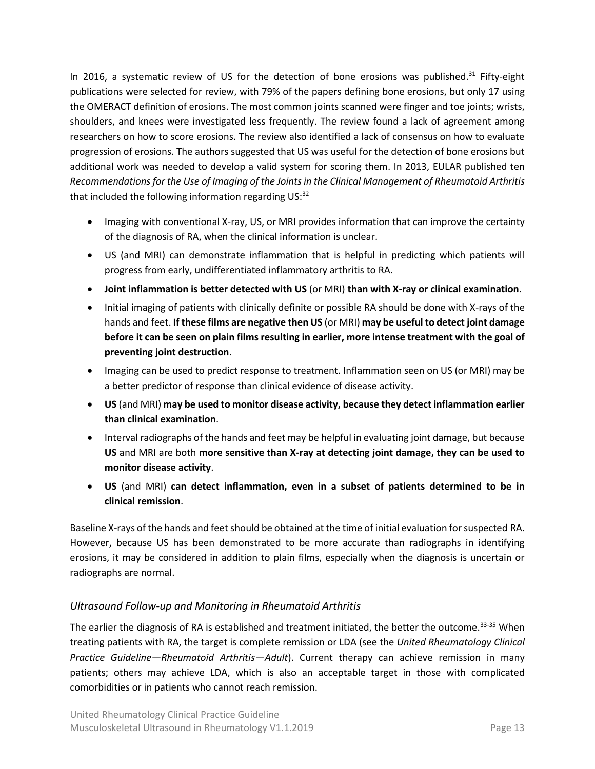In 2016, a systematic review of US for the detection of bone erosions was published.[31] Fifty-eight publications were selected for review, with 79% of the papers defining bone erosions, but only 17 using the OMERACT definition of erosions. The most common joints scanned were finger and toe joints; wrists, shoulders, and knees were investigated less frequently. The review found a lack of agreement among researchers on how to score erosions. The review also identified a lack of consensus on how to evaluate progression of erosions. The authors suggested that US was useful for the detection of bone erosions but additional work was needed to develop a valid system for scoring them. In 2013, EULAR published ten *Recommendations for the Use of Imaging of the Joints in the Clinical Management of Rheumatoid Arthritis* that included the following information regarding US:[32]

- Imaging with conventional X-ray, US, or MRI provides information that can improve the certainty of the diagnosis of RA, when the clinical information is unclear.
- US (and MRI) can demonstrate inflammation that is helpful in predicting which patients will progress from early, undifferentiated inflammatory arthritis to RA.
- **Joint inflammation is better detected with US** (or MRI) **than with X-ray or clinical examination**.
- Initial imaging of patients with clinically definite or possible RA should be done with X-rays of the hands and feet. **If these films are negative then US** (or MRI) **may be useful to detect joint damage before it can be seen on plain films resulting in earlier, more intense treatment with the goal of preventing joint destruction**.
- Imaging can be used to predict response to treatment. Inflammation seen on US (or MRI) may be a better predictor of response than clinical evidence of disease activity.
- **US** (and MRI) **may be used to monitor disease activity, because they detect inflammation earlier than clinical examination**.
- Interval radiographs of the hands and feet may be helpful in evaluating joint damage, but because **US** and MRI are both **more sensitive than X-ray at detecting joint damage, they can be used to monitor disease activity**.
- **US** (and MRI) **can detect inflammation, even in a subset of patients determined to be in clinical remission**.

Baseline X-rays of the hands and feet should be obtained at the time of initial evaluation for suspected RA. However, because US has been demonstrated to be more accurate than radiographs in identifying erosions, it may be considered in addition to plain films, especially when the diagnosis is uncertain or radiographs are normal.

### *Ultrasound Follow-up and Monitoring in Rheumatoid Arthritis*

The earlier the diagnosis of RA is established and treatment initiated, the better the outcome.[33-35] When treating patients with RA, the target is complete remission or LDA (see the *United Rheumatology Clinical Practice Guideline—Rheumatoid Arthritis—Adult*). Current therapy can achieve remission in many patients; others may achieve LDA, which is also an acceptable target in those with complicated comorbidities or in patients who cannot reach remission.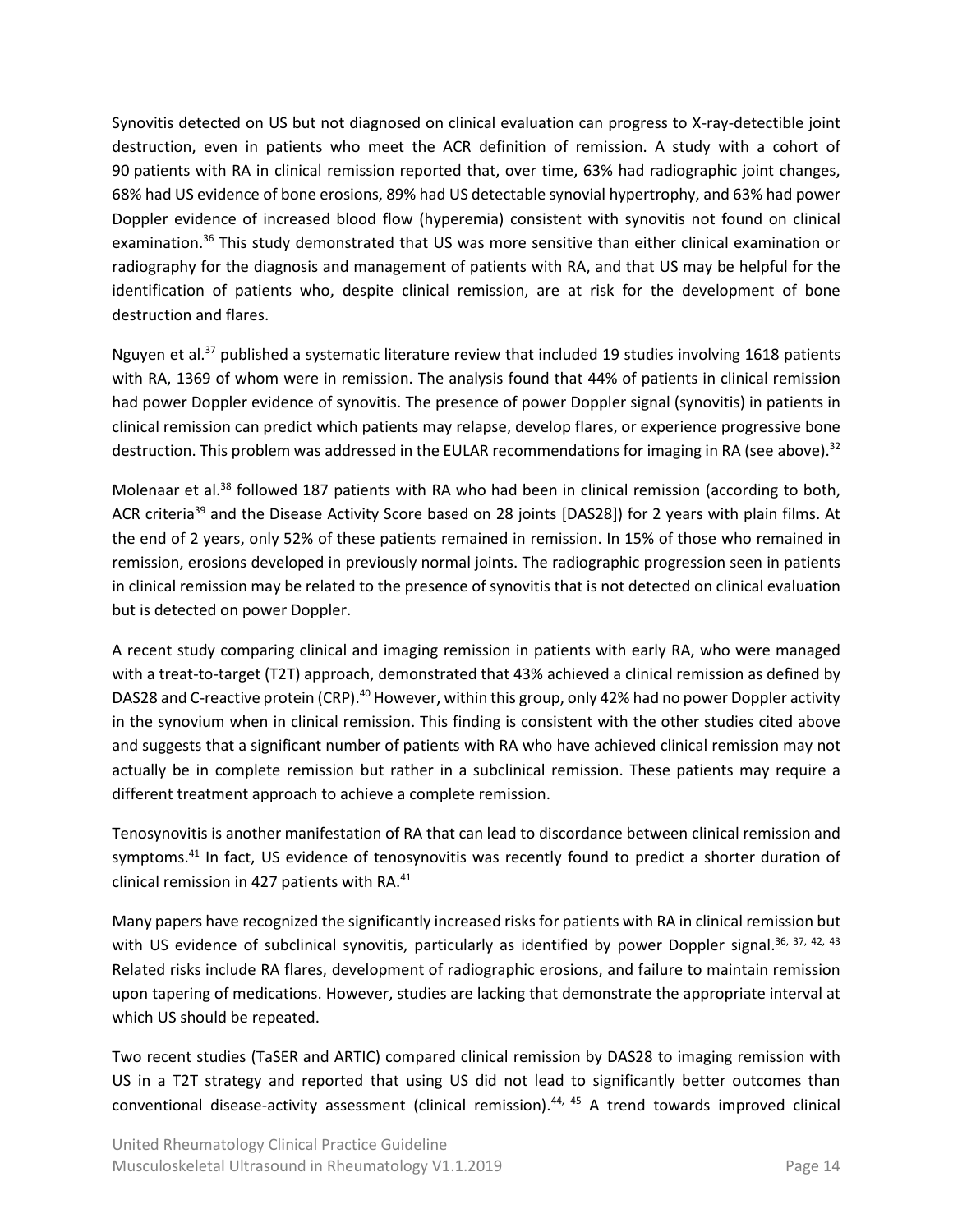Synovitis detected on US but not diagnosed on clinical evaluation can progress to X-ray-detectible joint destruction, even in patients who meet the ACR definition of remission. A study with a cohort of 90 patients with RA in clinical remission reported that, over time, 63% had radiographic joint changes, 68% had US evidence of bone erosions, 89% had US detectable synovial hypertrophy, and 63% had power Doppler evidence of increased blood flow (hyperemia) consistent with synovitis not found on clinical examination.[36] This study demonstrated that US was more sensitive than either clinical examination or radiography for the diagnosis and management of patients with RA, and that US may be helpful for the identification of patients who, despite clinical remission, are at risk for the development of bone destruction and flares.

Nguyen et al.[37] published a systematic literature review that included 19 studies involving 1618 patients with RA, 1369 of whom were in remission. The analysis found that 44% of patients in clinical remission had power Doppler evidence of synovitis. The presence of power Doppler signal (synovitis) in patients in clinical remission can predict which patients may relapse, develop flares, or experience progressive bone destruction. This problem was addressed in the EULAR recommendations for imaging in RA (see above).[32]

Molenaar et al.[38] followed 187 patients with RA who had been in clinical remission (according to both, ACR criteria[39] and the Disease Activity Score based on 28 joints [DAS28]) for 2 years with plain films. At the end of 2 years, only 52% of these patients remained in remission. In 15% of those who remained in remission, erosions developed in previously normal joints. The radiographic progression seen in patients in clinical remission may be related to the presence of synovitis that is not detected on clinical evaluation but is detected on power Doppler.

A recent study comparing clinical and imaging remission in patients with early RA, who were managed with a treat-to-target (T2T) approach, demonstrated that 43% achieved a clinical remission as defined by DAS28 and C-reactive protein (CRP).[40] However, within this group, only 42% had no power Doppler activity in the synovium when in clinical remission. This finding is consistent with the other studies cited above and suggests that a significant number of patients with RA who have achieved clinical remission may not actually be in complete remission but rather in a subclinical remission. These patients may require a different treatment approach to achieve a complete remission.

Tenosynovitis is another manifestation of RA that can lead to discordance between clinical remission and symptoms.[41] In fact, US evidence of tenosynovitis was recently found to predict a shorter duration of clinical remission in 427 patients with RA.[41]

Many papers have recognized the significantly increased risks for patients with RA in clinical remission but with US evidence of subclinical synovitis, particularly as identified by power Doppler signal.[36, 37, 42, 43] Related risks include RA flares, development of radiographic erosions, and failure to maintain remission upon tapering of medications. However, studies are lacking that demonstrate the appropriate interval at which US should be repeated.

Two recent studies (TaSER and ARTIC) compared clinical remission by DAS28 to imaging remission with US in a T2T strategy and reported that using US did not lead to significantly better outcomes than conventional disease-activity assessment (clinical remission).[44, 45] A trend towards improved clinical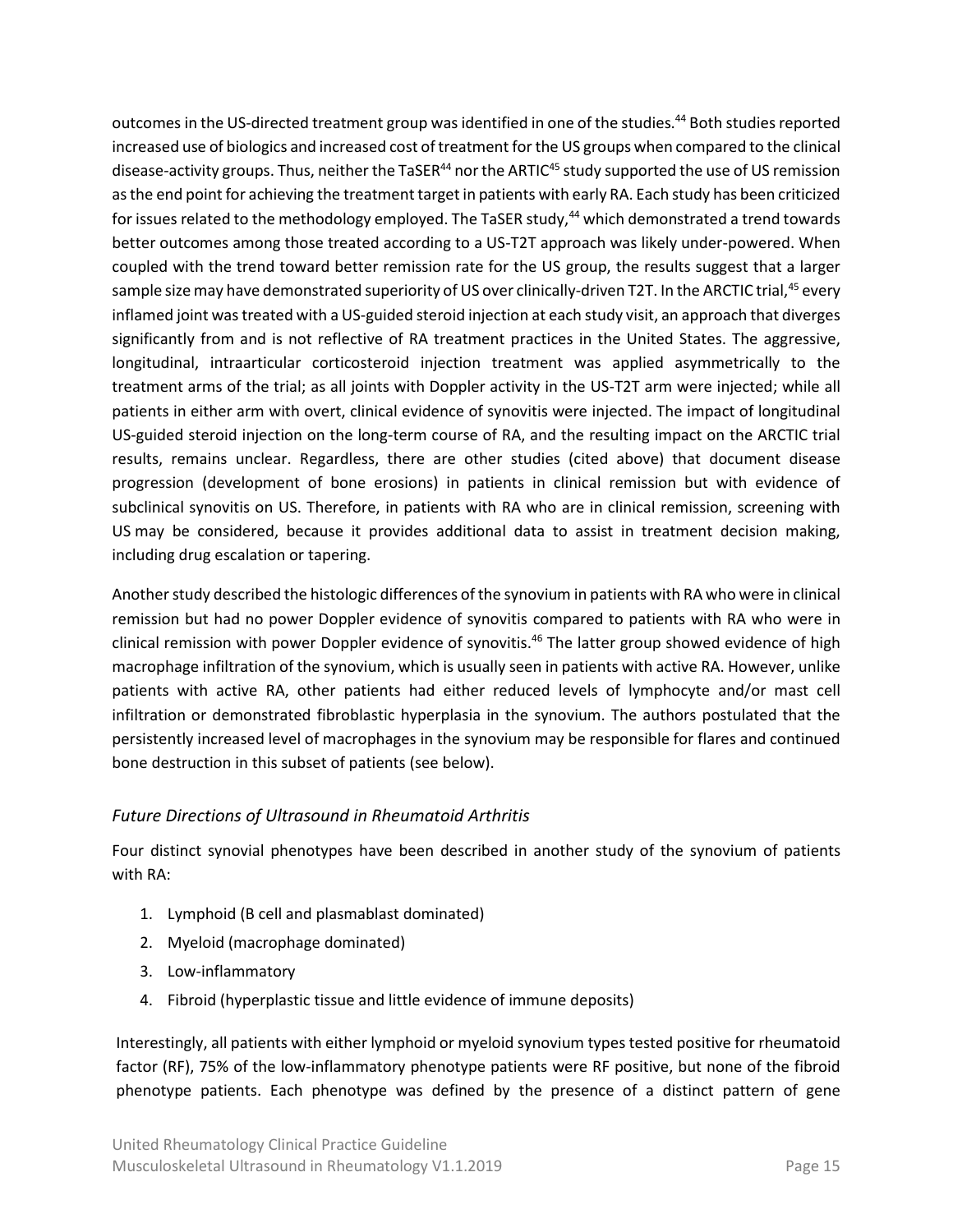outcomes in the US-directed treatment group was identified in one of the studies.[44] Both studies reported increased use of biologics and increased cost of treatment for the US groups when compared to the clinical disease-activity groups. Thus, neither the TaSER[44] nor the ARTIC[45] study supported the use of US remission as the end point for achieving the treatment target in patients with early RA. Each study has been criticized for issues related to the methodology employed. The TaSER study,[44] which demonstrated a trend towards better outcomes among those treated according to a US-T2T approach was likely under-powered. When coupled with the trend toward better remission rate for the US group, the results suggest that a larger sample size may have demonstrated superiority of US over clinically-driven T2T. In the ARCTIC trial,[45] every inflamed joint was treated with a US-guided steroid injection at each study visit, an approach that diverges significantly from and is not reflective of RA treatment practices in the United States. The aggressive, longitudinal, intraarticular corticosteroid injection treatment was applied asymmetrically to the treatment arms of the trial; as all joints with Doppler activity in the US-T2T arm were injected; while all patients in either arm with overt, clinical evidence of synovitis were injected. The impact of longitudinal US-guided steroid injection on the long-term course of RA, and the resulting impact on the ARCTIC trial results, remains unclear. Regardless, there are other studies (cited above) that document disease progression (development of bone erosions) in patients in clinical remission but with evidence of subclinical synovitis on US. Therefore, in patients with RA who are in clinical remission, screening with US may be considered, because it provides additional data to assist in treatment decision making, including drug escalation or tapering.

Another study described the histologic differences of the synovium in patients with RA who were in clinical remission but had no power Doppler evidence of synovitis compared to patients with RA who were in clinical remission with power Doppler evidence of synovitis.[46] The latter group showed evidence of high macrophage infiltration of the synovium, which is usually seen in patients with active RA. However, unlike patients with active RA, other patients had either reduced levels of lymphocyte and/or mast cell infiltration or demonstrated fibroblastic hyperplasia in the synovium. The authors postulated that the persistently increased level of macrophages in the synovium may be responsible for flares and continued bone destruction in this subset of patients (see below).

### *Future Directions of Ultrasound in Rheumatoid Arthritis*

Four distinct synovial phenotypes have been described in another study of the synovium of patients with RA:

1. Lymphoid (B cell and plasmablast dominated)
2. Myeloid (macrophage dominated)
3. Low-inflammatory
4. Fibroid (hyperplastic tissue and little evidence of immune deposits)

Interestingly, all patients with either lymphoid or myeloid synovium types tested positive for rheumatoid factor (RF), 75% of the low-inflammatory phenotype patients were RF positive, but none of the fibroid phenotype patients. Each phenotype was defined by the presence of a distinct pattern of gene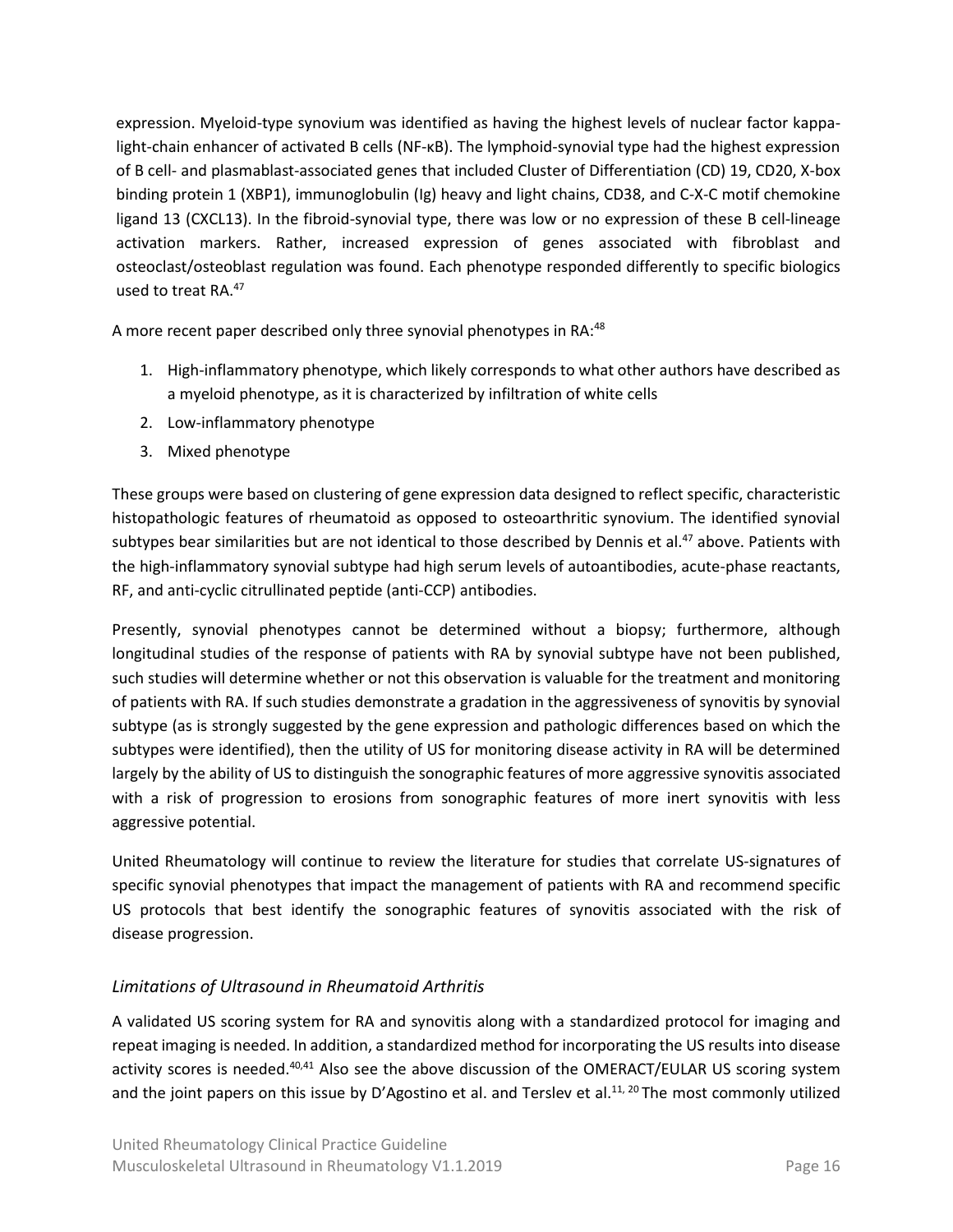expression. Myeloid-type synovium was identified as having the highest levels of nuclear factor kappa-light-chain enhancer of activated B cells (NF-κB). The lymphoid-synovial type had the highest expression of B cell- and plasmablast-associated genes that included Cluster of Differentiation (CD) 19, CD20, X-box binding protein 1 (XBP1), immunoglobulin (Ig) heavy and light chains, CD38, and C-X-C motif chemokine ligand 13 (CXCL13). In the fibroid-synovial type, there was low or no expression of these B cell-lineage activation markers. Rather, increased expression of genes associated with fibroblast and osteoclast/osteoblast regulation was found. Each phenotype responded differently to specific biologics used to treat RA.[47]

A more recent paper described only three synovial phenotypes in RA:[48]

1. High-inflammatory phenotype, which likely corresponds to what other authors have described as a myeloid phenotype, as it is characterized by infiltration of white cells
2. Low-inflammatory phenotype
3. Mixed phenotype

These groups were based on clustering of gene expression data designed to reflect specific, characteristic histopathologic features of rheumatoid as opposed to osteoarthritic synovium. The identified synovial subtypes bear similarities but are not identical to those described by Dennis et al.[47] above. Patients with the high-inflammatory synovial subtype had high serum levels of autoantibodies, acute-phase reactants, RF, and anti-cyclic citrullinated peptide (anti-CCP) antibodies.

Presently, synovial phenotypes cannot be determined without a biopsy; furthermore, although longitudinal studies of the response of patients with RA by synovial subtype have not been published, such studies will determine whether or not this observation is valuable for the treatment and monitoring of patients with RA. If such studies demonstrate a gradation in the aggressiveness of synovitis by synovial subtype (as is strongly suggested by the gene expression and pathologic differences based on which the subtypes were identified), then the utility of US for monitoring disease activity in RA will be determined largely by the ability of US to distinguish the sonographic features of more aggressive synovitis associated with a risk of progression to erosions from sonographic features of more inert synovitis with less aggressive potential.

United Rheumatology will continue to review the literature for studies that correlate US-signatures of specific synovial phenotypes that impact the management of patients with RA and recommend specific US protocols that best identify the sonographic features of synovitis associated with the risk of disease progression.

### *Limitations of Ultrasound in Rheumatoid Arthritis*

A validated US scoring system for RA and synovitis along with a standardized protocol for imaging and repeat imaging is needed. In addition, a standardized method for incorporating the US results into disease activity scores is needed.[40,41] Also see the above discussion of the OMERACT/EULAR US scoring system and the joint papers on this issue by D'Agostino et al. and Terslev et al.[11, 20] The most commonly utilized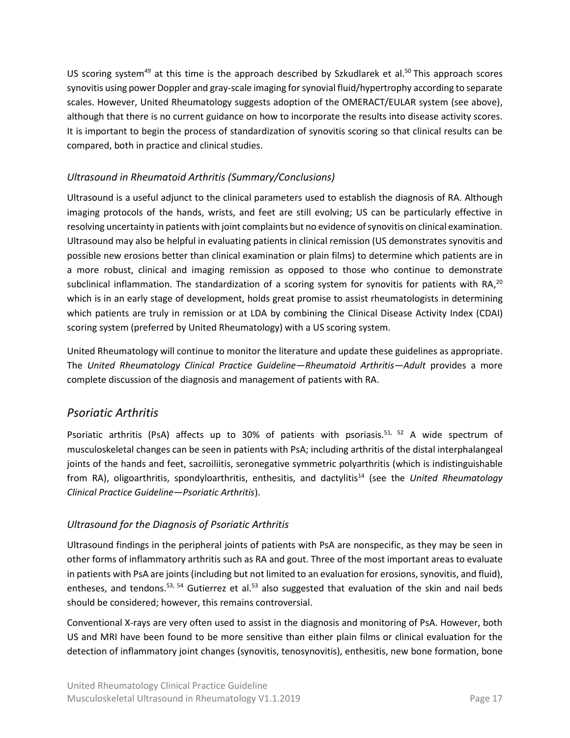US scoring system[49] at this time is the approach described by Szkudlarek et al.[50] This approach scores synovitis using power Doppler and gray-scale imaging for synovial fluid/hypertrophy according to separate scales. However, United Rheumatology suggests adoption of the OMERACT/EULAR system (see above), although that there is no current guidance on how to incorporate the results into disease activity scores. It is important to begin the process of standardization of synovitis scoring so that clinical results can be compared, both in practice and clinical studies.

### *Ultrasound in Rheumatoid Arthritis (Summary/Conclusions)*

Ultrasound is a useful adjunct to the clinical parameters used to establish the diagnosis of RA. Although imaging protocols of the hands, wrists, and feet are still evolving; US can be particularly effective in resolving uncertainty in patients with joint complaints but no evidence of synovitis on clinical examination. Ultrasound may also be helpful in evaluating patients in clinical remission (US demonstrates synovitis and possible new erosions better than clinical examination or plain films) to determine which patients are in a more robust, clinical and imaging remission as opposed to those who continue to demonstrate subclinical inflammation. The standardization of a scoring system for synovitis for patients with RA,[20] which is in an early stage of development, holds great promise to assist rheumatologists in determining which patients are truly in remission or at LDA by combining the Clinical Disease Activity Index (CDAI) scoring system (preferred by United Rheumatology) with a US scoring system.

United Rheumatology will continue to monitor the literature and update these guidelines as appropriate. The *United Rheumatology Clinical Practice Guideline—Rheumatoid Arthritis—Adult* provides a more complete discussion of the diagnosis and management of patients with RA.

## *Psoriatic Arthritis*

Psoriatic arthritis (PsA) affects up to 30% of patients with psoriasis.[51, 52] A wide spectrum of musculoskeletal changes can be seen in patients with PsA; including arthritis of the distal interphalangeal joints of the hands and feet, sacroiliitis, seronegative symmetric polyarthritis (which is indistinguishable from RA), oligoarthritis, spondyloarthritis, enthesitis, and dactylitis[14] (see the *United Rheumatology Clinical Practice Guideline—Psoriatic Arthritis*).

### *Ultrasound for the Diagnosis of Psoriatic Arthritis*

Ultrasound findings in the peripheral joints of patients with PsA are nonspecific, as they may be seen in other forms of inflammatory arthritis such as RA and gout. Three of the most important areas to evaluate in patients with PsA are joints (including but not limited to an evaluation for erosions, synovitis, and fluid), entheses, and tendons.[53, 54] Gutierrez et al.[53] also suggested that evaluation of the skin and nail beds should be considered; however, this remains controversial.

Conventional X-rays are very often used to assist in the diagnosis and monitoring of PsA. However, both US and MRI have been found to be more sensitive than either plain films or clinical evaluation for the detection of inflammatory joint changes (synovitis, tenosynovitis), enthesitis, new bone formation, bone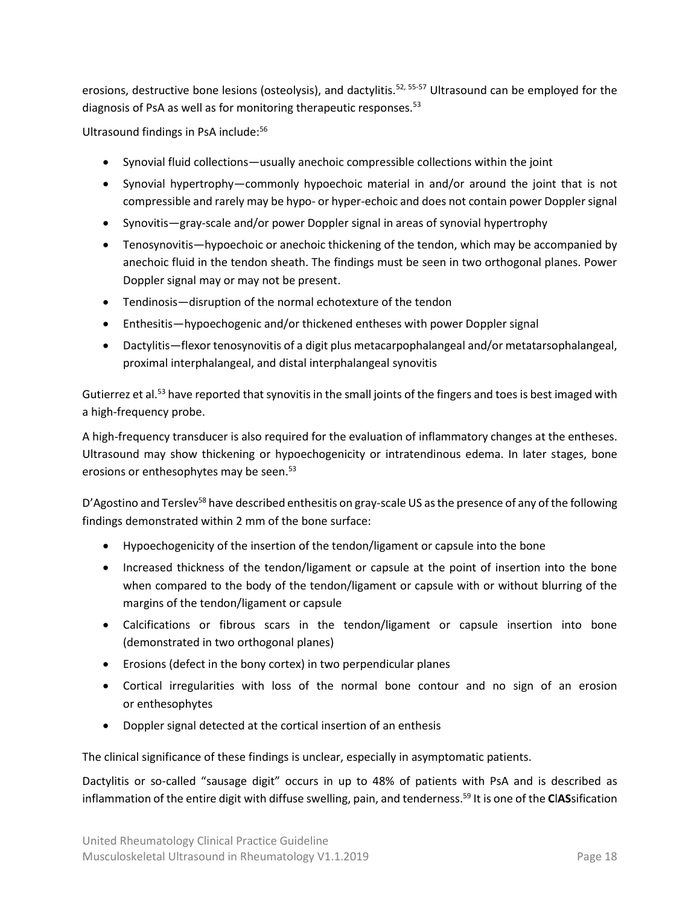erosions, destructive bone lesions (osteolysis), and dactylitis.[52, 55-57] Ultrasound can be employed for the diagnosis of PsA as well as for monitoring therapeutic responses.[53]

Ultrasound findings in PsA include:[56]

- Synovial fluid collections—usually anechoic compressible collections within the joint
- Synovial hypertrophy—commonly hypoechoic material in and/or around the joint that is not compressible and rarely may be hypo- or hyper-echoic and does not contain power Doppler signal
- Synovitis—gray-scale and/or power Doppler signal in areas of synovial hypertrophy
- Tenosynovitis—hypoechoic or anechoic thickening of the tendon, which may be accompanied by anechoic fluid in the tendon sheath. The findings must be seen in two orthogonal planes. Power Doppler signal may or may not be present.
- Tendinosis—disruption of the normal echotexture of the tendon
- Enthesitis—hypoechogenic and/or thickened entheses with power Doppler signal
- Dactylitis—flexor tenosynovitis of a digit plus metacarpophalangeal and/or metatarsophalangeal, proximal interphalangeal, and distal interphalangeal synovitis

Gutierrez et al.[53] have reported that synovitis in the small joints of the fingers and toes is best imaged with a high-frequency probe.

A high-frequency transducer is also required for the evaluation of inflammatory changes at the entheses. Ultrasound may show thickening or hypoechogenicity or intratendinous edema. In later stages, bone erosions or enthesophytes may be seen.[53]

D'Agostino and Terslev[58] have described enthesitis on gray-scale US as the presence of any of the following findings demonstrated within 2 mm of the bone surface:

- Hypoechogenicity of the insertion of the tendon/ligament or capsule into the bone
- Increased thickness of the tendon/ligament or capsule at the point of insertion into the bone when compared to the body of the tendon/ligament or capsule with or without blurring of the margins of the tendon/ligament or capsule
- Calcifications or fibrous scars in the tendon/ligament or capsule insertion into bone (demonstrated in two orthogonal planes)
- Erosions (defect in the bony cortex) in two perpendicular planes
- Cortical irregularities with loss of the normal bone contour and no sign of an erosion or enthesophytes
- Doppler signal detected at the cortical insertion of an enthesis

The clinical significance of these findings is unclear, especially in asymptomatic patients.

Dactylitis or so-called "sausage digit" occurs in up to 48% of patients with PsA and is described as inflammation of the entire digit with diffuse swelling, pain, and tenderness.[59] It is one of the **C**l**AS**sification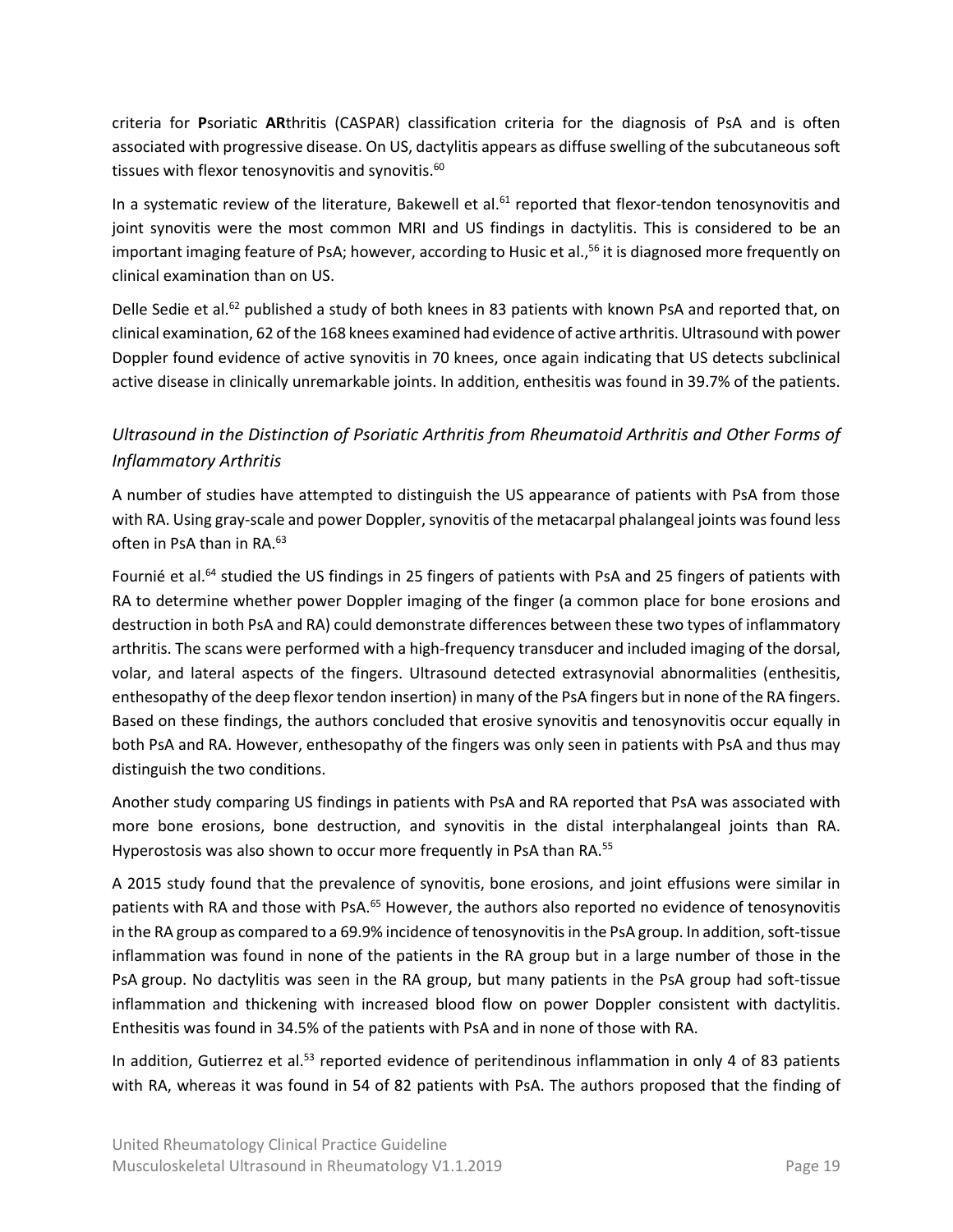criteria for **P**soriatic **AR**thritis (CASPAR) classification criteria for the diagnosis of PsA and is often associated with progressive disease. On US, dactylitis appears as diffuse swelling of the subcutaneous soft tissues with flexor tenosynovitis and synovitis.[60]

In a systematic review of the literature, Bakewell et al.[61] reported that flexor-tendon tenosynovitis and joint synovitis were the most common MRI and US findings in dactylitis. This is considered to be an important imaging feature of PsA; however, according to Husic et al.,[56] it is diagnosed more frequently on clinical examination than on US.

Delle Sedie et al.[62] published a study of both knees in 83 patients with known PsA and reported that, on clinical examination, 62 of the 168 knees examined had evidence of active arthritis. Ultrasound with power Doppler found evidence of active synovitis in 70 knees, once again indicating that US detects subclinical active disease in clinically unremarkable joints. In addition, enthesitis was found in 39.7% of the patients.

### *Ultrasound in the Distinction of Psoriatic Arthritis from Rheumatoid Arthritis and Other Forms of Inflammatory Arthritis*

A number of studies have attempted to distinguish the US appearance of patients with PsA from those with RA. Using gray-scale and power Doppler, synovitis of the metacarpal phalangeal joints was found less often in PsA than in RA.[63]

Fournié et al.[64] studied the US findings in 25 fingers of patients with PsA and 25 fingers of patients with RA to determine whether power Doppler imaging of the finger (a common place for bone erosions and destruction in both PsA and RA) could demonstrate differences between these two types of inflammatory arthritis. The scans were performed with a high-frequency transducer and included imaging of the dorsal, volar, and lateral aspects of the fingers. Ultrasound detected extrasynovial abnormalities (enthesitis, enthesopathy of the deep flexor tendon insertion) in many of the PsA fingers but in none of the RA fingers. Based on these findings, the authors concluded that erosive synovitis and tenosynovitis occur equally in both PsA and RA. However, enthesopathy of the fingers was only seen in patients with PsA and thus may distinguish the two conditions.

Another study comparing US findings in patients with PsA and RA reported that PsA was associated with more bone erosions, bone destruction, and synovitis in the distal interphalangeal joints than RA. Hyperostosis was also shown to occur more frequently in PsA than RA.[55]

A 2015 study found that the prevalence of synovitis, bone erosions, and joint effusions were similar in patients with RA and those with PsA.[65] However, the authors also reported no evidence of tenosynovitis in the RA group as compared to a 69.9% incidence of tenosynovitis in the PsA group. In addition, soft-tissue inflammation was found in none of the patients in the RA group but in a large number of those in the PsA group. No dactylitis was seen in the RA group, but many patients in the PsA group had soft-tissue inflammation and thickening with increased blood flow on power Doppler consistent with dactylitis. Enthesitis was found in 34.5% of the patients with PsA and in none of those with RA.

In addition, Gutierrez et al.[53] reported evidence of peritendinous inflammation in only 4 of 83 patients with RA, whereas it was found in 54 of 82 patients with PsA. The authors proposed that the finding of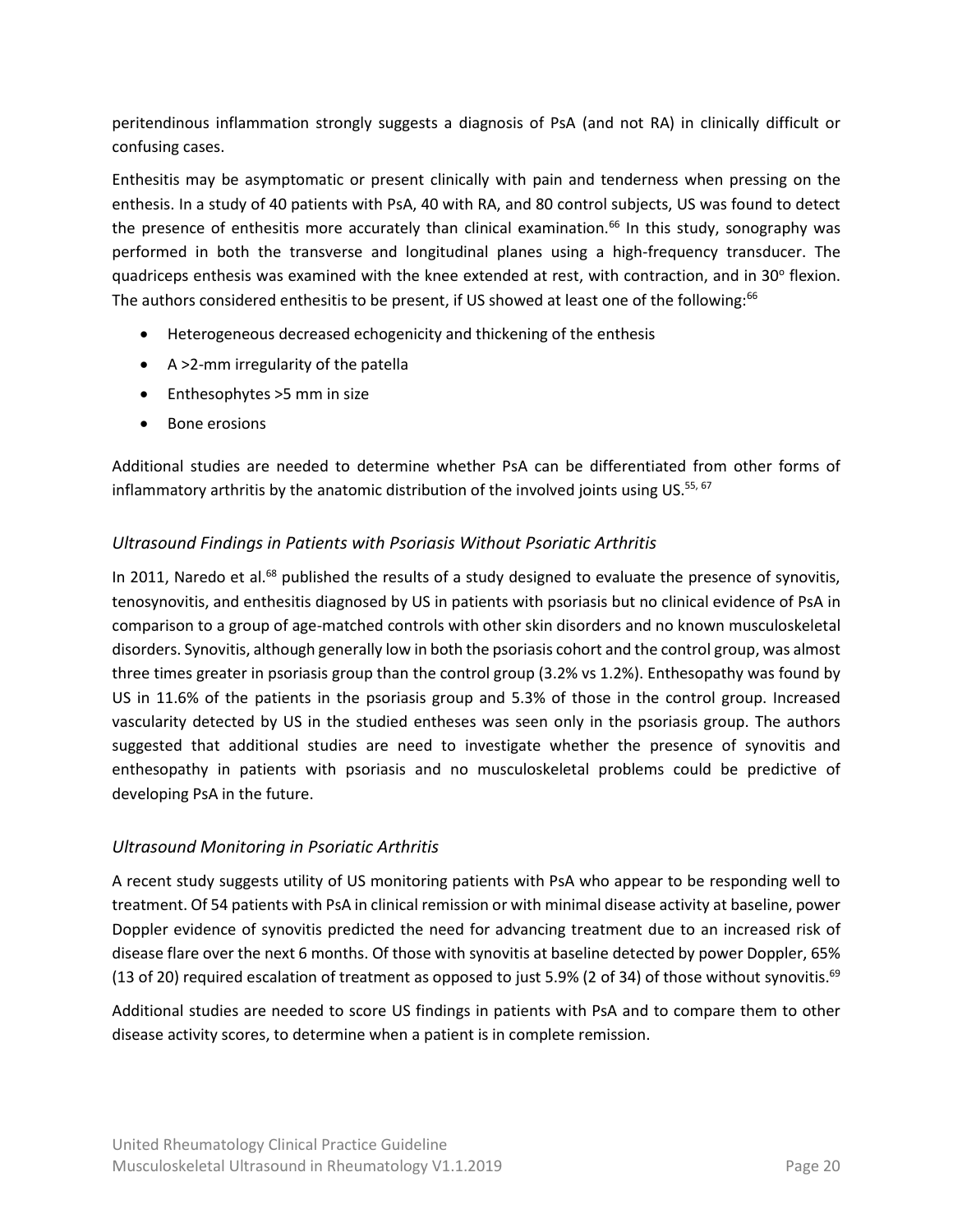peritendinous inflammation strongly suggests a diagnosis of PsA (and not RA) in clinically difficult or confusing cases.

Enthesitis may be asymptomatic or present clinically with pain and tenderness when pressing on the enthesis. In a study of 40 patients with PsA, 40 with RA, and 80 control subjects, US was found to detect the presence of enthesitis more accurately than clinical examination.[66] In this study, sonography was performed in both the transverse and longitudinal planes using a high-frequency transducer. The quadriceps enthesis was examined with the knee extended at rest, with contraction, and in 30° flexion. The authors considered enthesitis to be present, if US showed at least one of the following:[66]

- Heterogeneous decreased echogenicity and thickening of the enthesis
- A >2-mm irregularity of the patella
- Enthesophytes >5 mm in size
- Bone erosions

Additional studies are needed to determine whether PsA can be differentiated from other forms of inflammatory arthritis by the anatomic distribution of the involved joints using US.[55, 67]

### *Ultrasound Findings in Patients with Psoriasis Without Psoriatic Arthritis*

In 2011, Naredo et al.[68] published the results of a study designed to evaluate the presence of synovitis, tenosynovitis, and enthesitis diagnosed by US in patients with psoriasis but no clinical evidence of PsA in comparison to a group of age-matched controls with other skin disorders and no known musculoskeletal disorders. Synovitis, although generally low in both the psoriasis cohort and the control group, was almost three times greater in psoriasis group than the control group (3.2% vs 1.2%). Enthesopathy was found by US in 11.6% of the patients in the psoriasis group and 5.3% of those in the control group. Increased vascularity detected by US in the studied entheses was seen only in the psoriasis group. The authors suggested that additional studies are need to investigate whether the presence of synovitis and enthesopathy in patients with psoriasis and no musculoskeletal problems could be predictive of developing PsA in the future.

### *Ultrasound Monitoring in Psoriatic Arthritis*

A recent study suggests utility of US monitoring patients with PsA who appear to be responding well to treatment. Of 54 patients with PsA in clinical remission or with minimal disease activity at baseline, power Doppler evidence of synovitis predicted the need for advancing treatment due to an increased risk of disease flare over the next 6 months. Of those with synovitis at baseline detected by power Doppler, 65% (13 of 20) required escalation of treatment as opposed to just 5.9% (2 of 34) of those without synovitis.[69]

Additional studies are needed to score US findings in patients with PsA and to compare them to other disease activity scores, to determine when a patient is in complete remission.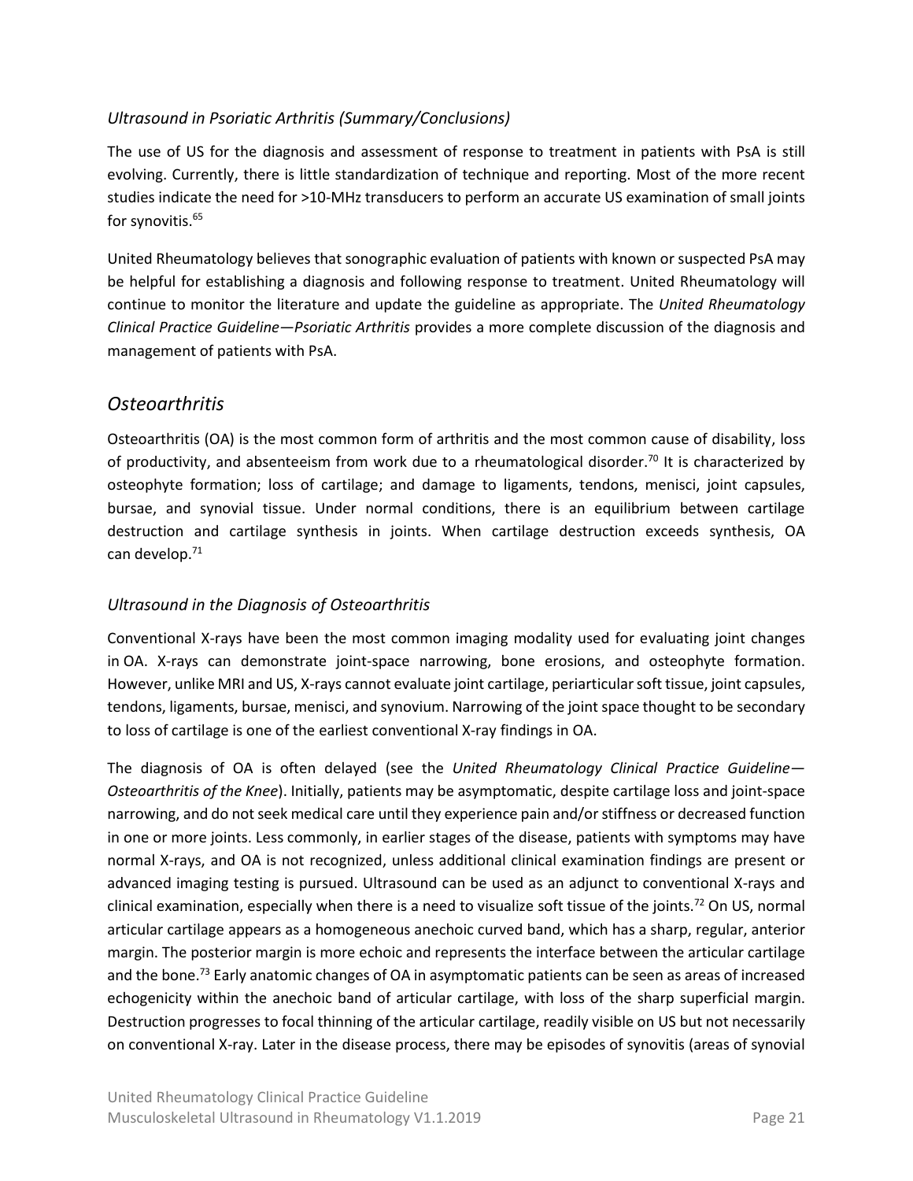### *Ultrasound in Psoriatic Arthritis (Summary/Conclusions)*

The use of US for the diagnosis and assessment of response to treatment in patients with PsA is still evolving. Currently, there is little standardization of technique and reporting. Most of the more recent studies indicate the need for >10-MHz transducers to perform an accurate US examination of small joints for synovitis.[65]

United Rheumatology believes that sonographic evaluation of patients with known or suspected PsA may be helpful for establishing a diagnosis and following response to treatment. United Rheumatology will continue to monitor the literature and update the guideline as appropriate. The *United Rheumatology Clinical Practice Guideline—Psoriatic Arthritis* provides a more complete discussion of the diagnosis and management of patients with PsA.

## *Osteoarthritis*

Osteoarthritis (OA) is the most common form of arthritis and the most common cause of disability, loss of productivity, and absenteeism from work due to a rheumatological disorder.[70] It is characterized by osteophyte formation; loss of cartilage; and damage to ligaments, tendons, menisci, joint capsules, bursae, and synovial tissue. Under normal conditions, there is an equilibrium between cartilage destruction and cartilage synthesis in joints. When cartilage destruction exceeds synthesis, OA can develop.[71]

### *Ultrasound in the Diagnosis of Osteoarthritis*

Conventional X-rays have been the most common imaging modality used for evaluating joint changes in OA. X-rays can demonstrate joint-space narrowing, bone erosions, and osteophyte formation. However, unlike MRI and US, X-rays cannot evaluate joint cartilage, periarticular soft tissue, joint capsules, tendons, ligaments, bursae, menisci, and synovium. Narrowing of the joint space thought to be secondary to loss of cartilage is one of the earliest conventional X-ray findings in OA.

The diagnosis of OA is often delayed (see the *United Rheumatology Clinical Practice Guideline—Osteoarthritis of the Knee*). Initially, patients may be asymptomatic, despite cartilage loss and joint-space narrowing, and do not seek medical care until they experience pain and/or stiffness or decreased function in one or more joints. Less commonly, in earlier stages of the disease, patients with symptoms may have normal X-rays, and OA is not recognized, unless additional clinical examination findings are present or advanced imaging testing is pursued. Ultrasound can be used as an adjunct to conventional X-rays and clinical examination, especially when there is a need to visualize soft tissue of the joints.[72] On US, normal articular cartilage appears as a homogeneous anechoic curved band, which has a sharp, regular, anterior margin. The posterior margin is more echoic and represents the interface between the articular cartilage and the bone.[73] Early anatomic changes of OA in asymptomatic patients can be seen as areas of increased echogenicity within the anechoic band of articular cartilage, with loss of the sharp superficial margin. Destruction progresses to focal thinning of the articular cartilage, readily visible on US but not necessarily on conventional X-ray. Later in the disease process, there may be episodes of synovitis (areas of synovial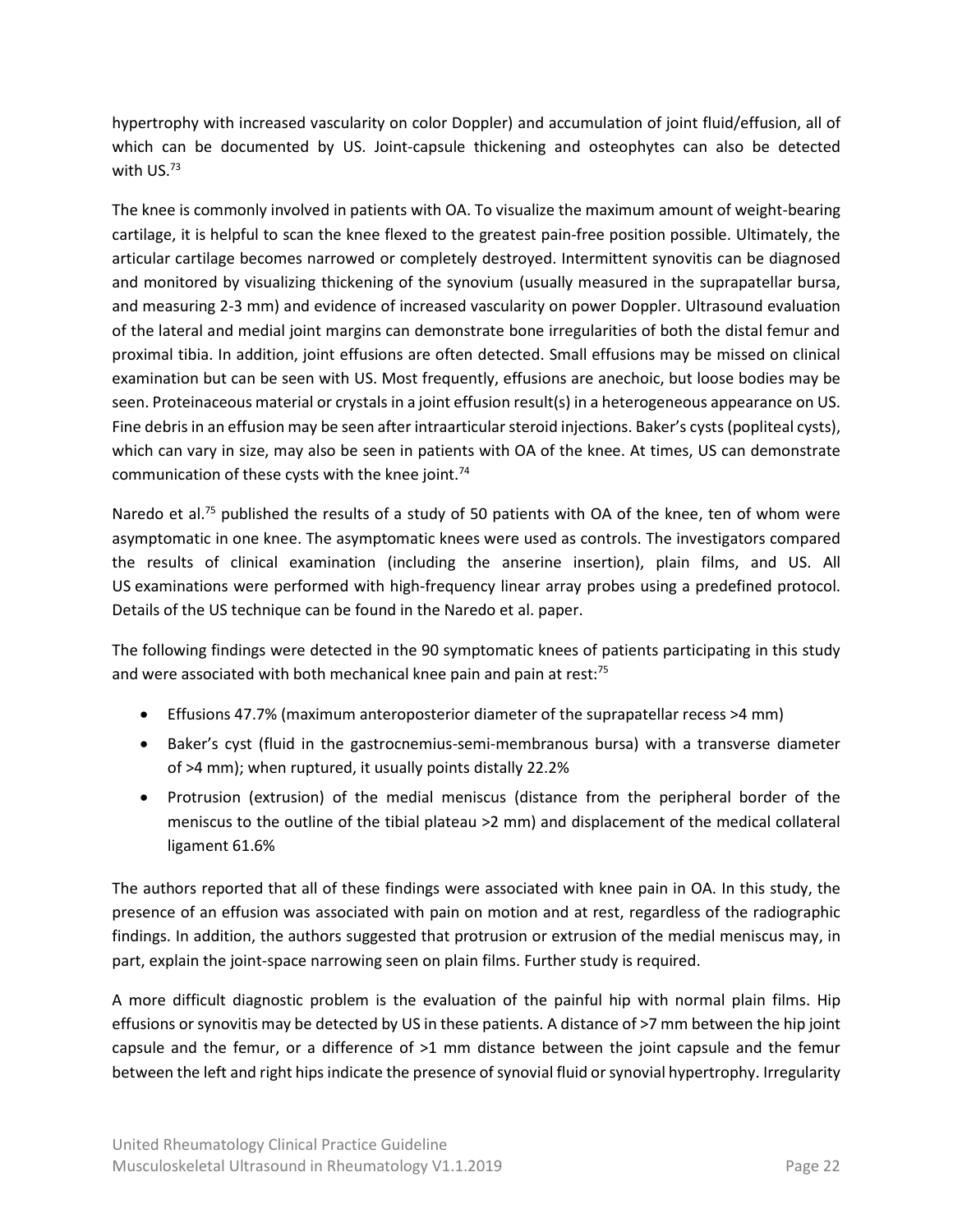hypertrophy with increased vascularity on color Doppler) and accumulation of joint fluid/effusion, all of which can be documented by US. Joint-capsule thickening and osteophytes can also be detected with US.[73]

The knee is commonly involved in patients with OA. To visualize the maximum amount of weight-bearing cartilage, it is helpful to scan the knee flexed to the greatest pain-free position possible. Ultimately, the articular cartilage becomes narrowed or completely destroyed. Intermittent synovitis can be diagnosed and monitored by visualizing thickening of the synovium (usually measured in the suprapatellar bursa, and measuring 2-3 mm) and evidence of increased vascularity on power Doppler. Ultrasound evaluation of the lateral and medial joint margins can demonstrate bone irregularities of both the distal femur and proximal tibia. In addition, joint effusions are often detected. Small effusions may be missed on clinical examination but can be seen with US. Most frequently, effusions are anechoic, but loose bodies may be seen. Proteinaceous material or crystals in a joint effusion result(s) in a heterogeneous appearance on US. Fine debris in an effusion may be seen after intraarticular steroid injections. Baker's cysts (popliteal cysts), which can vary in size, may also be seen in patients with OA of the knee. At times, US can demonstrate communication of these cysts with the knee joint.[74]

Naredo et al.[75] published the results of a study of 50 patients with OA of the knee, ten of whom were asymptomatic in one knee. The asymptomatic knees were used as controls. The investigators compared the results of clinical examination (including the anserine insertion), plain films, and US. All US examinations were performed with high-frequency linear array probes using a predefined protocol. Details of the US technique can be found in the Naredo et al. paper.

The following findings were detected in the 90 symptomatic knees of patients participating in this study and were associated with both mechanical knee pain and pain at rest:[75]

- Effusions 47.7% (maximum anteroposterior diameter of the suprapatellar recess >4 mm)
- Baker's cyst (fluid in the gastrocnemius-semi-membranous bursa) with a transverse diameter of >4 mm); when ruptured, it usually points distally 22.2%
- Protrusion (extrusion) of the medial meniscus (distance from the peripheral border of the meniscus to the outline of the tibial plateau >2 mm) and displacement of the medical collateral ligament 61.6%

The authors reported that all of these findings were associated with knee pain in OA. In this study, the presence of an effusion was associated with pain on motion and at rest, regardless of the radiographic findings. In addition, the authors suggested that protrusion or extrusion of the medial meniscus may, in part, explain the joint-space narrowing seen on plain films. Further study is required.

A more difficult diagnostic problem is the evaluation of the painful hip with normal plain films. Hip effusions or synovitis may be detected by US in these patients. A distance of >7 mm between the hip joint capsule and the femur, or a difference of >1 mm distance between the joint capsule and the femur between the left and right hips indicate the presence of synovial fluid or synovial hypertrophy. Irregularity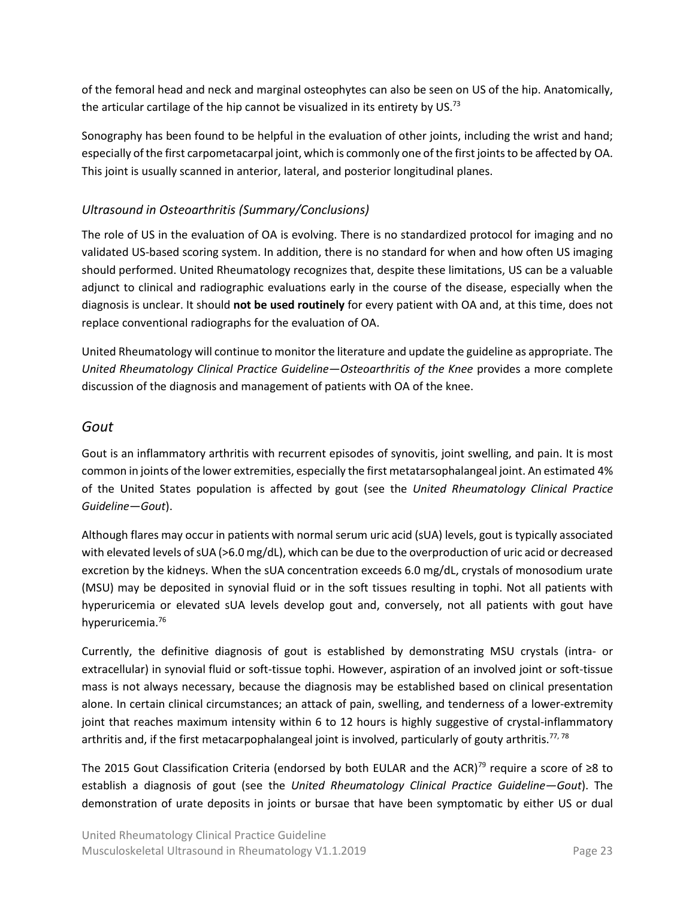of the femoral head and neck and marginal osteophytes can also be seen on US of the hip. Anatomically, the articular cartilage of the hip cannot be visualized in its entirety by US.[73]

Sonography has been found to be helpful in the evaluation of other joints, including the wrist and hand; especially of the first carpometacarpal joint, which is commonly one of the first joints to be affected by OA. This joint is usually scanned in anterior, lateral, and posterior longitudinal planes.

### *Ultrasound in Osteoarthritis (Summary/Conclusions)*

The role of US in the evaluation of OA is evolving. There is no standardized protocol for imaging and no validated US-based scoring system. In addition, there is no standard for when and how often US imaging should performed. United Rheumatology recognizes that, despite these limitations, US can be a valuable adjunct to clinical and radiographic evaluations early in the course of the disease, especially when the diagnosis is unclear. It should **not be used routinely** for every patient with OA and, at this time, does not replace conventional radiographs for the evaluation of OA.

United Rheumatology will continue to monitor the literature and update the guideline as appropriate. The *United Rheumatology Clinical Practice Guideline—Osteoarthritis of the Knee* provides a more complete discussion of the diagnosis and management of patients with OA of the knee.

## *Gout*

Gout is an inflammatory arthritis with recurrent episodes of synovitis, joint swelling, and pain. It is most common in joints of the lower extremities, especially the first metatarsophalangeal joint. An estimated 4% of the United States population is affected by gout (see the *United Rheumatology Clinical Practice Guideline—Gout*).

Although flares may occur in patients with normal serum uric acid (sUA) levels, gout is typically associated with elevated levels of sUA (>6.0 mg/dL), which can be due to the overproduction of uric acid or decreased excretion by the kidneys. When the sUA concentration exceeds 6.0 mg/dL, crystals of monosodium urate (MSU) may be deposited in synovial fluid or in the soft tissues resulting in tophi. Not all patients with hyperuricemia or elevated sUA levels develop gout and, conversely, not all patients with gout have hyperuricemia.[76]

Currently, the definitive diagnosis of gout is established by demonstrating MSU crystals (intra- or extracellular) in synovial fluid or soft-tissue tophi. However, aspiration of an involved joint or soft-tissue mass is not always necessary, because the diagnosis may be established based on clinical presentation alone. In certain clinical circumstances; an attack of pain, swelling, and tenderness of a lower-extremity joint that reaches maximum intensity within 6 to 12 hours is highly suggestive of crystal-inflammatory arthritis and, if the first metacarpophalangeal joint is involved, particularly of gouty arthritis.[77, 78]

The 2015 Gout Classification Criteria (endorsed by both EULAR and the ACR)[79] require a score of ≥8 to establish a diagnosis of gout (see the *United Rheumatology Clinical Practice Guideline—Gout*). The demonstration of urate deposits in joints or bursae that have been symptomatic by either US or dual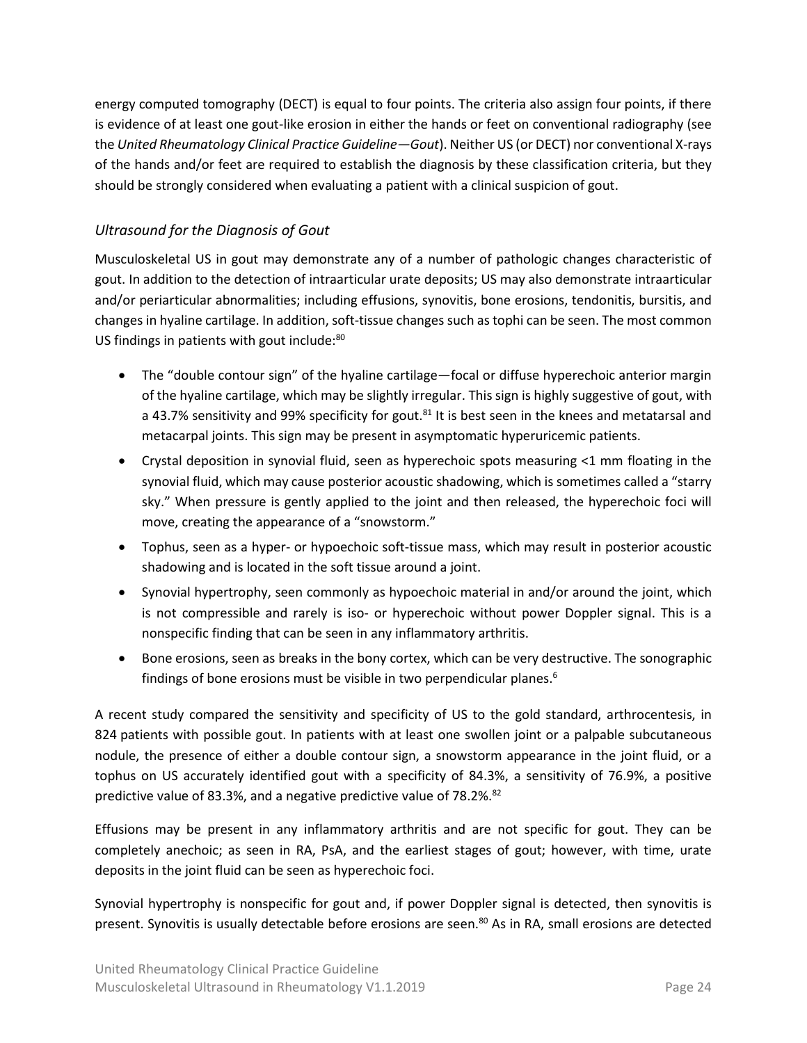energy computed tomography (DECT) is equal to four points. The criteria also assign four points, if there is evidence of at least one gout-like erosion in either the hands or feet on conventional radiography (see the *United Rheumatology Clinical Practice Guideline—Gout*). Neither US (or DECT) nor conventional X-rays of the hands and/or feet are required to establish the diagnosis by these classification criteria, but they should be strongly considered when evaluating a patient with a clinical suspicion of gout.

### *Ultrasound for the Diagnosis of Gout*

Musculoskeletal US in gout may demonstrate any of a number of pathologic changes characteristic of gout. In addition to the detection of intraarticular urate deposits; US may also demonstrate intraarticular and/or periarticular abnormalities; including effusions, synovitis, bone erosions, tendonitis, bursitis, and changes in hyaline cartilage. In addition, soft-tissue changes such as tophi can be seen. The most common US findings in patients with gout include:[80]

- The "double contour sign" of the hyaline cartilage—focal or diffuse hyperechoic anterior margin of the hyaline cartilage, which may be slightly irregular. This sign is highly suggestive of gout, with a 43.7% sensitivity and 99% specificity for gout.[81] It is best seen in the knees and metatarsal and metacarpal joints. This sign may be present in asymptomatic hyperuricemic patients.
- Crystal deposition in synovial fluid, seen as hyperechoic spots measuring <1 mm floating in the synovial fluid, which may cause posterior acoustic shadowing, which is sometimes called a "starry sky." When pressure is gently applied to the joint and then released, the hyperechoic foci will move, creating the appearance of a "snowstorm."
- Tophus, seen as a hyper- or hypoechoic soft-tissue mass, which may result in posterior acoustic shadowing and is located in the soft tissue around a joint.
- Synovial hypertrophy, seen commonly as hypoechoic material in and/or around the joint, which is not compressible and rarely is iso- or hyperechoic without power Doppler signal. This is a nonspecific finding that can be seen in any inflammatory arthritis.
- Bone erosions, seen as breaks in the bony cortex, which can be very destructive. The sonographic findings of bone erosions must be visible in two perpendicular planes.[6]

A recent study compared the sensitivity and specificity of US to the gold standard, arthrocentesis, in 824 patients with possible gout. In patients with at least one swollen joint or a palpable subcutaneous nodule, the presence of either a double contour sign, a snowstorm appearance in the joint fluid, or a tophus on US accurately identified gout with a specificity of 84.3%, a sensitivity of 76.9%, a positive predictive value of 83.3%, and a negative predictive value of 78.2%.[82]

Effusions may be present in any inflammatory arthritis and are not specific for gout. They can be completely anechoic; as seen in RA, PsA, and the earliest stages of gout; however, with time, urate deposits in the joint fluid can be seen as hyperechoic foci.

Synovial hypertrophy is nonspecific for gout and, if power Doppler signal is detected, then synovitis is present. Synovitis is usually detectable before erosions are seen.[80] As in RA, small erosions are detected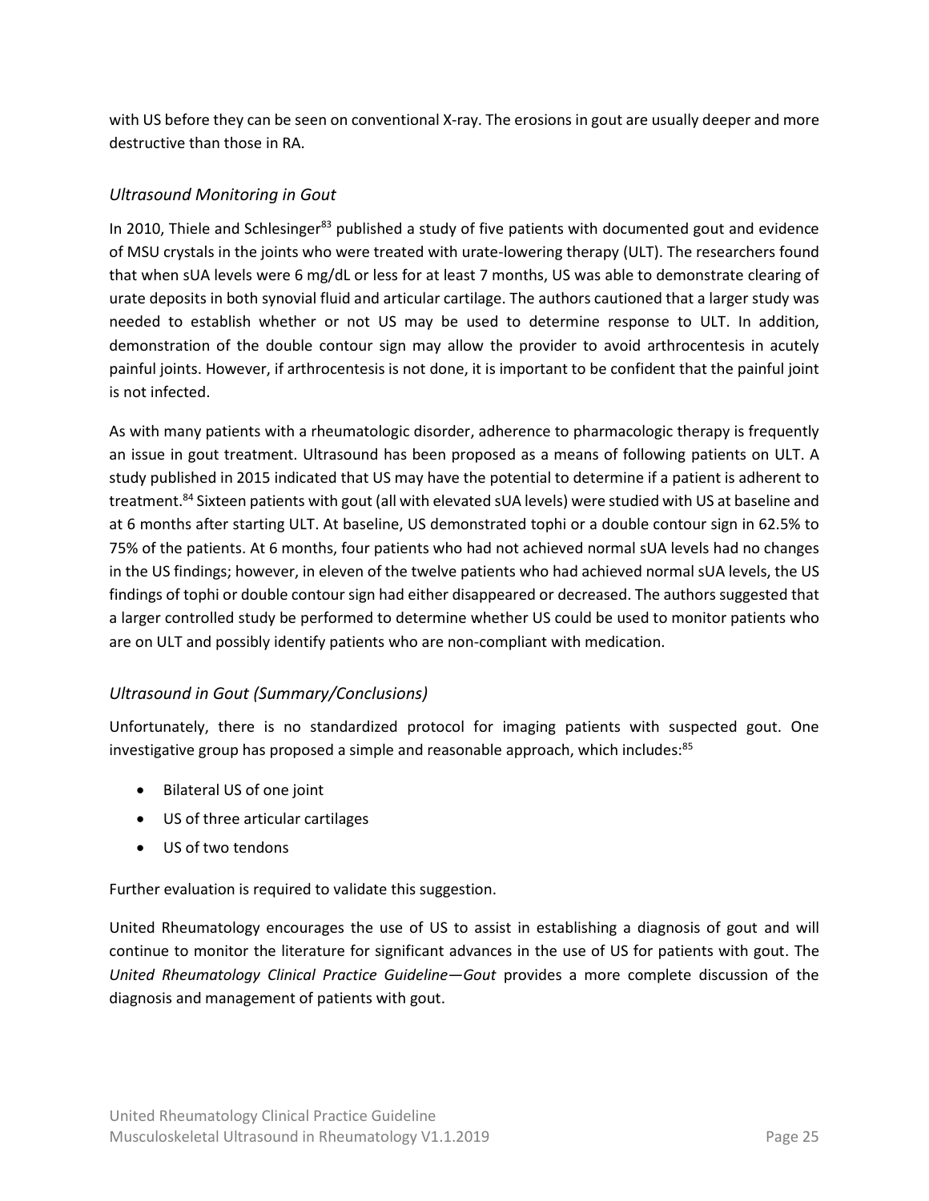with US before they can be seen on conventional X-ray. The erosions in gout are usually deeper and more destructive than those in RA.

### *Ultrasound Monitoring in Gout*

In 2010, Thiele and Schlesinger[83] published a study of five patients with documented gout and evidence of MSU crystals in the joints who were treated with urate-lowering therapy (ULT). The researchers found that when sUA levels were 6 mg/dL or less for at least 7 months, US was able to demonstrate clearing of urate deposits in both synovial fluid and articular cartilage. The authors cautioned that a larger study was needed to establish whether or not US may be used to determine response to ULT. In addition, demonstration of the double contour sign may allow the provider to avoid arthrocentesis in acutely painful joints. However, if arthrocentesis is not done, it is important to be confident that the painful joint is not infected.

As with many patients with a rheumatologic disorder, adherence to pharmacologic therapy is frequently an issue in gout treatment. Ultrasound has been proposed as a means of following patients on ULT. A study published in 2015 indicated that US may have the potential to determine if a patient is adherent to treatment.[84] Sixteen patients with gout (all with elevated sUA levels) were studied with US at baseline and at 6 months after starting ULT. At baseline, US demonstrated tophi or a double contour sign in 62.5% to 75% of the patients. At 6 months, four patients who had not achieved normal sUA levels had no changes in the US findings; however, in eleven of the twelve patients who had achieved normal sUA levels, the US findings of tophi or double contour sign had either disappeared or decreased. The authors suggested that a larger controlled study be performed to determine whether US could be used to monitor patients who are on ULT and possibly identify patients who are non-compliant with medication.

### *Ultrasound in Gout (Summary/Conclusions)*

Unfortunately, there is no standardized protocol for imaging patients with suspected gout. One investigative group has proposed a simple and reasonable approach, which includes:[85]

- Bilateral US of one joint
- US of three articular cartilages
- US of two tendons

Further evaluation is required to validate this suggestion.

United Rheumatology encourages the use of US to assist in establishing a diagnosis of gout and will continue to monitor the literature for significant advances in the use of US for patients with gout. The *United Rheumatology Clinical Practice Guideline—Gout* provides a more complete discussion of the diagnosis and management of patients with gout.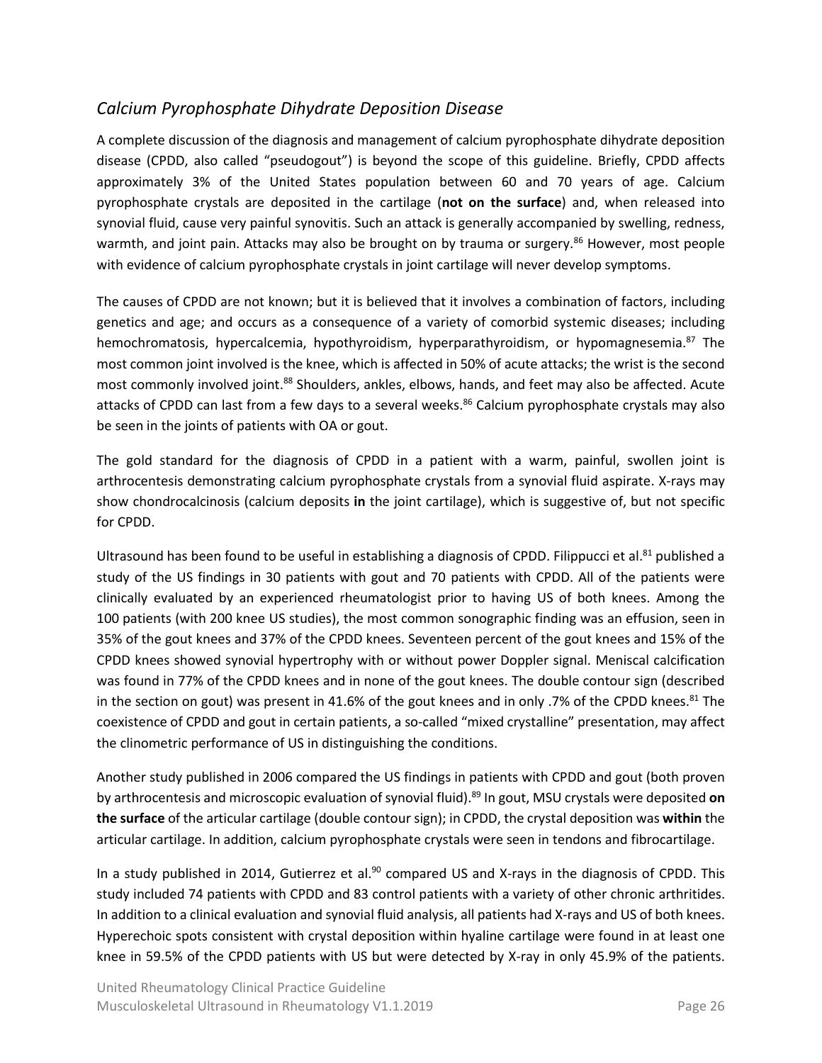## *Calcium Pyrophosphate Dihydrate Deposition Disease*

A complete discussion of the diagnosis and management of calcium pyrophosphate dihydrate deposition disease (CPDD, also called "pseudogout") is beyond the scope of this guideline. Briefly, CPDD affects approximately 3% of the United States population between 60 and 70 years of age. Calcium pyrophosphate crystals are deposited in the cartilage (**not on the surface**) and, when released into synovial fluid, cause very painful synovitis. Such an attack is generally accompanied by swelling, redness, warmth, and joint pain. Attacks may also be brought on by trauma or surgery.[86] However, most people with evidence of calcium pyrophosphate crystals in joint cartilage will never develop symptoms.

The causes of CPDD are not known; but it is believed that it involves a combination of factors, including genetics and age; and occurs as a consequence of a variety of comorbid systemic diseases; including hemochromatosis, hypercalcemia, hypothyroidism, hyperparathyroidism, or hypomagnesemia.[87] The most common joint involved is the knee, which is affected in 50% of acute attacks; the wrist is the second most commonly involved joint.[88] Shoulders, ankles, elbows, hands, and feet may also be affected. Acute attacks of CPDD can last from a few days to a several weeks.[86] Calcium pyrophosphate crystals may also be seen in the joints of patients with OA or gout.

The gold standard for the diagnosis of CPDD in a patient with a warm, painful, swollen joint is arthrocentesis demonstrating calcium pyrophosphate crystals from a synovial fluid aspirate. X-rays may show chondrocalcinosis (calcium deposits **in** the joint cartilage), which is suggestive of, but not specific for CPDD.

Ultrasound has been found to be useful in establishing a diagnosis of CPDD. Filippucci et al.[81] published a study of the US findings in 30 patients with gout and 70 patients with CPDD. All of the patients were clinically evaluated by an experienced rheumatologist prior to having US of both knees. Among the 100 patients (with 200 knee US studies), the most common sonographic finding was an effusion, seen in 35% of the gout knees and 37% of the CPDD knees. Seventeen percent of the gout knees and 15% of the CPDD knees showed synovial hypertrophy with or without power Doppler signal. Meniscal calcification was found in 77% of the CPDD knees and in none of the gout knees. The double contour sign (described in the section on gout) was present in 41.6% of the gout knees and in only .7% of the CPDD knees.[81] The coexistence of CPDD and gout in certain patients, a so-called "mixed crystalline" presentation, may affect the clinometric performance of US in distinguishing the conditions.

Another study published in 2006 compared the US findings in patients with CPDD and gout (both proven by arthrocentesis and microscopic evaluation of synovial fluid).[89] In gout, MSU crystals were deposited **on the surface** of the articular cartilage (double contour sign); in CPDD, the crystal deposition was **within** the articular cartilage. In addition, calcium pyrophosphate crystals were seen in tendons and fibrocartilage.

In a study published in 2014, Gutierrez et al.[90] compared US and X-rays in the diagnosis of CPDD. This study included 74 patients with CPDD and 83 control patients with a variety of other chronic arthritides. In addition to a clinical evaluation and synovial fluid analysis, all patients had X-rays and US of both knees. Hyperechoic spots consistent with crystal deposition within hyaline cartilage were found in at least one knee in 59.5% of the CPDD patients with US but were detected by X-ray in only 45.9% of the patients.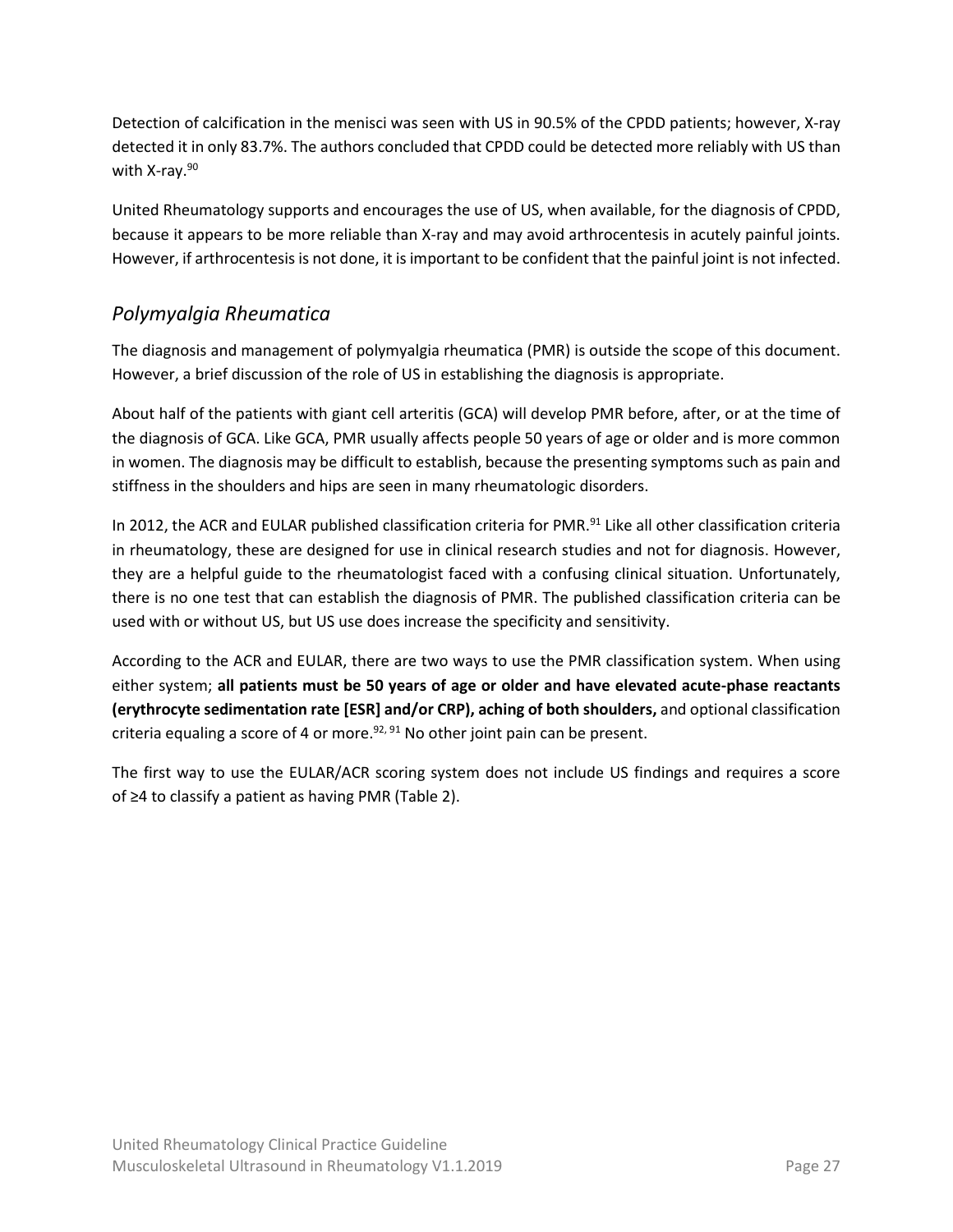Detection of calcification in the menisci was seen with US in 90.5% of the CPDD patients; however, X-ray detected it in only 83.7%. The authors concluded that CPDD could be detected more reliably with US than with X-ray.[90]

United Rheumatology supports and encourages the use of US, when available, for the diagnosis of CPDD, because it appears to be more reliable than X-ray and may avoid arthrocentesis in acutely painful joints. However, if arthrocentesis is not done, it is important to be confident that the painful joint is not infected.

## *Polymyalgia Rheumatica*

The diagnosis and management of polymyalgia rheumatica (PMR) is outside the scope of this document. However, a brief discussion of the role of US in establishing the diagnosis is appropriate.

About half of the patients with giant cell arteritis (GCA) will develop PMR before, after, or at the time of the diagnosis of GCA. Like GCA, PMR usually affects people 50 years of age or older and is more common in women. The diagnosis may be difficult to establish, because the presenting symptoms such as pain and stiffness in the shoulders and hips are seen in many rheumatologic disorders.

In 2012, the ACR and EULAR published classification criteria for PMR.[91] Like all other classification criteria in rheumatology, these are designed for use in clinical research studies and not for diagnosis. However, they are a helpful guide to the rheumatologist faced with a confusing clinical situation. Unfortunately, there is no one test that can establish the diagnosis of PMR. The published classification criteria can be used with or without US, but US use does increase the specificity and sensitivity.

According to the ACR and EULAR, there are two ways to use the PMR classification system. When using either system; **all patients must be 50 years of age or older and have elevated acute-phase reactants (erythrocyte sedimentation rate [ESR] and/or CRP), aching of both shoulders,** and optional classification criteria equaling a score of 4 or more.[92, 91] No other joint pain can be present.

The first way to use the EULAR/ACR scoring system does not include US findings and requires a score of ≥4 to classify a patient as having PMR (Table 2).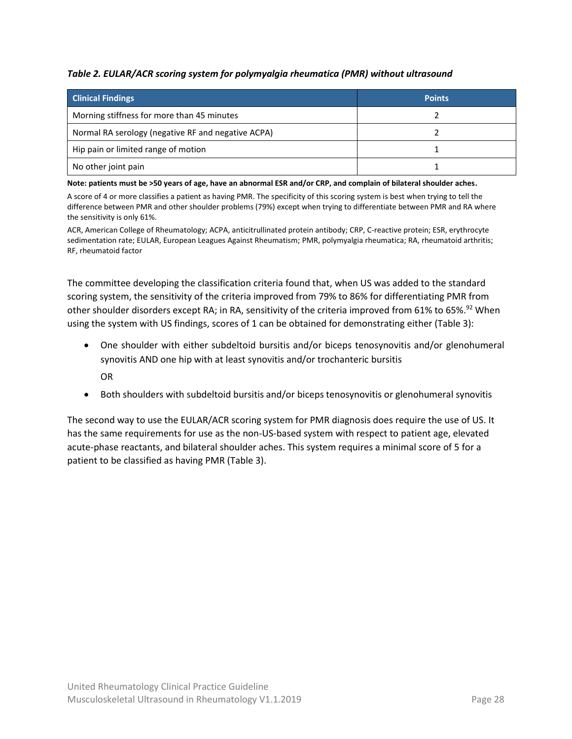*Table 2. EULAR/ACR scoring system for polymyalgia rheumatica (PMR) without ultrasound*

| Clinical Findings | Points |
|---|---|
| Morning stiffness for more than 45 minutes | 2 |
| Normal RA serology (negative RF and negative ACPA) | 2 |
| Hip pain or limited range of motion | 1 |
| No other joint pain | 1 |

**Note: patients must be >50 years of age, have an abnormal ESR and/or CRP, and complain of bilateral shoulder aches.**

A score of 4 or more classifies a patient as having PMR. The specificity of this scoring system is best when trying to tell the difference between PMR and other shoulder problems (79%) except when trying to differentiate between PMR and RA where the sensitivity is only 61%.

ACR, American College of Rheumatology; ACPA, anticitrullinated protein antibody; CRP, C-reactive protein; ESR, erythrocyte sedimentation rate; EULAR, European Leagues Against Rheumatism; PMR, polymyalgia rheumatica; RA, rheumatoid arthritis; RF, rheumatoid factor

The committee developing the classification criteria found that, when US was added to the standard scoring system, the sensitivity of the criteria improved from 79% to 86% for differentiating PMR from other shoulder disorders except RA; in RA, sensitivity of the criteria improved from 61% to 65%.[92] When using the system with US findings, scores of 1 can be obtained for demonstrating either (Table 3):

- One shoulder with either subdeltoid bursitis and/or biceps tenosynovitis and/or glenohumeral synovitis AND one hip with at least synovitis and/or trochanteric bursitis

  OR

- Both shoulders with subdeltoid bursitis and/or biceps tenosynovitis or glenohumeral synovitis

The second way to use the EULAR/ACR scoring system for PMR diagnosis does require the use of US. It has the same requirements for use as the non-US-based system with respect to patient age, elevated acute-phase reactants, and bilateral shoulder aches. This system requires a minimal score of 5 for a patient to be classified as having PMR (Table 3).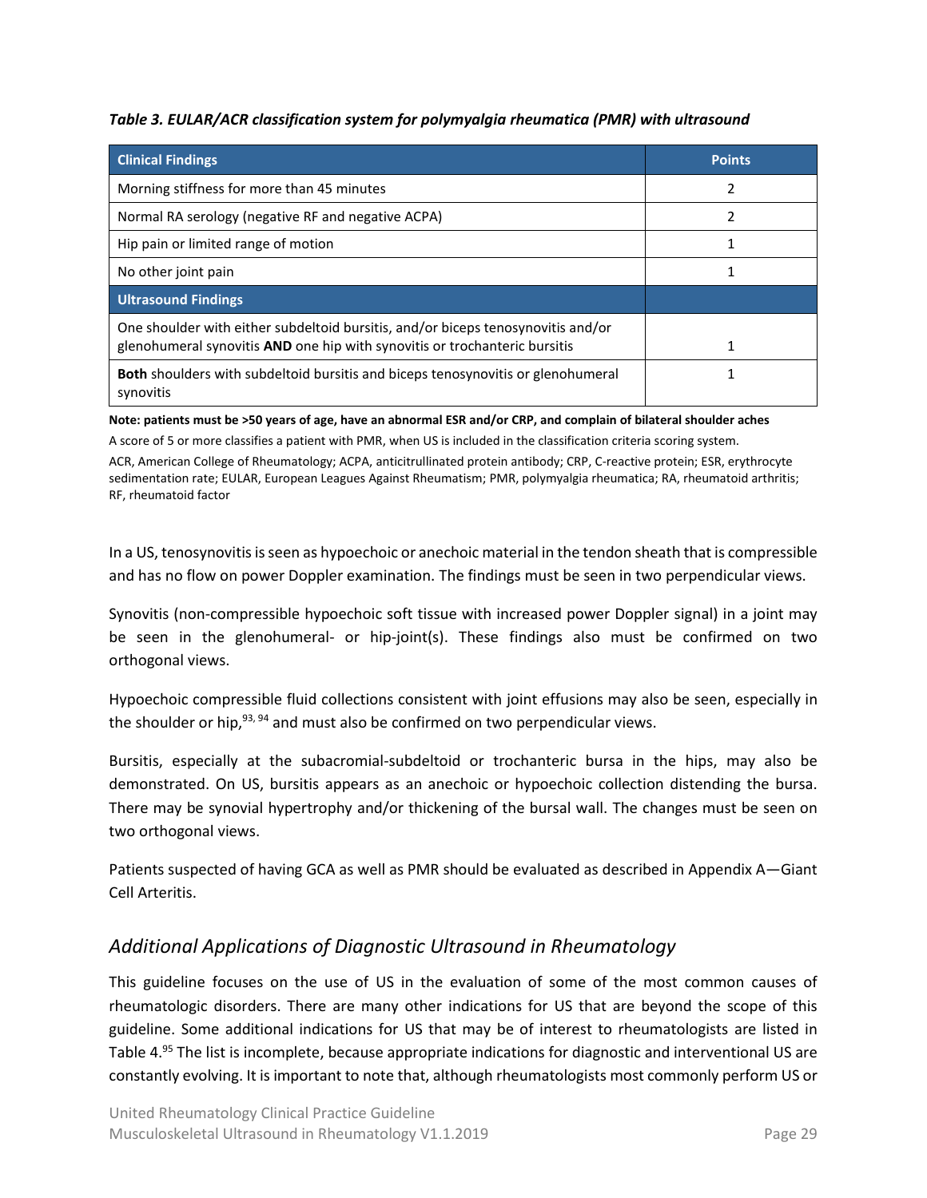*Table 3. EULAR/ACR classification system for polymyalgia rheumatica (PMR) with ultrasound*

| Clinical Findings | Points |
|---|---|
| Morning stiffness for more than 45 minutes | 2 |
| Normal RA serology (negative RF and negative ACPA) | 2 |
| Hip pain or limited range of motion | 1 |
| No other joint pain | 1 |
| **Ultrasound Findings** | |
| One shoulder with either subdeltoid bursitis, and/or biceps tenosynovitis and/or glenohumeral synovitis **AND** one hip with synovitis or trochanteric bursitis | 1 |
| **Both** shoulders with subdeltoid bursitis and biceps tenosynovitis or glenohumeral synovitis | 1 |

**Note: patients must be >50 years of age, have an abnormal ESR and/or CRP, and complain of bilateral shoulder aches**

A score of 5 or more classifies a patient with PMR, when US is included in the classification criteria scoring system.

ACR, American College of Rheumatology; ACPA, anticitrullinated protein antibody; CRP, C-reactive protein; ESR, erythrocyte sedimentation rate; EULAR, European Leagues Against Rheumatism; PMR, polymyalgia rheumatica; RA, rheumatoid arthritis; RF, rheumatoid factor

In a US, tenosynovitis is seen as hypoechoic or anechoic material in the tendon sheath that is compressible and has no flow on power Doppler examination. The findings must be seen in two perpendicular views.

Synovitis (non-compressible hypoechoic soft tissue with increased power Doppler signal) in a joint may be seen in the glenohumeral- or hip-joint(s). These findings also must be confirmed on two orthogonal views.

Hypoechoic compressible fluid collections consistent with joint effusions may also be seen, especially in the shoulder or hip,[93, 94] and must also be confirmed on two perpendicular views.

Bursitis, especially at the subacromial-subdeltoid or trochanteric bursa in the hips, may also be demonstrated. On US, bursitis appears as an anechoic or hypoechoic collection distending the bursa. There may be synovial hypertrophy and/or thickening of the bursal wall. The changes must be seen on two orthogonal views.

Patients suspected of having GCA as well as PMR should be evaluated as described in Appendix A—Giant Cell Arteritis.

## *Additional Applications of Diagnostic Ultrasound in Rheumatology*

This guideline focuses on the use of US in the evaluation of some of the most common causes of rheumatologic disorders. There are many other indications for US that are beyond the scope of this guideline. Some additional indications for US that may be of interest to rheumatologists are listed in Table 4.[95] The list is incomplete, because appropriate indications for diagnostic and interventional US are constantly evolving. It is important to note that, although rheumatologists most commonly perform US or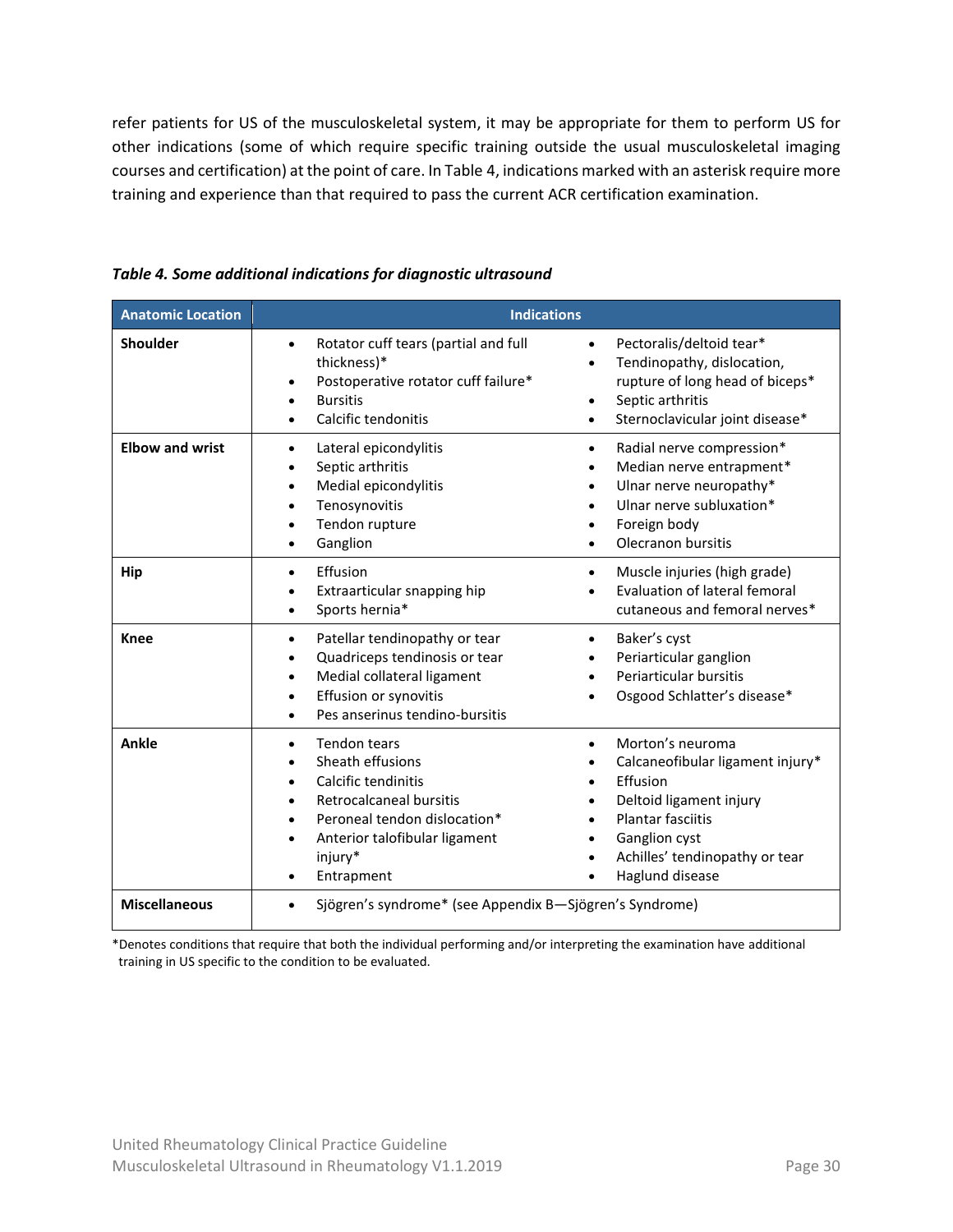refer patients for US of the musculoskeletal system, it may be appropriate for them to perform US for other indications (some of which require specific training outside the usual musculoskeletal imaging courses and certification) at the point of care. In Table 4, indications marked with an asterisk require more training and experience than that required to pass the current ACR certification examination.

***Table 4. Some additional indications for diagnostic ultrasound***

| Anatomic Location | Indications | |
|---|---|---|
| **Shoulder** | • Rotator cuff tears (partial and full thickness)*<br>• Postoperative rotator cuff failure*<br>• Bursitis<br>• Calcific tendonitis | • Pectoralis/deltoid tear*<br>• Tendinopathy, dislocation, rupture of long head of biceps*<br>• Septic arthritis<br>• Sternoclavicular joint disease* |
| **Elbow and wrist** | • Lateral epicondylitis<br>• Septic arthritis<br>• Medial epicondylitis<br>• Tenosynovitis<br>• Tendon rupture<br>• Ganglion | • Radial nerve compression*<br>• Median nerve entrapment*<br>• Ulnar nerve neuropathy*<br>• Ulnar nerve subluxation*<br>• Foreign body<br>• Olecranon bursitis |
| **Hip** | • Effusion<br>• Extraarticular snapping hip<br>• Sports hernia* | • Muscle injuries (high grade)<br>• Evaluation of lateral femoral cutaneous and femoral nerves* |
| **Knee** | • Patellar tendinopathy or tear<br>• Quadriceps tendinosis or tear<br>• Medial collateral ligament<br>• Effusion or synovitis<br>• Pes anserinus tendino-bursitis | • Baker's cyst<br>• Periarticular ganglion<br>• Periarticular bursitis<br>• Osgood Schlatter's disease* |
| **Ankle** | • Tendon tears<br>• Sheath effusions<br>• Calcific tendinitis<br>• Retrocalcaneal bursitis<br>• Peroneal tendon dislocation*<br>• Anterior talofibular ligament injury*<br>• Entrapment | • Morton's neuroma<br>• Calcaneofibular ligament injury*<br>• Effusion<br>• Deltoid ligament injury<br>• Plantar fasciitis<br>• Ganglion cyst<br>• Achilles' tendinopathy or tear<br>• Haglund disease |
| **Miscellaneous** | • Sjögren's syndrome* (see Appendix B—Sjögren's Syndrome) | |

*Denotes conditions that require that both the individual performing and/or interpreting the examination have additional training in US specific to the condition to be evaluated.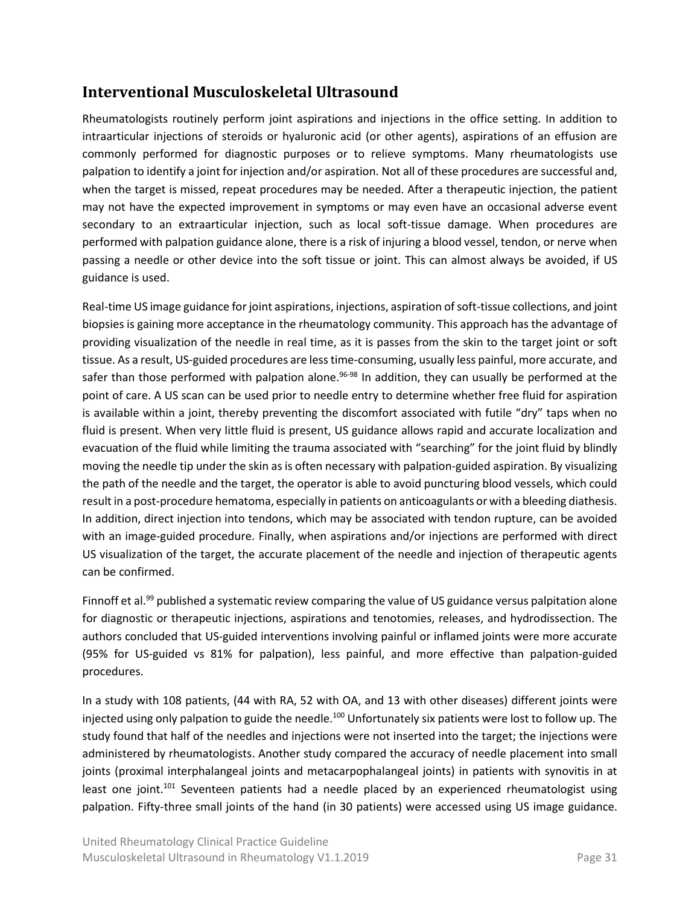## Interventional Musculoskeletal Ultrasound

Rheumatologists routinely perform joint aspirations and injections in the office setting. In addition to intraarticular injections of steroids or hyaluronic acid (or other agents), aspirations of an effusion are commonly performed for diagnostic purposes or to relieve symptoms. Many rheumatologists use palpation to identify a joint for injection and/or aspiration. Not all of these procedures are successful and, when the target is missed, repeat procedures may be needed. After a therapeutic injection, the patient may not have the expected improvement in symptoms or may even have an occasional adverse event secondary to an extraarticular injection, such as local soft-tissue damage. When procedures are performed with palpation guidance alone, there is a risk of injuring a blood vessel, tendon, or nerve when passing a needle or other device into the soft tissue or joint. This can almost always be avoided, if US guidance is used.

Real-time US image guidance for joint aspirations, injections, aspiration of soft-tissue collections, and joint biopsies is gaining more acceptance in the rheumatology community. This approach has the advantage of providing visualization of the needle in real time, as it is passes from the skin to the target joint or soft tissue. As a result, US-guided procedures are less time-consuming, usually less painful, more accurate, and safer than those performed with palpation alone.[96-98] In addition, they can usually be performed at the point of care. A US scan can be used prior to needle entry to determine whether free fluid for aspiration is available within a joint, thereby preventing the discomfort associated with futile "dry" taps when no fluid is present. When very little fluid is present, US guidance allows rapid and accurate localization and evacuation of the fluid while limiting the trauma associated with "searching" for the joint fluid by blindly moving the needle tip under the skin as is often necessary with palpation-guided aspiration. By visualizing the path of the needle and the target, the operator is able to avoid puncturing blood vessels, which could result in a post-procedure hematoma, especially in patients on anticoagulants or with a bleeding diathesis. In addition, direct injection into tendons, which may be associated with tendon rupture, can be avoided with an image-guided procedure. Finally, when aspirations and/or injections are performed with direct US visualization of the target, the accurate placement of the needle and injection of therapeutic agents can be confirmed.

Finnoff et al.[99] published a systematic review comparing the value of US guidance versus palpitation alone for diagnostic or therapeutic injections, aspirations and tenotomies, releases, and hydrodissection. The authors concluded that US-guided interventions involving painful or inflamed joints were more accurate (95% for US-guided vs 81% for palpation), less painful, and more effective than palpation-guided procedures.

In a study with 108 patients, (44 with RA, 52 with OA, and 13 with other diseases) different joints were injected using only palpation to guide the needle.[100] Unfortunately six patients were lost to follow up. The study found that half of the needles and injections were not inserted into the target; the injections were administered by rheumatologists. Another study compared the accuracy of needle placement into small joints (proximal interphalangeal joints and metacarpophalangeal joints) in patients with synovitis in at least one joint.[101] Seventeen patients had a needle placed by an experienced rheumatologist using palpation. Fifty-three small joints of the hand (in 30 patients) were accessed using US image guidance.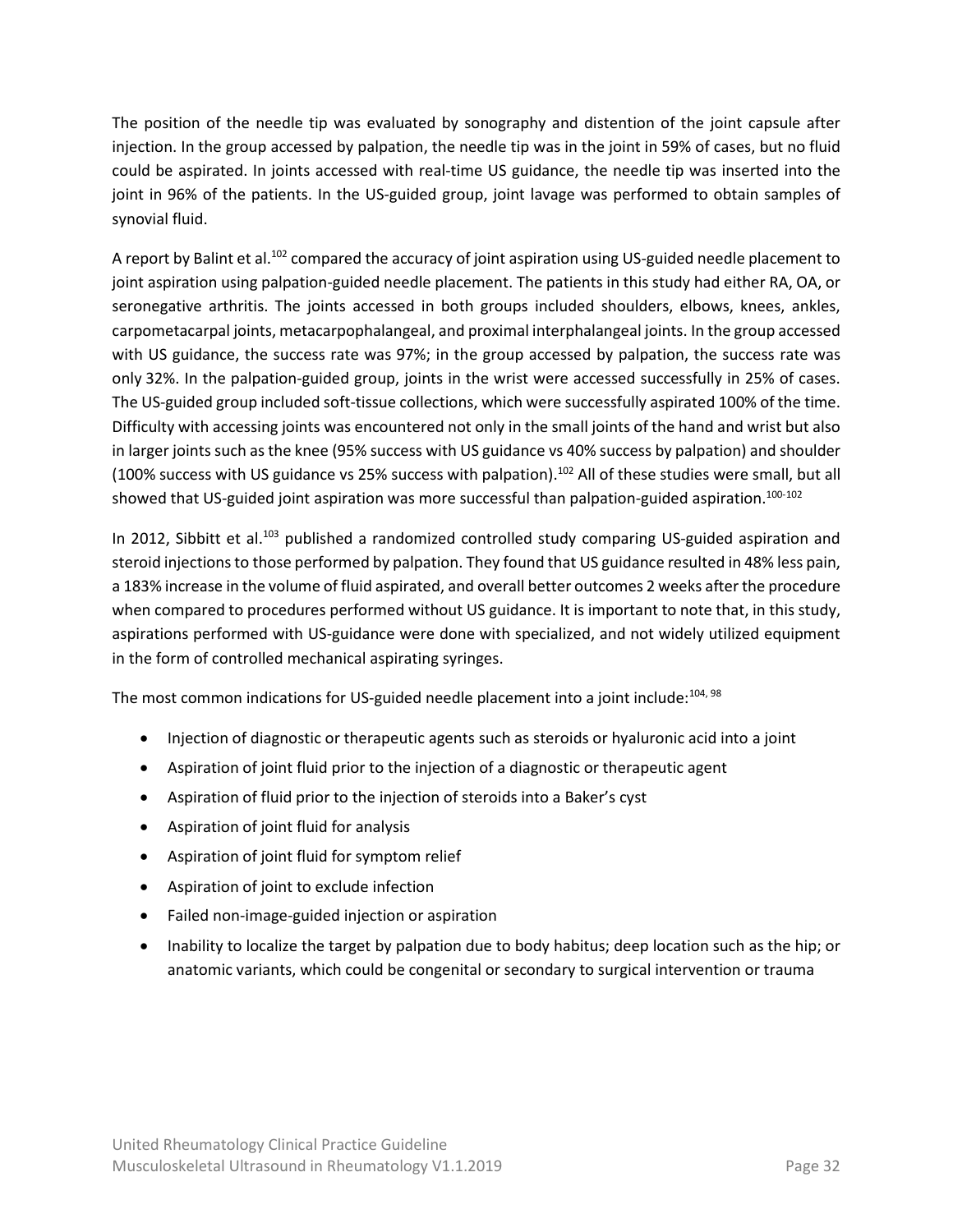The position of the needle tip was evaluated by sonography and distention of the joint capsule after injection. In the group accessed by palpation, the needle tip was in the joint in 59% of cases, but no fluid could be aspirated. In joints accessed with real-time US guidance, the needle tip was inserted into the joint in 96% of the patients. In the US-guided group, joint lavage was performed to obtain samples of synovial fluid.

A report by Balint et al.[102] compared the accuracy of joint aspiration using US-guided needle placement to joint aspiration using palpation-guided needle placement. The patients in this study had either RA, OA, or seronegative arthritis. The joints accessed in both groups included shoulders, elbows, knees, ankles, carpometacarpal joints, metacarpophalangeal, and proximal interphalangeal joints. In the group accessed with US guidance, the success rate was 97%; in the group accessed by palpation, the success rate was only 32%. In the palpation-guided group, joints in the wrist were accessed successfully in 25% of cases. The US-guided group included soft-tissue collections, which were successfully aspirated 100% of the time. Difficulty with accessing joints was encountered not only in the small joints of the hand and wrist but also in larger joints such as the knee (95% success with US guidance vs 40% success by palpation) and shoulder (100% success with US guidance vs 25% success with palpation).[102] All of these studies were small, but all showed that US-guided joint aspiration was more successful than palpation-guided aspiration.[100-102]

In 2012, Sibbitt et al.[103] published a randomized controlled study comparing US-guided aspiration and steroid injections to those performed by palpation. They found that US guidance resulted in 48% less pain, a 183% increase in the volume of fluid aspirated, and overall better outcomes 2 weeks after the procedure when compared to procedures performed without US guidance. It is important to note that, in this study, aspirations performed with US-guidance were done with specialized, and not widely utilized equipment in the form of controlled mechanical aspirating syringes.

The most common indications for US-guided needle placement into a joint include:[104, 98]

- Injection of diagnostic or therapeutic agents such as steroids or hyaluronic acid into a joint
- Aspiration of joint fluid prior to the injection of a diagnostic or therapeutic agent
- Aspiration of fluid prior to the injection of steroids into a Baker's cyst
- Aspiration of joint fluid for analysis
- Aspiration of joint fluid for symptom relief
- Aspiration of joint to exclude infection
- Failed non-image-guided injection or aspiration
- Inability to localize the target by palpation due to body habitus; deep location such as the hip; or anatomic variants, which could be congenital or secondary to surgical intervention or trauma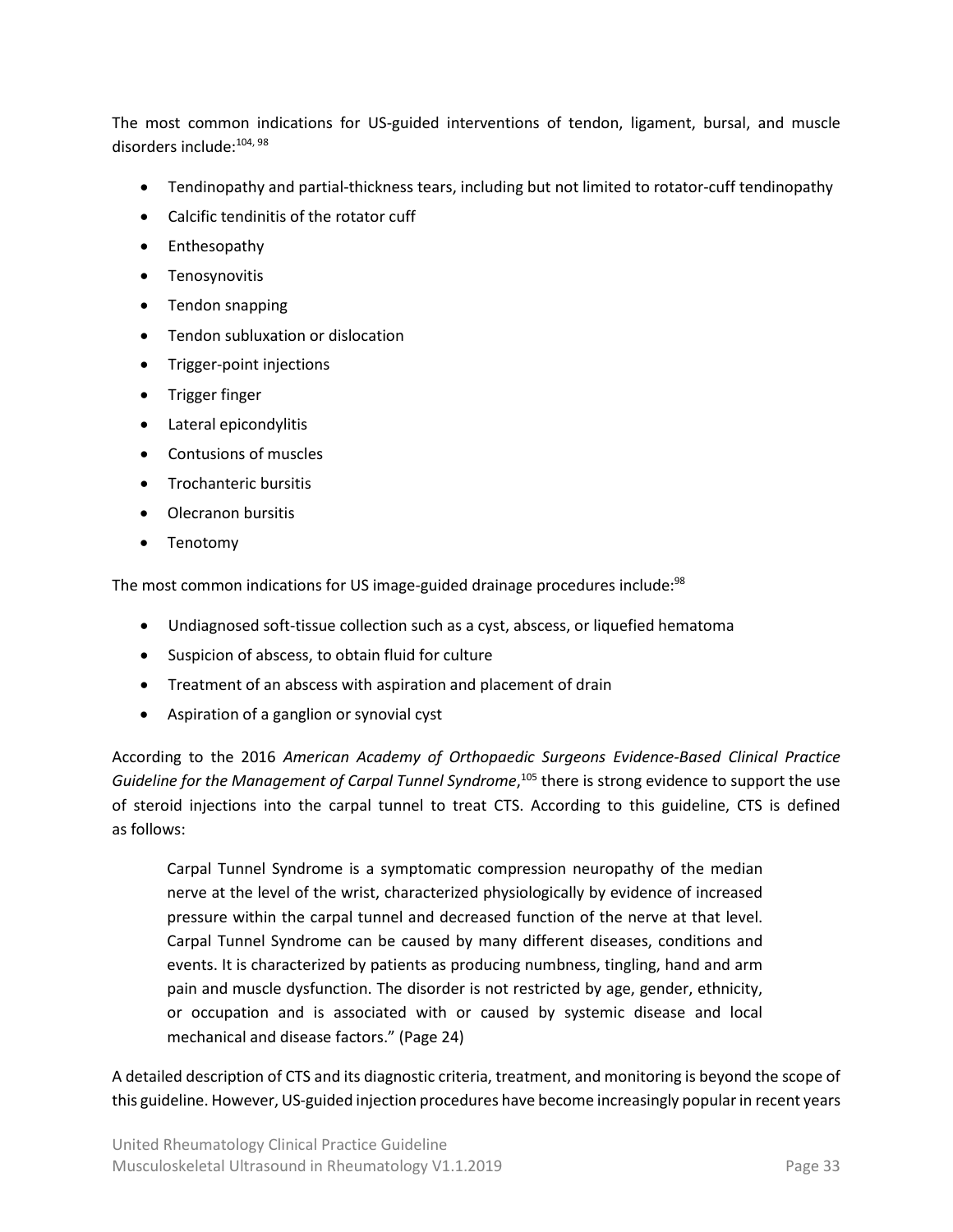The most common indications for US-guided interventions of tendon, ligament, bursal, and muscle disorders include:[104, 98]

- Tendinopathy and partial-thickness tears, including but not limited to rotator-cuff tendinopathy
- Calcific tendinitis of the rotator cuff
- Enthesopathy
- Tenosynovitis
- Tendon snapping
- Tendon subluxation or dislocation
- Trigger-point injections
- Trigger finger
- Lateral epicondylitis
- Contusions of muscles
- Trochanteric bursitis
- Olecranon bursitis
- Tenotomy

The most common indications for US image-guided drainage procedures include:[98]

- Undiagnosed soft-tissue collection such as a cyst, abscess, or liquefied hematoma
- Suspicion of abscess, to obtain fluid for culture
- Treatment of an abscess with aspiration and placement of drain
- Aspiration of a ganglion or synovial cyst

According to the 2016 *American Academy of Orthopaedic Surgeons Evidence-Based Clinical Practice Guideline for the Management of Carpal Tunnel Syndrome*,[105] there is strong evidence to support the use of steroid injections into the carpal tunnel to treat CTS. According to this guideline, CTS is defined as follows:

> Carpal Tunnel Syndrome is a symptomatic compression neuropathy of the median nerve at the level of the wrist, characterized physiologically by evidence of increased pressure within the carpal tunnel and decreased function of the nerve at that level. Carpal Tunnel Syndrome can be caused by many different diseases, conditions and events. It is characterized by patients as producing numbness, tingling, hand and arm pain and muscle dysfunction. The disorder is not restricted by age, gender, ethnicity, or occupation and is associated with or caused by systemic disease and local mechanical and disease factors." (Page 24)

A detailed description of CTS and its diagnostic criteria, treatment, and monitoring is beyond the scope of this guideline. However, US-guided injection procedures have become increasingly popular in recent years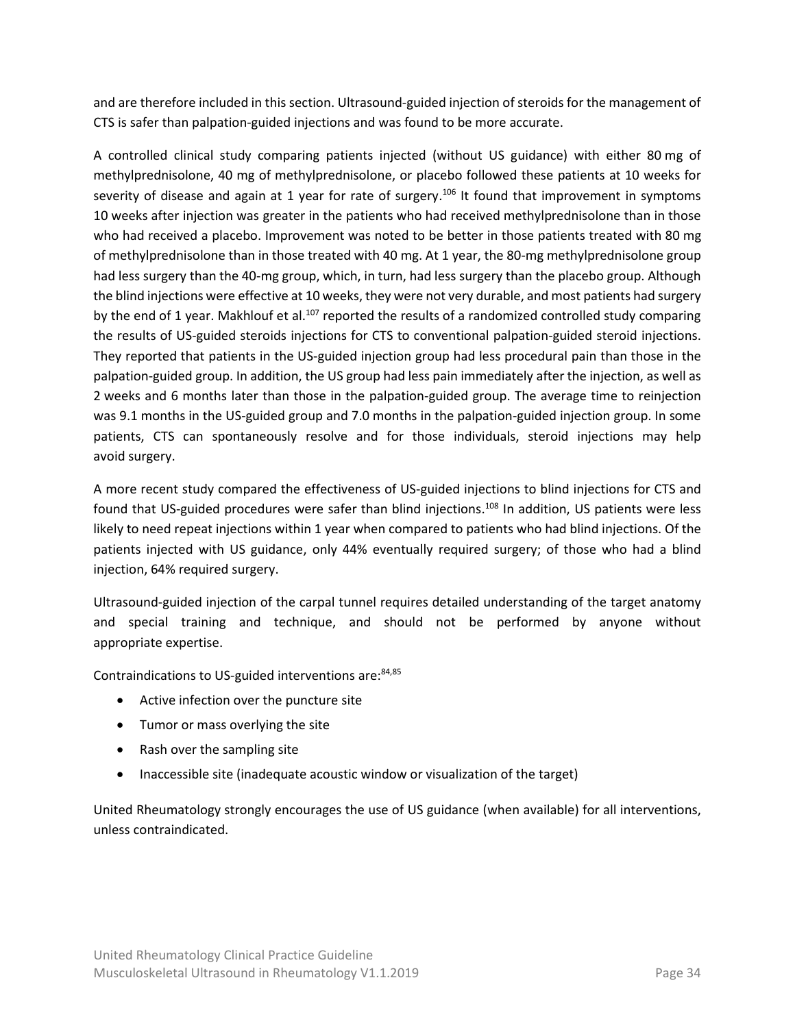and are therefore included in this section. Ultrasound-guided injection of steroids for the management of CTS is safer than palpation-guided injections and was found to be more accurate.

A controlled clinical study comparing patients injected (without US guidance) with either 80 mg of methylprednisolone, 40 mg of methylprednisolone, or placebo followed these patients at 10 weeks for severity of disease and again at 1 year for rate of surgery.[106] It found that improvement in symptoms 10 weeks after injection was greater in the patients who had received methylprednisolone than in those who had received a placebo. Improvement was noted to be better in those patients treated with 80 mg of methylprednisolone than in those treated with 40 mg. At 1 year, the 80-mg methylprednisolone group had less surgery than the 40-mg group, which, in turn, had less surgery than the placebo group. Although the blind injections were effective at 10 weeks, they were not very durable, and most patients had surgery by the end of 1 year. Makhlouf et al.[107] reported the results of a randomized controlled study comparing the results of US-guided steroids injections for CTS to conventional palpation-guided steroid injections. They reported that patients in the US-guided injection group had less procedural pain than those in the palpation-guided group. In addition, the US group had less pain immediately after the injection, as well as 2 weeks and 6 months later than those in the palpation-guided group. The average time to reinjection was 9.1 months in the US-guided group and 7.0 months in the palpation-guided injection group. In some patients, CTS can spontaneously resolve and for those individuals, steroid injections may help avoid surgery.

A more recent study compared the effectiveness of US-guided injections to blind injections for CTS and found that US-guided procedures were safer than blind injections.[108] In addition, US patients were less likely to need repeat injections within 1 year when compared to patients who had blind injections. Of the patients injected with US guidance, only 44% eventually required surgery; of those who had a blind injection, 64% required surgery.

Ultrasound-guided injection of the carpal tunnel requires detailed understanding of the target anatomy and special training and technique, and should not be performed by anyone without appropriate expertise.

Contraindications to US-guided interventions are:[84,85]

- Active infection over the puncture site
- Tumor or mass overlying the site
- Rash over the sampling site
- Inaccessible site (inadequate acoustic window or visualization of the target)

United Rheumatology strongly encourages the use of US guidance (when available) for all interventions, unless contraindicated.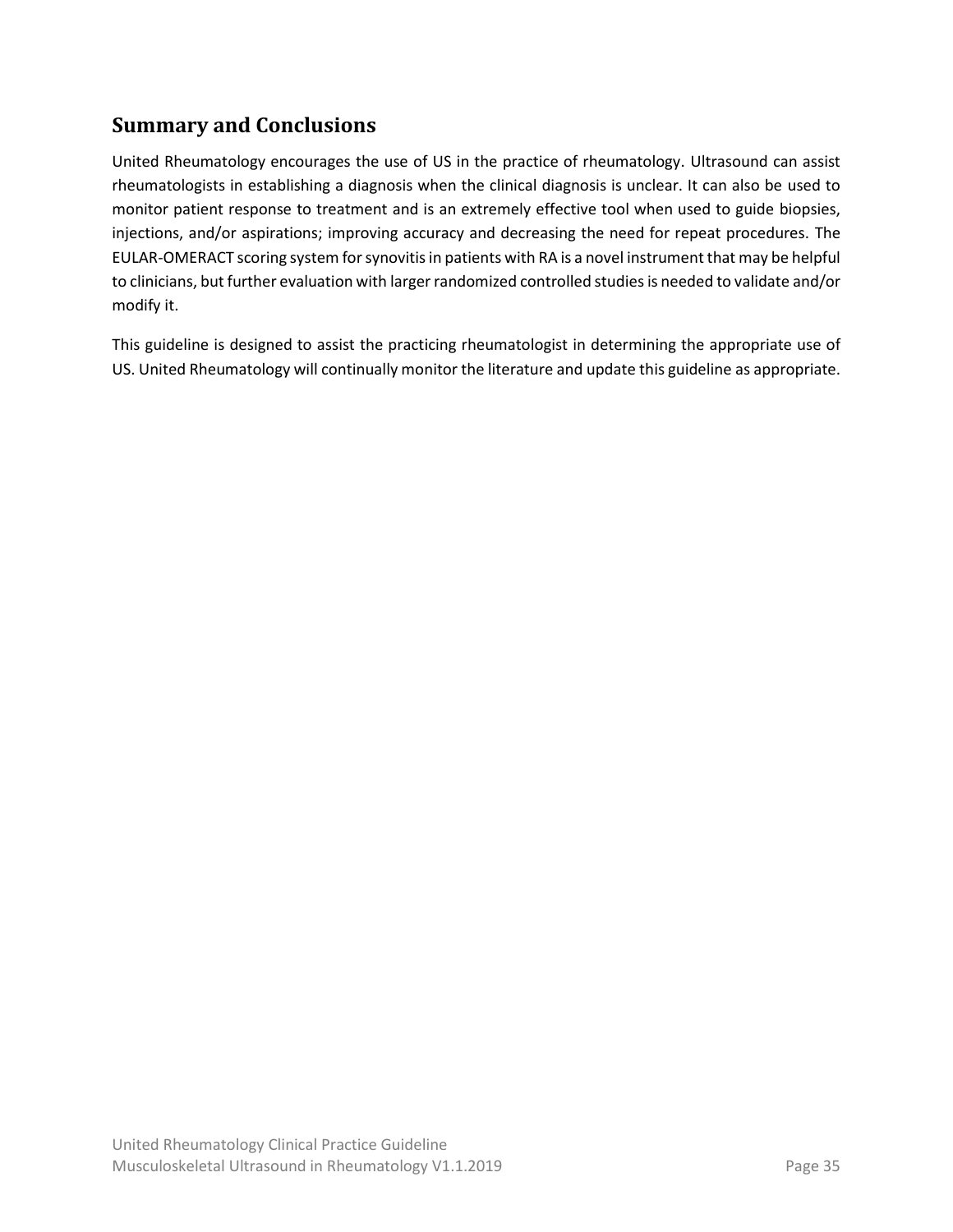## Summary and Conclusions

United Rheumatology encourages the use of US in the practice of rheumatology. Ultrasound can assist rheumatologists in establishing a diagnosis when the clinical diagnosis is unclear. It can also be used to monitor patient response to treatment and is an extremely effective tool when used to guide biopsies, injections, and/or aspirations; improving accuracy and decreasing the need for repeat procedures. The EULAR-OMERACT scoring system for synovitis in patients with RA is a novel instrument that may be helpful to clinicians, but further evaluation with larger randomized controlled studies is needed to validate and/or modify it.

This guideline is designed to assist the practicing rheumatologist in determining the appropriate use of US. United Rheumatology will continually monitor the literature and update this guideline as appropriate.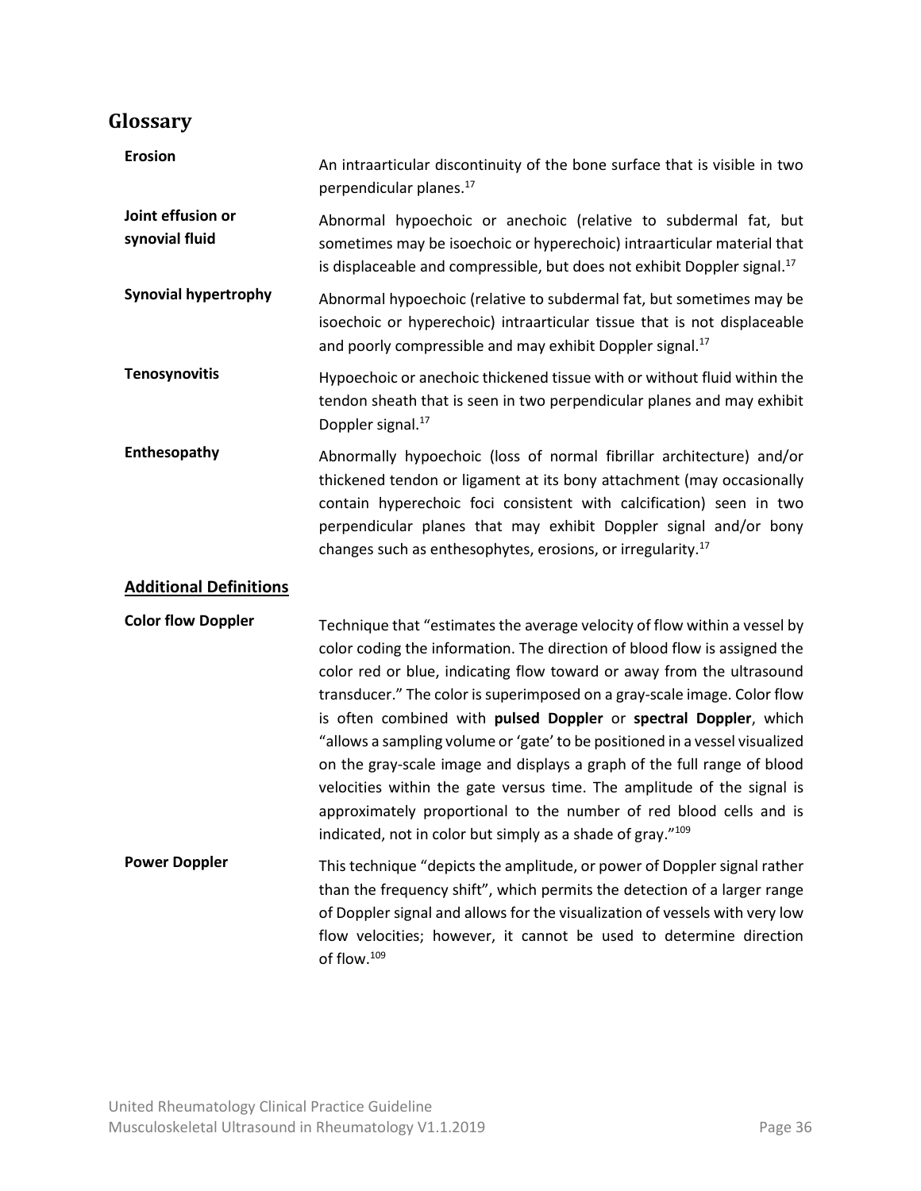## Glossary

**Erosion**

An intraarticular discontinuity of the bone surface that is visible in two perpendicular planes.[17]

**Joint effusion or synovial fluid**

Abnormal hypoechoic or anechoic (relative to subdermal fat, but sometimes may be isoechoic or hyperechoic) intraarticular material that is displaceable and compressible, but does not exhibit Doppler signal.[17]

**Synovial hypertrophy**

Abnormal hypoechoic (relative to subdermal fat, but sometimes may be isoechoic or hyperechoic) intraarticular tissue that is not displaceable and poorly compressible and may exhibit Doppler signal.[17]

**Tenosynovitis**

Hypoechoic or anechoic thickened tissue with or without fluid within the tendon sheath that is seen in two perpendicular planes and may exhibit Doppler signal.[17]

**Enthesopathy**

Abnormally hypoechoic (loss of normal fibrillar architecture) and/or thickened tendon or ligament at its bony attachment (may occasionally contain hyperechoic foci consistent with calcification) seen in two perpendicular planes that may exhibit Doppler signal and/or bony changes such as enthesophytes, erosions, or irregularity.[17]

### Additional Definitions

**Color flow Doppler**

Technique that "estimates the average velocity of flow within a vessel by color coding the information. The direction of blood flow is assigned the color red or blue, indicating flow toward or away from the ultrasound transducer." The color is superimposed on a gray-scale image. Color flow is often combined with **pulsed Doppler** or **spectral Doppler**, which "allows a sampling volume or 'gate' to be positioned in a vessel visualized on the gray-scale image and displays a graph of the full range of blood velocities within the gate versus time. The amplitude of the signal is approximately proportional to the number of red blood cells and is indicated, not in color but simply as a shade of gray."[109]

**Power Doppler**

This technique "depicts the amplitude, or power of Doppler signal rather than the frequency shift", which permits the detection of a larger range of Doppler signal and allows for the visualization of vessels with very low flow velocities; however, it cannot be used to determine direction of flow.[109]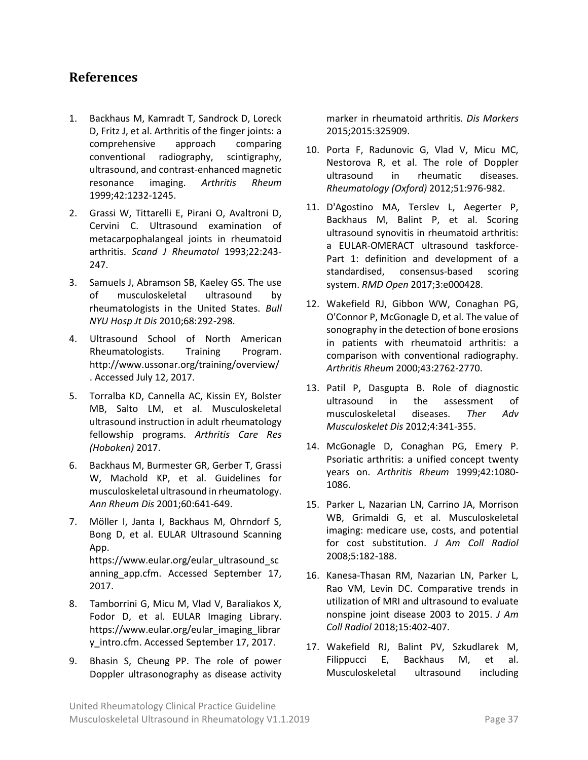## References

1. Backhaus M, Kamradt T, Sandrock D, Loreck D, Fritz J, et al. Arthritis of the finger joints: a comprehensive approach comparing conventional radiography, scintigraphy, ultrasound, and contrast-enhanced magnetic resonance imaging. *Arthritis Rheum* 1999;42:1232-1245.
2. Grassi W, Tittarelli E, Pirani O, Avaltroni D, Cervini C. Ultrasound examination of metacarpophalangeal joints in rheumatoid arthritis. *Scand J Rheumatol* 1993;22:243-247.
3. Samuels J, Abramson SB, Kaeley GS. The use of musculoskeletal ultrasound by rheumatologists in the United States. *Bull NYU Hosp Jt Dis* 2010;68:292-298.
4. Ultrasound School of North American Rheumatologists. Training Program. http://www.ussonar.org/training/overview/ . Accessed July 12, 2017.
5. Torralba KD, Cannella AC, Kissin EY, Bolster MB, Salto LM, et al. Musculoskeletal ultrasound instruction in adult rheumatology fellowship programs. *Arthritis Care Res (Hoboken)* 2017.
6. Backhaus M, Burmester GR, Gerber T, Grassi W, Machold KP, et al. Guidelines for musculoskeletal ultrasound in rheumatology. *Ann Rheum Dis* 2001;60:641-649.
7. Möller I, Janta I, Backhaus M, Ohrndorf S, Bong D, et al. EULAR Ultrasound Scanning App. https://www.eular.org/eular_ultrasound_scanning_app.cfm. Accessed September 17, 2017.
8. Tamborrini G, Micu M, Vlad V, Baraliakos X, Fodor D, et al. EULAR Imaging Library. https://www.eular.org/eular_imaging_library_intro.cfm. Accessed September 17, 2017.
9. Bhasin S, Cheung PP. The role of power Doppler ultrasonography as disease activity marker in rheumatoid arthritis. *Dis Markers* 2015;2015:325909.
10. Porta F, Radunovic G, Vlad V, Micu MC, Nestorova R, et al. The role of Doppler ultrasound in rheumatic diseases. *Rheumatology (Oxford)* 2012;51:976-982.
11. D'Agostino MA, Terslev L, Aegerter P, Backhaus M, Balint P, et al. Scoring ultrasound synovitis in rheumatoid arthritis: a EULAR-OMERACT ultrasound taskforce-Part 1: definition and development of a standardised, consensus-based scoring system. *RMD Open* 2017;3:e000428.
12. Wakefield RJ, Gibbon WW, Conaghan PG, O'Connor P, McGonagle D, et al. The value of sonography in the detection of bone erosions in patients with rheumatoid arthritis: a comparison with conventional radiography. *Arthritis Rheum* 2000;43:2762-2770.
13. Patil P, Dasgupta B. Role of diagnostic ultrasound in the assessment of musculoskeletal diseases. *Ther Adv Musculoskelet Dis* 2012;4:341-355.
14. McGonagle D, Conaghan PG, Emery P. Psoriatic arthritis: a unified concept twenty years on. *Arthritis Rheum* 1999;42:1080-1086.
15. Parker L, Nazarian LN, Carrino JA, Morrison WB, Grimaldi G, et al. Musculoskeletal imaging: medicare use, costs, and potential for cost substitution. *J Am Coll Radiol* 2008;5:182-188.
16. Kanesa-Thasan RM, Nazarian LN, Parker L, Rao VM, Levin DC. Comparative trends in utilization of MRI and ultrasound to evaluate nonspine joint disease 2003 to 2015. *J Am Coll Radiol* 2018;15:402-407.
17. Wakefield RJ, Balint PV, Szkudlarek M, Filippucci E, Backhaus M, et al. Musculoskeletal ultrasound including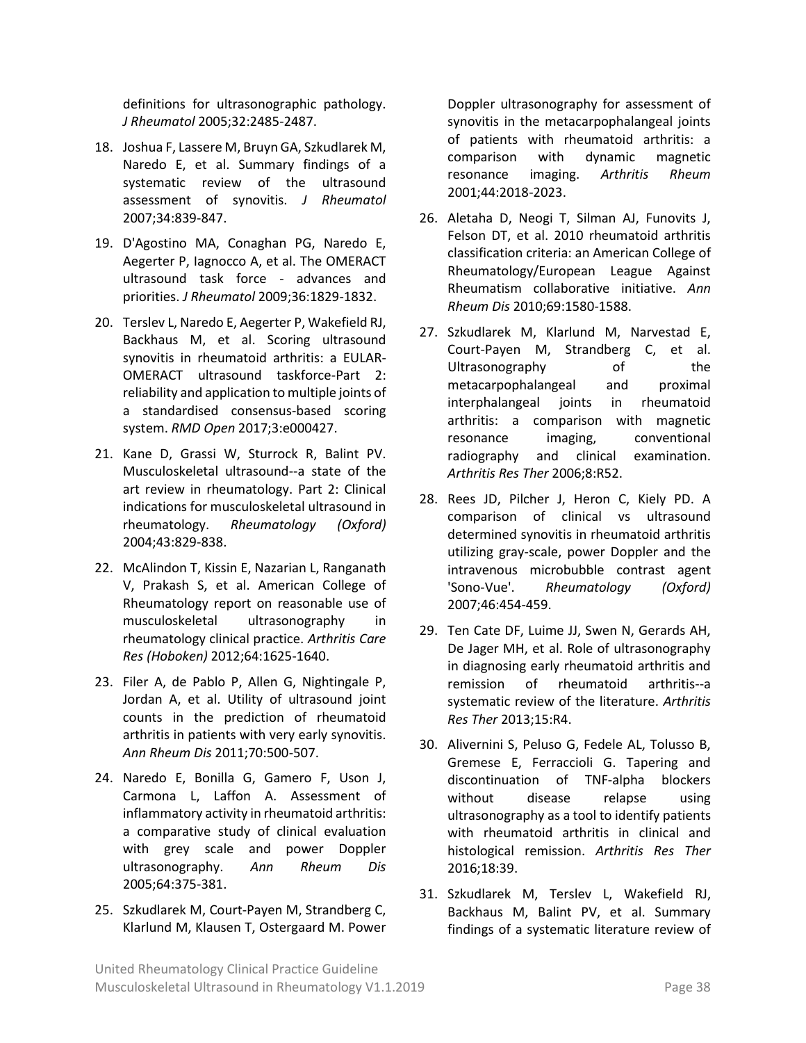definitions for ultrasonographic pathology. *J Rheumatol* 2005;32:2485-2487.

18. Joshua F, Lassere M, Bruyn GA, Szkudlarek M, Naredo E, et al. Summary findings of a systematic review of the ultrasound assessment of synovitis. *J Rheumatol* 2007;34:839-847.

19. D'Agostino MA, Conaghan PG, Naredo E, Aegerter P, Iagnocco A, et al. The OMERACT ultrasound task force - advances and priorities. *J Rheumatol* 2009;36:1829-1832.

20. Terslev L, Naredo E, Aegerter P, Wakefield RJ, Backhaus M, et al. Scoring ultrasound synovitis in rheumatoid arthritis: a EULAR-OMERACT ultrasound taskforce-Part 2: reliability and application to multiple joints of a standardised consensus-based scoring system. *RMD Open* 2017;3:e000427.

21. Kane D, Grassi W, Sturrock R, Balint PV. Musculoskeletal ultrasound--a state of the art review in rheumatology. Part 2: Clinical indications for musculoskeletal ultrasound in rheumatology. *Rheumatology (Oxford)* 2004;43:829-838.

22. McAlindon T, Kissin E, Nazarian L, Ranganath V, Prakash S, et al. American College of Rheumatology report on reasonable use of musculoskeletal ultrasonography in rheumatology clinical practice. *Arthritis Care Res (Hoboken)* 2012;64:1625-1640.

23. Filer A, de Pablo P, Allen G, Nightingale P, Jordan A, et al. Utility of ultrasound joint counts in the prediction of rheumatoid arthritis in patients with very early synovitis. *Ann Rheum Dis* 2011;70:500-507.

24. Naredo E, Bonilla G, Gamero F, Uson J, Carmona L, Laffon A. Assessment of inflammatory activity in rheumatoid arthritis: a comparative study of clinical evaluation with grey scale and power Doppler ultrasonography. *Ann Rheum Dis* 2005;64:375-381.

25. Szkudlarek M, Court-Payen M, Strandberg C, Klarlund M, Klausen T, Ostergaard M. Power Doppler ultrasonography for assessment of synovitis in the metacarpophalangeal joints of patients with rheumatoid arthritis: a comparison with dynamic magnetic resonance imaging. *Arthritis Rheum* 2001;44:2018-2023.

26. Aletaha D, Neogi T, Silman AJ, Funovits J, Felson DT, et al. 2010 rheumatoid arthritis classification criteria: an American College of Rheumatology/European League Against Rheumatism collaborative initiative. *Ann Rheum Dis* 2010;69:1580-1588.

27. Szkudlarek M, Klarlund M, Narvestad E, Court-Payen M, Strandberg C, et al. Ultrasonography of the metacarpophalangeal and proximal interphalangeal joints in rheumatoid arthritis: a comparison with magnetic resonance imaging, conventional radiography and clinical examination. *Arthritis Res Ther* 2006;8:R52.

28. Rees JD, Pilcher J, Heron C, Kiely PD. A comparison of clinical vs ultrasound determined synovitis in rheumatoid arthritis utilizing gray-scale, power Doppler and the intravenous microbubble contrast agent 'Sono-Vue'. *Rheumatology (Oxford)* 2007;46:454-459.

29. Ten Cate DF, Luime JJ, Swen N, Gerards AH, De Jager MH, et al. Role of ultrasonography in diagnosing early rheumatoid arthritis and remission of rheumatoid arthritis--a systematic review of the literature. *Arthritis Res Ther* 2013;15:R4.

30. Alivernini S, Peluso G, Fedele AL, Tolusso B, Gremese E, Ferraccioli G. Tapering and discontinuation of TNF-alpha blockers without disease relapse using ultrasonography as a tool to identify patients with rheumatoid arthritis in clinical and histological remission. *Arthritis Res Ther* 2016;18:39.

31. Szkudlarek M, Terslev L, Wakefield RJ, Backhaus M, Balint PV, et al. Summary findings of a systematic literature review of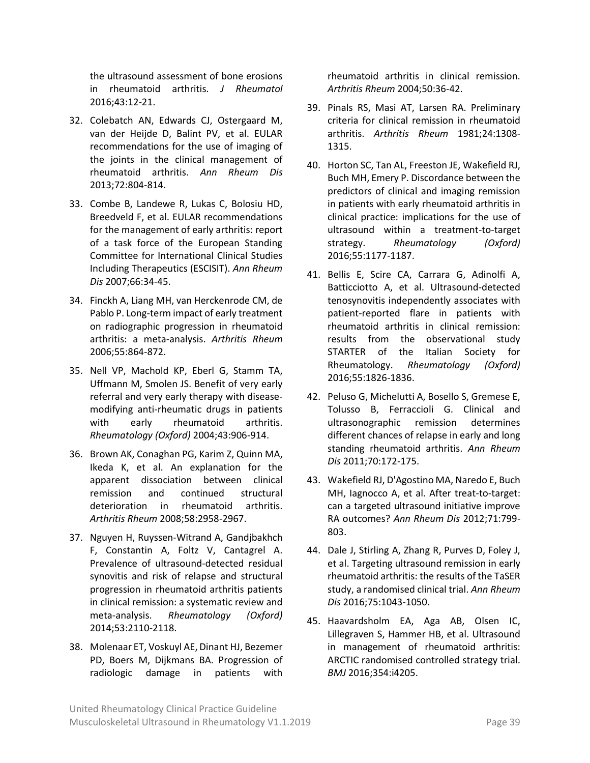the ultrasound assessment of bone erosions in rheumatoid arthritis. *J Rheumatol* 2016;43:12-21.

32. Colebatch AN, Edwards CJ, Ostergaard M, van der Heijde D, Balint PV, et al. EULAR recommendations for the use of imaging of the joints in the clinical management of rheumatoid arthritis. *Ann Rheum Dis* 2013;72:804-814.

33. Combe B, Landewe R, Lukas C, Bolosiu HD, Breedveld F, et al. EULAR recommendations for the management of early arthritis: report of a task force of the European Standing Committee for International Clinical Studies Including Therapeutics (ESCISIT). *Ann Rheum Dis* 2007;66:34-45.

34. Finckh A, Liang MH, van Herckenrode CM, de Pablo P. Long-term impact of early treatment on radiographic progression in rheumatoid arthritis: a meta-analysis. *Arthritis Rheum* 2006;55:864-872.

35. Nell VP, Machold KP, Eberl G, Stamm TA, Uffmann M, Smolen JS. Benefit of very early referral and very early therapy with disease-modifying anti-rheumatic drugs in patients with early rheumatoid arthritis. *Rheumatology (Oxford)* 2004;43:906-914.

36. Brown AK, Conaghan PG, Karim Z, Quinn MA, Ikeda K, et al. An explanation for the apparent dissociation between clinical remission and continued structural deterioration in rheumatoid arthritis. *Arthritis Rheum* 2008;58:2958-2967.

37. Nguyen H, Ruyssen-Witrand A, Gandjbakhch F, Constantin A, Foltz V, Cantagrel A. Prevalence of ultrasound-detected residual synovitis and risk of relapse and structural progression in rheumatoid arthritis patients in clinical remission: a systematic review and meta-analysis. *Rheumatology (Oxford)* 2014;53:2110-2118.

38. Molenaar ET, Voskuyl AE, Dinant HJ, Bezemer PD, Boers M, Dijkmans BA. Progression of radiologic damage in patients with rheumatoid arthritis in clinical remission. *Arthritis Rheum* 2004;50:36-42.

39. Pinals RS, Masi AT, Larsen RA. Preliminary criteria for clinical remission in rheumatoid arthritis. *Arthritis Rheum* 1981;24:1308-1315.

40. Horton SC, Tan AL, Freeston JE, Wakefield RJ, Buch MH, Emery P. Discordance between the predictors of clinical and imaging remission in patients with early rheumatoid arthritis in clinical practice: implications for the use of ultrasound within a treatment-to-target strategy. *Rheumatology (Oxford)* 2016;55:1177-1187.

41. Bellis E, Scire CA, Carrara G, Adinolfi A, Batticciotto A, et al. Ultrasound-detected tenosynovitis independently associates with patient-reported flare in patients with rheumatoid arthritis in clinical remission: results from the observational study STARTER of the Italian Society for Rheumatology. *Rheumatology (Oxford)* 2016;55:1826-1836.

42. Peluso G, Michelutti A, Bosello S, Gremese E, Tolusso B, Ferraccioli G. Clinical and ultrasonographic remission determines different chances of relapse in early and long standing rheumatoid arthritis. *Ann Rheum Dis* 2011;70:172-175.

43. Wakefield RJ, D'Agostino MA, Naredo E, Buch MH, Iagnocco A, et al. After treat-to-target: can a targeted ultrasound initiative improve RA outcomes? *Ann Rheum Dis* 2012;71:799-803.

44. Dale J, Stirling A, Zhang R, Purves D, Foley J, et al. Targeting ultrasound remission in early rheumatoid arthritis: the results of the TaSER study, a randomised clinical trial. *Ann Rheum Dis* 2016;75:1043-1050.

45. Haavardsholm EA, Aga AB, Olsen IC, Lillegraven S, Hammer HB, et al. Ultrasound in management of rheumatoid arthritis: ARCTIC randomised controlled strategy trial. *BMJ* 2016;354:i4205.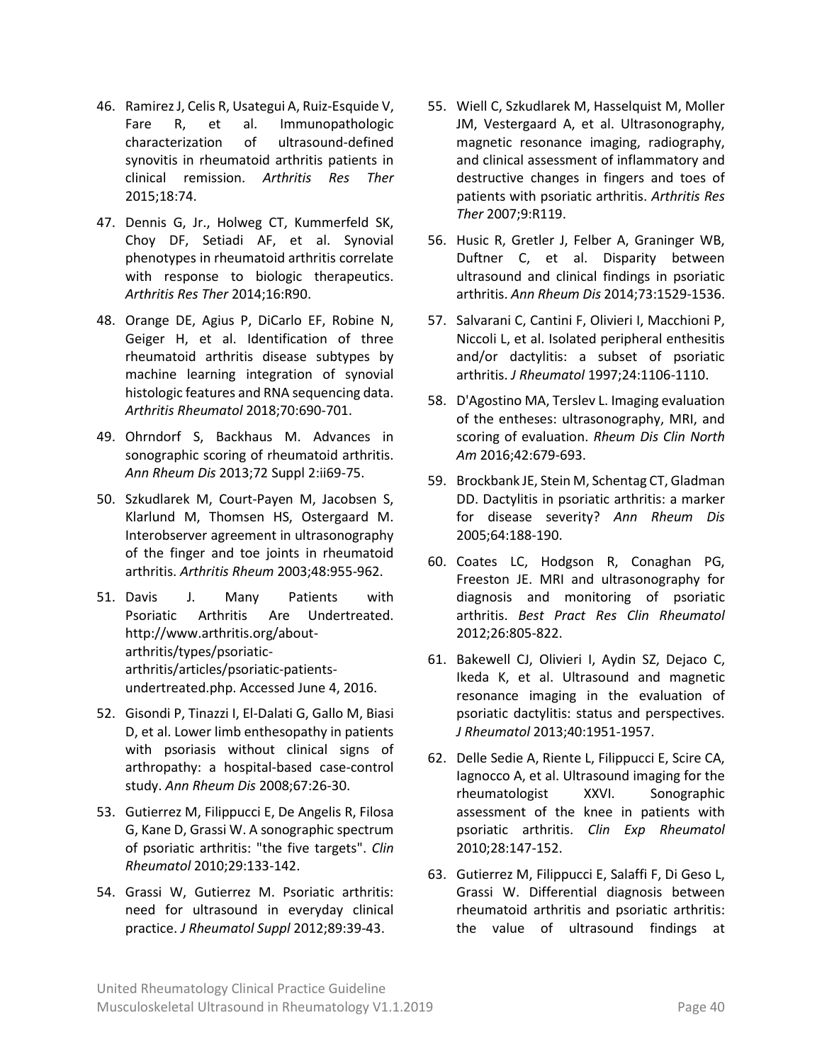46. Ramirez J, Celis R, Usategui A, Ruiz-Esquide V, Fare R, et al. Immunopathologic characterization of ultrasound-defined synovitis in rheumatoid arthritis patients in clinical remission. *Arthritis Res Ther* 2015;18:74.

47. Dennis G, Jr., Holweg CT, Kummerfeld SK, Choy DF, Setiadi AF, et al. Synovial phenotypes in rheumatoid arthritis correlate with response to biologic therapeutics. *Arthritis Res Ther* 2014;16:R90.

48. Orange DE, Agius P, DiCarlo EF, Robine N, Geiger H, et al. Identification of three rheumatoid arthritis disease subtypes by machine learning integration of synovial histologic features and RNA sequencing data. *Arthritis Rheumatol* 2018;70:690-701.

49. Ohrndorf S, Backhaus M. Advances in sonographic scoring of rheumatoid arthritis. *Ann Rheum Dis* 2013;72 Suppl 2:ii69-75.

50. Szkudlarek M, Court-Payen M, Jacobsen S, Klarlund M, Thomsen HS, Ostergaard M. Interobserver agreement in ultrasonography of the finger and toe joints in rheumatoid arthritis. *Arthritis Rheum* 2003;48:955-962.

51. Davis J. Many Patients with Psoriatic Arthritis Are Undertreated. http://www.arthritis.org/about-arthritis/types/psoriatic-arthritis/articles/psoriatic-patients-undertreated.php. Accessed June 4, 2016.

52. Gisondi P, Tinazzi I, El-Dalati G, Gallo M, Biasi D, et al. Lower limb enthesopathy in patients with psoriasis without clinical signs of arthropathy: a hospital-based case-control study. *Ann Rheum Dis* 2008;67:26-30.

53. Gutierrez M, Filippucci E, De Angelis R, Filosa G, Kane D, Grassi W. A sonographic spectrum of psoriatic arthritis: "the five targets". *Clin Rheumatol* 2010;29:133-142.

54. Grassi W, Gutierrez M. Psoriatic arthritis: need for ultrasound in everyday clinical practice. *J Rheumatol Suppl* 2012;89:39-43.

55. Wiell C, Szkudlarek M, Hasselquist M, Moller JM, Vestergaard A, et al. Ultrasonography, magnetic resonance imaging, radiography, and clinical assessment of inflammatory and destructive changes in fingers and toes of patients with psoriatic arthritis. *Arthritis Res Ther* 2007;9:R119.

56. Husic R, Gretler J, Felber A, Graninger WB, Duftner C, et al. Disparity between ultrasound and clinical findings in psoriatic arthritis. *Ann Rheum Dis* 2014;73:1529-1536.

57. Salvarani C, Cantini F, Olivieri I, Macchioni P, Niccoli L, et al. Isolated peripheral enthesitis and/or dactylitis: a subset of psoriatic arthritis. *J Rheumatol* 1997;24:1106-1110.

58. D'Agostino MA, Terslev L. Imaging evaluation of the entheses: ultrasonography, MRI, and scoring of evaluation. *Rheum Dis Clin North Am* 2016;42:679-693.

59. Brockbank JE, Stein M, Schentag CT, Gladman DD. Dactylitis in psoriatic arthritis: a marker for disease severity? *Ann Rheum Dis* 2005;64:188-190.

60. Coates LC, Hodgson R, Conaghan PG, Freeston JE. MRI and ultrasonography for diagnosis and monitoring of psoriatic arthritis. *Best Pract Res Clin Rheumatol* 2012;26:805-822.

61. Bakewell CJ, Olivieri I, Aydin SZ, Dejaco C, Ikeda K, et al. Ultrasound and magnetic resonance imaging in the evaluation of psoriatic dactylitis: status and perspectives. *J Rheumatol* 2013;40:1951-1957.

62. Delle Sedie A, Riente L, Filippucci E, Scire CA, Iagnocco A, et al. Ultrasound imaging for the rheumatologist XXVI. Sonographic assessment of the knee in patients with psoriatic arthritis. *Clin Exp Rheumatol* 2010;28:147-152.

63. Gutierrez M, Filippucci E, Salaffi F, Di Geso L, Grassi W. Differential diagnosis between rheumatoid arthritis and psoriatic arthritis: the value of ultrasound findings at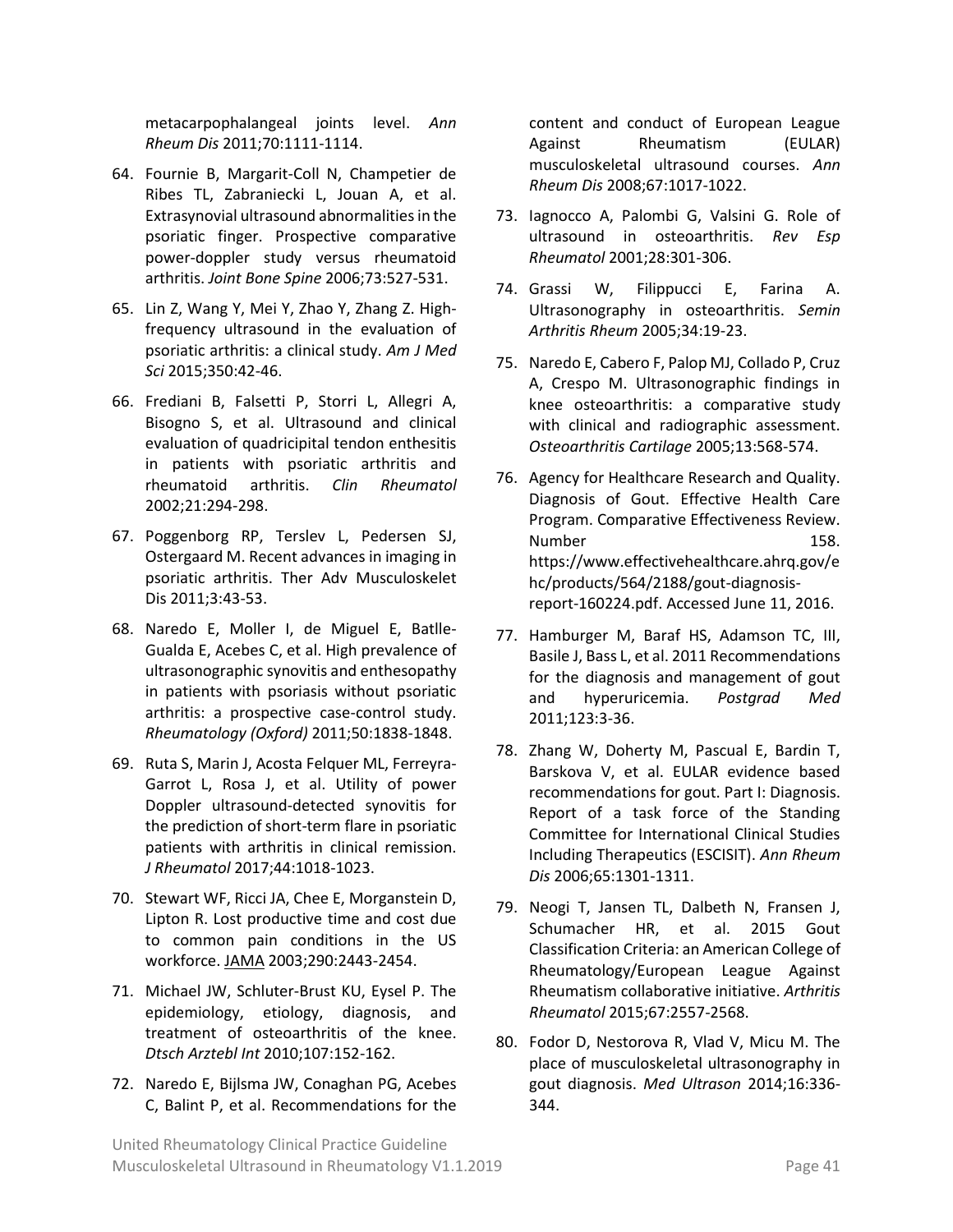metacarpophalangeal joints level. *Ann Rheum Dis* 2011;70:1111-1114.

64. Fournie B, Margarit-Coll N, Champetier de Ribes TL, Zabraniecki L, Jouan A, et al. Extrasynovial ultrasound abnormalities in the psoriatic finger. Prospective comparative power-doppler study versus rheumatoid arthritis. *Joint Bone Spine* 2006;73:527-531.

65. Lin Z, Wang Y, Mei Y, Zhao Y, Zhang Z. High-frequency ultrasound in the evaluation of psoriatic arthritis: a clinical study. *Am J Med Sci* 2015;350:42-46.

66. Frediani B, Falsetti P, Storri L, Allegri A, Bisogno S, et al. Ultrasound and clinical evaluation of quadricipital tendon enthesitis in patients with psoriatic arthritis and rheumatoid arthritis. *Clin Rheumatol* 2002;21:294-298.

67. Poggenborg RP, Terslev L, Pedersen SJ, Ostergaard M. Recent advances in imaging in psoriatic arthritis. Ther Adv Musculoskelet Dis 2011;3:43-53.

68. Naredo E, Moller I, de Miguel E, Batlle-Gualda E, Acebes C, et al. High prevalence of ultrasonographic synovitis and enthesopathy in patients with psoriasis without psoriatic arthritis: a prospective case-control study. *Rheumatology (Oxford)* 2011;50:1838-1848.

69. Ruta S, Marin J, Acosta Felquer ML, Ferreyra-Garrot L, Rosa J, et al. Utility of power Doppler ultrasound-detected synovitis for the prediction of short-term flare in psoriatic patients with arthritis in clinical remission. *J Rheumatol* 2017;44:1018-1023.

70. Stewart WF, Ricci JA, Chee E, Morganstein D, Lipton R. Lost productive time and cost due to common pain conditions in the US workforce. JAMA 2003;290:2443-2454.

71. Michael JW, Schluter-Brust KU, Eysel P. The epidemiology, etiology, diagnosis, and treatment of osteoarthritis of the knee. *Dtsch Arztebl Int* 2010;107:152-162.

72. Naredo E, Bijlsma JW, Conaghan PG, Acebes C, Balint P, et al. Recommendations for the content and conduct of European League Against Rheumatism (EULAR) musculoskeletal ultrasound courses. *Ann Rheum Dis* 2008;67:1017-1022.

73. Iagnocco A, Palombi G, Valsini G. Role of ultrasound in osteoarthritis. *Rev Esp Rheumatol* 2001;28:301-306.

74. Grassi W, Filippucci E, Farina A. Ultrasonography in osteoarthritis. *Semin Arthritis Rheum* 2005;34:19-23.

75. Naredo E, Cabero F, Palop MJ, Collado P, Cruz A, Crespo M. Ultrasonographic findings in knee osteoarthritis: a comparative study with clinical and radiographic assessment. *Osteoarthritis Cartilage* 2005;13:568-574.

76. Agency for Healthcare Research and Quality. Diagnosis of Gout. Effective Health Care Program. Comparative Effectiveness Review. Number 158. https://www.effectivehealthcare.ahrq.gov/ehc/products/564/2188/gout-diagnosis-report-160224.pdf. Accessed June 11, 2016.

77. Hamburger M, Baraf HS, Adamson TC, III, Basile J, Bass L, et al. 2011 Recommendations for the diagnosis and management of gout and hyperuricemia. *Postgrad Med* 2011;123:3-36.

78. Zhang W, Doherty M, Pascual E, Bardin T, Barskova V, et al. EULAR evidence based recommendations for gout. Part I: Diagnosis. Report of a task force of the Standing Committee for International Clinical Studies Including Therapeutics (ESCISIT). *Ann Rheum Dis* 2006;65:1301-1311.

79. Neogi T, Jansen TL, Dalbeth N, Fransen J, Schumacher HR, et al. 2015 Gout Classification Criteria: an American College of Rheumatology/European League Against Rheumatism collaborative initiative. *Arthritis Rheumatol* 2015;67:2557-2568.

80. Fodor D, Nestorova R, Vlad V, Micu M. The place of musculoskeletal ultrasonography in gout diagnosis. *Med Ultrason* 2014;16:336-344.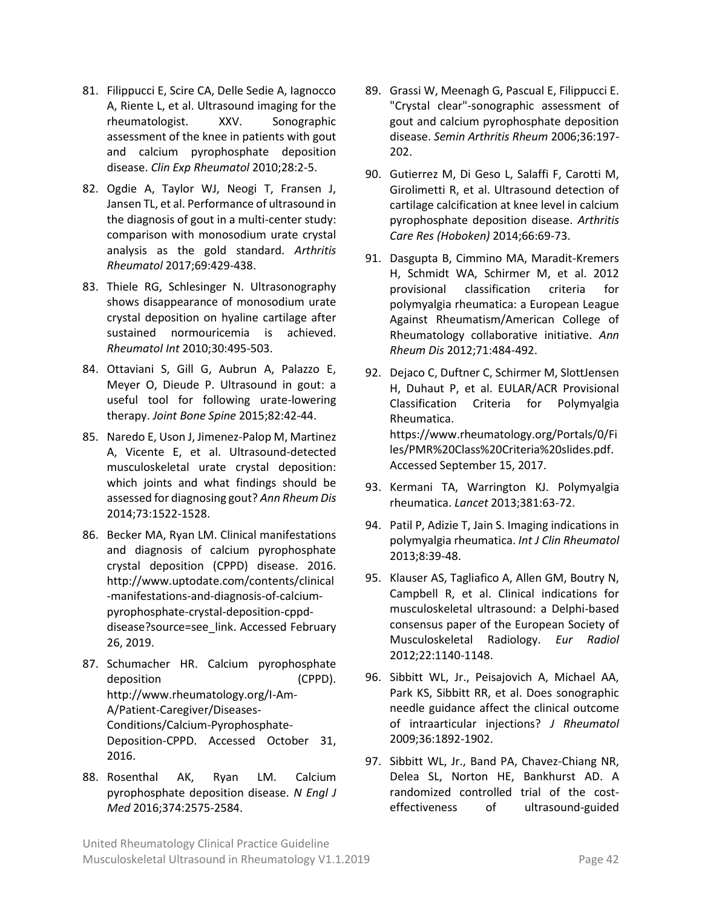81. Filippucci E, Scire CA, Delle Sedie A, Iagnocco A, Riente L, et al. Ultrasound imaging for the rheumatologist. XXV. Sonographic assessment of the knee in patients with gout and calcium pyrophosphate deposition disease. *Clin Exp Rheumatol* 2010;28:2-5.

82. Ogdie A, Taylor WJ, Neogi T, Fransen J, Jansen TL, et al. Performance of ultrasound in the diagnosis of gout in a multi-center study: comparison with monosodium urate crystal analysis as the gold standard. *Arthritis Rheumatol* 2017;69:429-438.

83. Thiele RG, Schlesinger N. Ultrasonography shows disappearance of monosodium urate crystal deposition on hyaline cartilage after sustained normouricemia is achieved. *Rheumatol Int* 2010;30:495-503.

84. Ottaviani S, Gill G, Aubrun A, Palazzo E, Meyer O, Dieude P. Ultrasound in gout: a useful tool for following urate-lowering therapy. *Joint Bone Spine* 2015;82:42-44.

85. Naredo E, Uson J, Jimenez-Palop M, Martinez A, Vicente E, et al. Ultrasound-detected musculoskeletal urate crystal deposition: which joints and what findings should be assessed for diagnosing gout? *Ann Rheum Dis* 2014;73:1522-1528.

86. Becker MA, Ryan LM. Clinical manifestations and diagnosis of calcium pyrophosphate crystal deposition (CPPD) disease. 2016. http://www.uptodate.com/contents/clinical-manifestations-and-diagnosis-of-calcium-pyrophosphate-crystal-deposition-cppd-disease?source=see_link. Accessed February 26, 2019.

87. Schumacher HR. Calcium pyrophosphate deposition (CPPD). http://www.rheumatology.org/I-Am-A/Patient-Caregiver/Diseases-Conditions/Calcium-Pyrophosphate-Deposition-CPPD. Accessed October 31, 2016.

88. Rosenthal AK, Ryan LM. Calcium pyrophosphate deposition disease. *N Engl J Med* 2016;374:2575-2584.

89. Grassi W, Meenagh G, Pascual E, Filippucci E. "Crystal clear"-sonographic assessment of gout and calcium pyrophosphate deposition disease. *Semin Arthritis Rheum* 2006;36:197-202.

90. Gutierrez M, Di Geso L, Salaffi F, Carotti M, Girolimetti R, et al. Ultrasound detection of cartilage calcification at knee level in calcium pyrophosphate deposition disease. *Arthritis Care Res (Hoboken)* 2014;66:69-73.

91. Dasgupta B, Cimmino MA, Maradit-Kremers H, Schmidt WA, Schirmer M, et al. 2012 provisional classification criteria for polymyalgia rheumatica: a European League Against Rheumatism/American College of Rheumatology collaborative initiative. *Ann Rheum Dis* 2012;71:484-492.

92. Dejaco C, Duftner C, Schirmer M, SlottJensen H, Duhaut P, et al. EULAR/ACR Provisional Classification Criteria for Polymyalgia Rheumatica. https://www.rheumatology.org/Portals/0/Files/PMR%20Class%20Criteria%20slides.pdf. Accessed September 15, 2017.

93. Kermani TA, Warrington KJ. Polymyalgia rheumatica. *Lancet* 2013;381:63-72.

94. Patil P, Adizie T, Jain S. Imaging indications in polymyalgia rheumatica. *Int J Clin Rheumatol* 2013;8:39-48.

95. Klauser AS, Tagliafico A, Allen GM, Boutry N, Campbell R, et al. Clinical indications for musculoskeletal ultrasound: a Delphi-based consensus paper of the European Society of Musculoskeletal Radiology. *Eur Radiol* 2012;22:1140-1148.

96. Sibbitt WL, Jr., Peisajovich A, Michael AA, Park KS, Sibbitt RR, et al. Does sonographic needle guidance affect the clinical outcome of intraarticular injections? *J Rheumatol* 2009;36:1892-1902.

97. Sibbitt WL, Jr., Band PA, Chavez-Chiang NR, Delea SL, Norton HE, Bankhurst AD. A randomized controlled trial of the cost-effectiveness of ultrasound-guided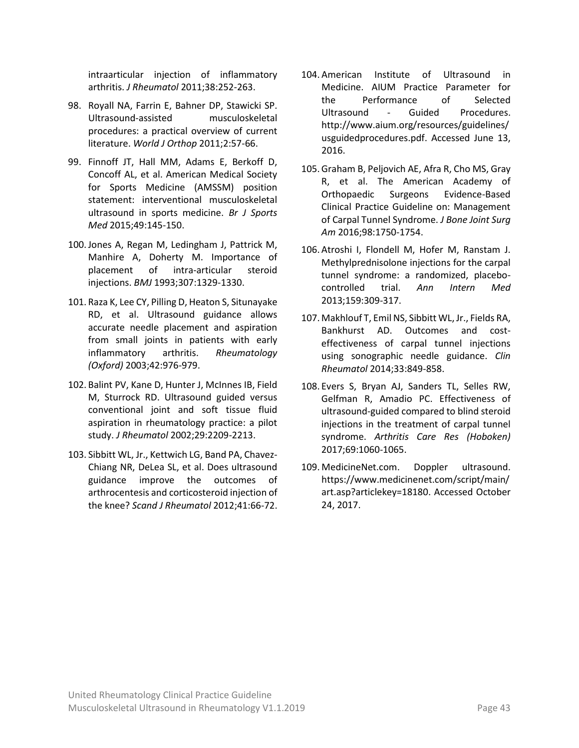intraarticular injection of inflammatory arthritis. *J Rheumatol* 2011;38:252-263.

98. Royall NA, Farrin E, Bahner DP, Stawicki SP. Ultrasound-assisted musculoskeletal procedures: a practical overview of current literature. *World J Orthop* 2011;2:57-66.

99. Finnoff JT, Hall MM, Adams E, Berkoff D, Concoff AL, et al. American Medical Society for Sports Medicine (AMSSM) position statement: interventional musculoskeletal ultrasound in sports medicine. *Br J Sports Med* 2015;49:145-150.

100. Jones A, Regan M, Ledingham J, Pattrick M, Manhire A, Doherty M. Importance of placement of intra-articular steroid injections. *BMJ* 1993;307:1329-1330.

101. Raza K, Lee CY, Pilling D, Heaton S, Situnayake RD, et al. Ultrasound guidance allows accurate needle placement and aspiration from small joints in patients with early inflammatory arthritis. *Rheumatology (Oxford)* 2003;42:976-979.

102. Balint PV, Kane D, Hunter J, McInnes IB, Field M, Sturrock RD. Ultrasound guided versus conventional joint and soft tissue fluid aspiration in rheumatology practice: a pilot study. *J Rheumatol* 2002;29:2209-2213.

103. Sibbitt WL, Jr., Kettwich LG, Band PA, Chavez-Chiang NR, DeLea SL, et al. Does ultrasound guidance improve the outcomes of arthrocentesis and corticosteroid injection of the knee? *Scand J Rheumatol* 2012;41:66-72.

104. American Institute of Ultrasound in Medicine. AIUM Practice Parameter for the Performance of Selected Ultrasound - Guided Procedures. http://www.aium.org/resources/guidelines/usguidedprocedures.pdf. Accessed June 13, 2016.

105. Graham B, Peljovich AE, Afra R, Cho MS, Gray R, et al. The American Academy of Orthopaedic Surgeons Evidence-Based Clinical Practice Guideline on: Management of Carpal Tunnel Syndrome. *J Bone Joint Surg Am* 2016;98:1750-1754.

106. Atroshi I, Flondell M, Hofer M, Ranstam J. Methylprednisolone injections for the carpal tunnel syndrome: a randomized, placebo-controlled trial. *Ann Intern Med* 2013;159:309-317.

107. Makhlouf T, Emil NS, Sibbitt WL, Jr., Fields RA, Bankhurst AD. Outcomes and cost-effectiveness of carpal tunnel injections using sonographic needle guidance. *Clin Rheumatol* 2014;33:849-858.

108. Evers S, Bryan AJ, Sanders TL, Selles RW, Gelfman R, Amadio PC. Effectiveness of ultrasound-guided compared to blind steroid injections in the treatment of carpal tunnel syndrome. *Arthritis Care Res (Hoboken)* 2017;69:1060-1065.

109. MedicineNet.com. Doppler ultrasound. https://www.medicinenet.com/script/main/art.asp?articlekey=18180. Accessed October 24, 2017.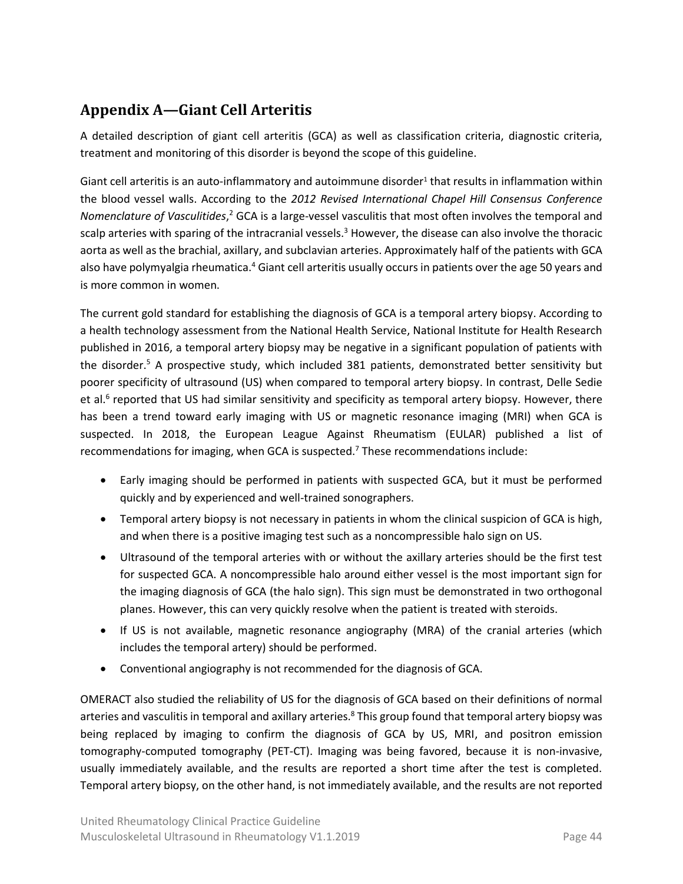## Appendix A—Giant Cell Arteritis

A detailed description of giant cell arteritis (GCA) as well as classification criteria, diagnostic criteria, treatment and monitoring of this disorder is beyond the scope of this guideline.

Giant cell arteritis is an auto-inflammatory and autoimmune disorder[1] that results in inflammation within the blood vessel walls. According to the *2012 Revised International Chapel Hill Consensus Conference Nomenclature of Vasculitides*,[2] GCA is a large-vessel vasculitis that most often involves the temporal and scalp arteries with sparing of the intracranial vessels.[3] However, the disease can also involve the thoracic aorta as well as the brachial, axillary, and subclavian arteries. Approximately half of the patients with GCA also have polymyalgia rheumatica.[4] Giant cell arteritis usually occurs in patients over the age 50 years and is more common in women.

The current gold standard for establishing the diagnosis of GCA is a temporal artery biopsy. According to a health technology assessment from the National Health Service, National Institute for Health Research published in 2016, a temporal artery biopsy may be negative in a significant population of patients with the disorder.[5] A prospective study, which included 381 patients, demonstrated better sensitivity but poorer specificity of ultrasound (US) when compared to temporal artery biopsy. In contrast, Delle Sedie et al.[6] reported that US had similar sensitivity and specificity as temporal artery biopsy. However, there has been a trend toward early imaging with US or magnetic resonance imaging (MRI) when GCA is suspected. In 2018, the European League Against Rheumatism (EULAR) published a list of recommendations for imaging, when GCA is suspected.[7] These recommendations include:

- Early imaging should be performed in patients with suspected GCA, but it must be performed quickly and by experienced and well-trained sonographers.
- Temporal artery biopsy is not necessary in patients in whom the clinical suspicion of GCA is high, and when there is a positive imaging test such as a noncompressible halo sign on US.
- Ultrasound of the temporal arteries with or without the axillary arteries should be the first test for suspected GCA. A noncompressible halo around either vessel is the most important sign for the imaging diagnosis of GCA (the halo sign). This sign must be demonstrated in two orthogonal planes. However, this can very quickly resolve when the patient is treated with steroids.
- If US is not available, magnetic resonance angiography (MRA) of the cranial arteries (which includes the temporal artery) should be performed.
- Conventional angiography is not recommended for the diagnosis of GCA.

OMERACT also studied the reliability of US for the diagnosis of GCA based on their definitions of normal arteries and vasculitis in temporal and axillary arteries.[8] This group found that temporal artery biopsy was being replaced by imaging to confirm the diagnosis of GCA by US, MRI, and positron emission tomography-computed tomography (PET-CT). Imaging was being favored, because it is non-invasive, usually immediately available, and the results are reported a short time after the test is completed. Temporal artery biopsy, on the other hand, is not immediately available, and the results are not reported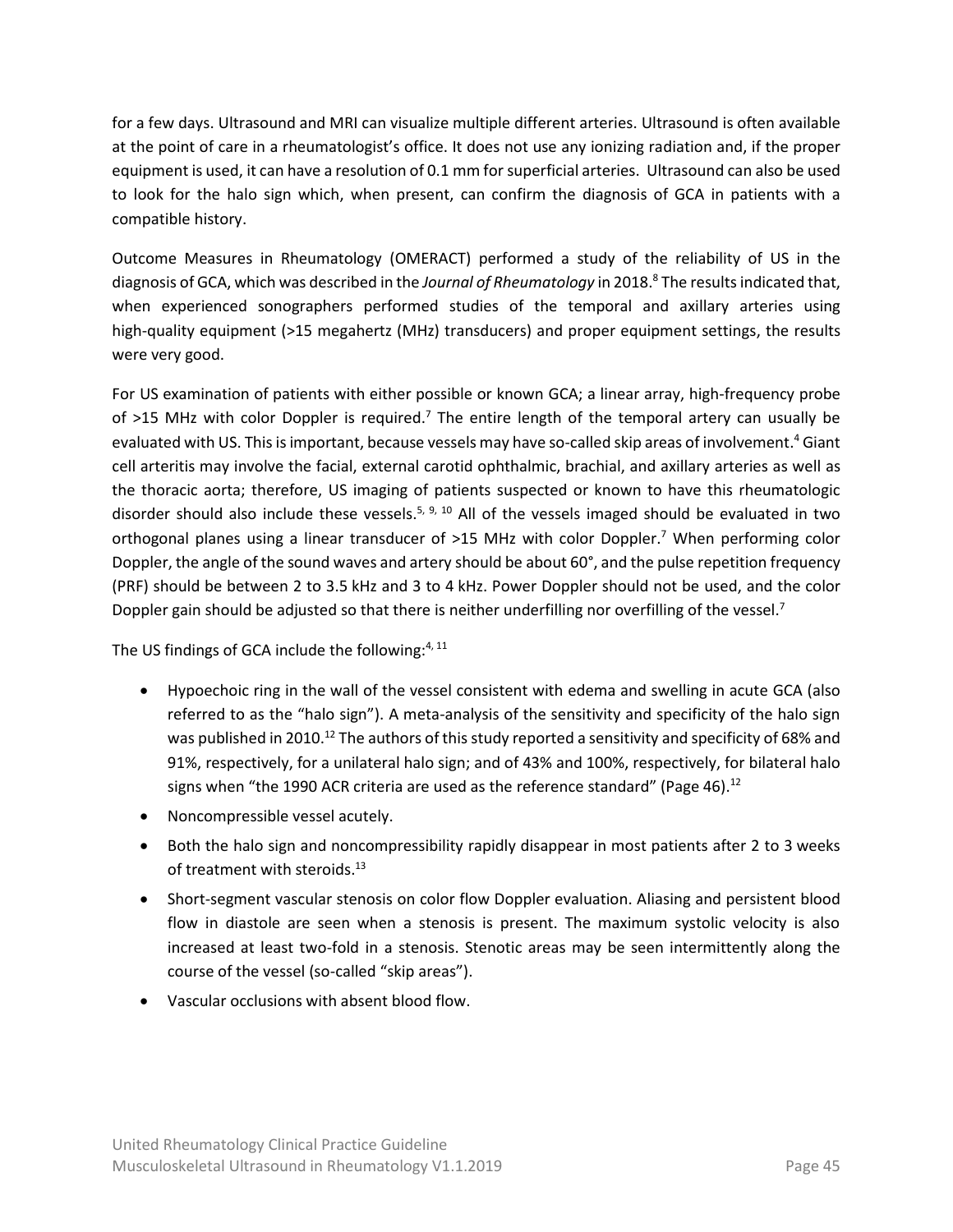for a few days. Ultrasound and MRI can visualize multiple different arteries. Ultrasound is often available at the point of care in a rheumatologist's office. It does not use any ionizing radiation and, if the proper equipment is used, it can have a resolution of 0.1 mm for superficial arteries. Ultrasound can also be used to look for the halo sign which, when present, can confirm the diagnosis of GCA in patients with a compatible history.

Outcome Measures in Rheumatology (OMERACT) performed a study of the reliability of US in the diagnosis of GCA, which was described in the *Journal of Rheumatology* in 2018.[8] The results indicated that, when experienced sonographers performed studies of the temporal and axillary arteries using high-quality equipment (>15 megahertz (MHz) transducers) and proper equipment settings, the results were very good.

For US examination of patients with either possible or known GCA; a linear array, high-frequency probe of >15 MHz with color Doppler is required.[7] The entire length of the temporal artery can usually be evaluated with US. This is important, because vessels may have so-called skip areas of involvement.[4] Giant cell arteritis may involve the facial, external carotid ophthalmic, brachial, and axillary arteries as well as the thoracic aorta; therefore, US imaging of patients suspected or known to have this rheumatologic disorder should also include these vessels.[5, 9, 10] All of the vessels imaged should be evaluated in two orthogonal planes using a linear transducer of >15 MHz with color Doppler.[7] When performing color Doppler, the angle of the sound waves and artery should be about 60°, and the pulse repetition frequency (PRF) should be between 2 to 3.5 kHz and 3 to 4 kHz. Power Doppler should not be used, and the color Doppler gain should be adjusted so that there is neither underfilling nor overfilling of the vessel.[7]

The US findings of GCA include the following:[4, 11]

- Hypoechoic ring in the wall of the vessel consistent with edema and swelling in acute GCA (also referred to as the "halo sign"). A meta-analysis of the sensitivity and specificity of the halo sign was published in 2010.[12] The authors of this study reported a sensitivity and specificity of 68% and 91%, respectively, for a unilateral halo sign; and of 43% and 100%, respectively, for bilateral halo signs when "the 1990 ACR criteria are used as the reference standard" (Page 46).[12]
- Noncompressible vessel acutely.
- Both the halo sign and noncompressibility rapidly disappear in most patients after 2 to 3 weeks of treatment with steroids.[13]
- Short-segment vascular stenosis on color flow Doppler evaluation. Aliasing and persistent blood flow in diastole are seen when a stenosis is present. The maximum systolic velocity is also increased at least two-fold in a stenosis. Stenotic areas may be seen intermittently along the course of the vessel (so-called "skip areas").
- Vascular occlusions with absent blood flow.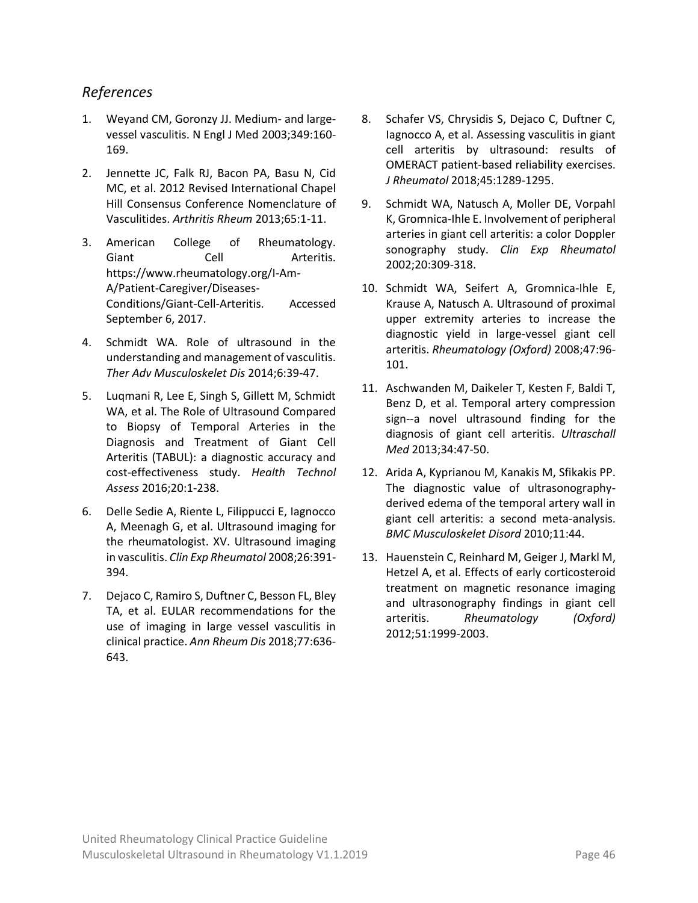## *References*

1. Weyand CM, Goronzy JJ. Medium- and large-vessel vasculitis. N Engl J Med 2003;349:160-169.

2. Jennette JC, Falk RJ, Bacon PA, Basu N, Cid MC, et al. 2012 Revised International Chapel Hill Consensus Conference Nomenclature of Vasculitides. *Arthritis Rheum* 2013;65:1-11.

3. American College of Rheumatology. Giant Cell Arteritis. https://www.rheumatology.org/I-Am-A/Patient-Caregiver/Diseases-Conditions/Giant-Cell-Arteritis. Accessed September 6, 2017.

4. Schmidt WA. Role of ultrasound in the understanding and management of vasculitis. *Ther Adv Musculoskelet Dis* 2014;6:39-47.

5. Luqmani R, Lee E, Singh S, Gillett M, Schmidt WA, et al. The Role of Ultrasound Compared to Biopsy of Temporal Arteries in the Diagnosis and Treatment of Giant Cell Arteritis (TABUL): a diagnostic accuracy and cost-effectiveness study. *Health Technol Assess* 2016;20:1-238.

6. Delle Sedie A, Riente L, Filippucci E, Iagnocco A, Meenagh G, et al. Ultrasound imaging for the rheumatologist. XV. Ultrasound imaging in vasculitis. *Clin Exp Rheumatol* 2008;26:391-394.

7. Dejaco C, Ramiro S, Duftner C, Besson FL, Bley TA, et al. EULAR recommendations for the use of imaging in large vessel vasculitis in clinical practice. *Ann Rheum Dis* 2018;77:636-643.

8. Schafer VS, Chrysidis S, Dejaco C, Duftner C, Iagnocco A, et al. Assessing vasculitis in giant cell arteritis by ultrasound: results of OMERACT patient-based reliability exercises. *J Rheumatol* 2018;45:1289-1295.

9. Schmidt WA, Natusch A, Moller DE, Vorpahl K, Gromnica-Ihle E. Involvement of peripheral arteries in giant cell arteritis: a color Doppler sonography study. *Clin Exp Rheumatol* 2002;20:309-318.

10. Schmidt WA, Seifert A, Gromnica-Ihle E, Krause A, Natusch A. Ultrasound of proximal upper extremity arteries to increase the diagnostic yield in large-vessel giant cell arteritis. *Rheumatology (Oxford)* 2008;47:96-101.

11. Aschwanden M, Daikeler T, Kesten F, Baldi T, Benz D, et al. Temporal artery compression sign--a novel ultrasound finding for the diagnosis of giant cell arteritis. *Ultraschall Med* 2013;34:47-50.

12. Arida A, Kyprianou M, Kanakis M, Sfikakis PP. The diagnostic value of ultrasonography-derived edema of the temporal artery wall in giant cell arteritis: a second meta-analysis. *BMC Musculoskelet Disord* 2010;11:44.

13. Hauenstein C, Reinhard M, Geiger J, Markl M, Hetzel A, et al. Effects of early corticosteroid treatment on magnetic resonance imaging and ultrasonography findings in giant cell arteritis. *Rheumatology (Oxford)* 2012;51:1999-2003.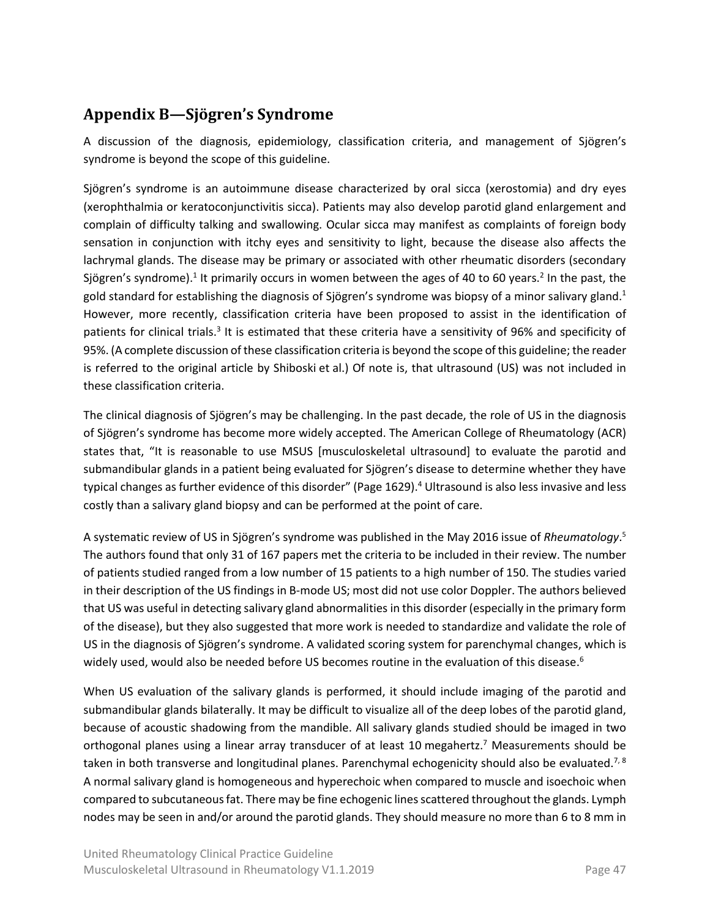## Appendix B—Sjögren's Syndrome

A discussion of the diagnosis, epidemiology, classification criteria, and management of Sjögren's syndrome is beyond the scope of this guideline.

Sjögren's syndrome is an autoimmune disease characterized by oral sicca (xerostomia) and dry eyes (xerophthalmia or keratoconjunctivitis sicca). Patients may also develop parotid gland enlargement and complain of difficulty talking and swallowing. Ocular sicca may manifest as complaints of foreign body sensation in conjunction with itchy eyes and sensitivity to light, because the disease also affects the lachrymal glands. The disease may be primary or associated with other rheumatic disorders (secondary Sjögren's syndrome).[1] It primarily occurs in women between the ages of 40 to 60 years.[2] In the past, the gold standard for establishing the diagnosis of Sjögren's syndrome was biopsy of a minor salivary gland.[1] However, more recently, classification criteria have been proposed to assist in the identification of patients for clinical trials.[3] It is estimated that these criteria have a sensitivity of 96% and specificity of 95%. (A complete discussion of these classification criteria is beyond the scope of this guideline; the reader is referred to the original article by Shiboski et al.) Of note is, that ultrasound (US) was not included in these classification criteria.

The clinical diagnosis of Sjögren's may be challenging. In the past decade, the role of US in the diagnosis of Sjögren's syndrome has become more widely accepted. The American College of Rheumatology (ACR) states that, "It is reasonable to use MSUS [musculoskeletal ultrasound] to evaluate the parotid and submandibular glands in a patient being evaluated for Sjögren's disease to determine whether they have typical changes as further evidence of this disorder" (Page 1629).[4] Ultrasound is also less invasive and less costly than a salivary gland biopsy and can be performed at the point of care.

A systematic review of US in Sjögren's syndrome was published in the May 2016 issue of *Rheumatology*.[5] The authors found that only 31 of 167 papers met the criteria to be included in their review. The number of patients studied ranged from a low number of 15 patients to a high number of 150. The studies varied in their description of the US findings in B-mode US; most did not use color Doppler. The authors believed that US was useful in detecting salivary gland abnormalities in this disorder (especially in the primary form of the disease), but they also suggested that more work is needed to standardize and validate the role of US in the diagnosis of Sjögren's syndrome. A validated scoring system for parenchymal changes, which is widely used, would also be needed before US becomes routine in the evaluation of this disease.[6]

When US evaluation of the salivary glands is performed, it should include imaging of the parotid and submandibular glands bilaterally. It may be difficult to visualize all of the deep lobes of the parotid gland, because of acoustic shadowing from the mandible. All salivary glands studied should be imaged in two orthogonal planes using a linear array transducer of at least 10 megahertz.[7] Measurements should be taken in both transverse and longitudinal planes. Parenchymal echogenicity should also be evaluated.[7, 8] A normal salivary gland is homogeneous and hyperechoic when compared to muscle and isoechoic when compared to subcutaneous fat. There may be fine echogenic lines scattered throughout the glands. Lymph nodes may be seen in and/or around the parotid glands. They should measure no more than 6 to 8 mm in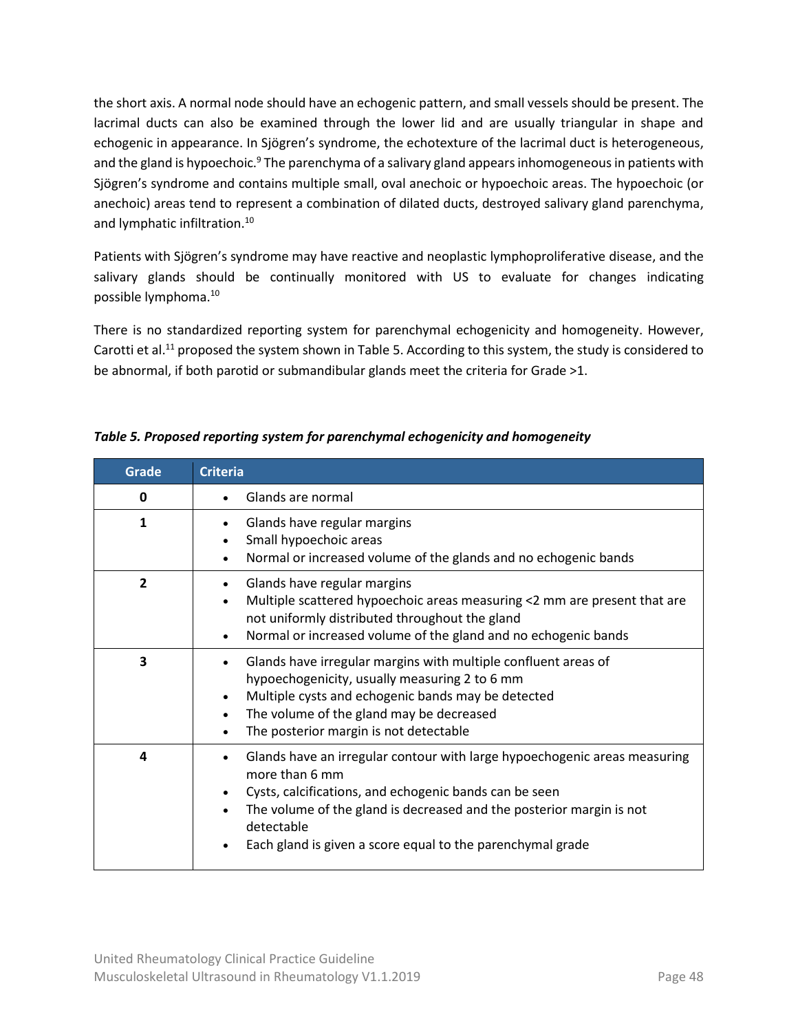the short axis. A normal node should have an echogenic pattern, and small vessels should be present. The lacrimal ducts can also be examined through the lower lid and are usually triangular in shape and echogenic in appearance. In Sjögren's syndrome, the echotexture of the lacrimal duct is heterogeneous, and the gland is hypoechoic.[9] The parenchyma of a salivary gland appears inhomogeneous in patients with Sjögren's syndrome and contains multiple small, oval anechoic or hypoechoic areas. The hypoechoic (or anechoic) areas tend to represent a combination of dilated ducts, destroyed salivary gland parenchyma, and lymphatic infiltration.[10]

Patients with Sjögren's syndrome may have reactive and neoplastic lymphoproliferative disease, and the salivary glands should be continually monitored with US to evaluate for changes indicating possible lymphoma.[10]

There is no standardized reporting system for parenchymal echogenicity and homogeneity. However, Carotti et al.[11] proposed the system shown in Table 5. According to this system, the study is considered to be abnormal, if both parotid or submandibular glands meet the criteria for Grade >1.

***Table 5. Proposed reporting system for parenchymal echogenicity and homogeneity***

| Grade | Criteria |
|---|---|
| **0** | • Glands are normal |
| **1** | • Glands have regular margins<br>• Small hypoechoic areas<br>• Normal or increased volume of the glands and no echogenic bands |
| **2** | • Glands have regular margins<br>• Multiple scattered hypoechoic areas measuring <2 mm are present that are not uniformly distributed throughout the gland<br>• Normal or increased volume of the gland and no echogenic bands |
| **3** | • Glands have irregular margins with multiple confluent areas of hypoechogenicity, usually measuring 2 to 6 mm<br>• Multiple cysts and echogenic bands may be detected<br>• The volume of the gland may be decreased<br>• The posterior margin is not detectable |
| **4** | • Glands have an irregular contour with large hypoechogenic areas measuring more than 6 mm<br>• Cysts, calcifications, and echogenic bands can be seen<br>• The volume of the gland is decreased and the posterior margin is not detectable<br>• Each gland is given a score equal to the parenchymal grade |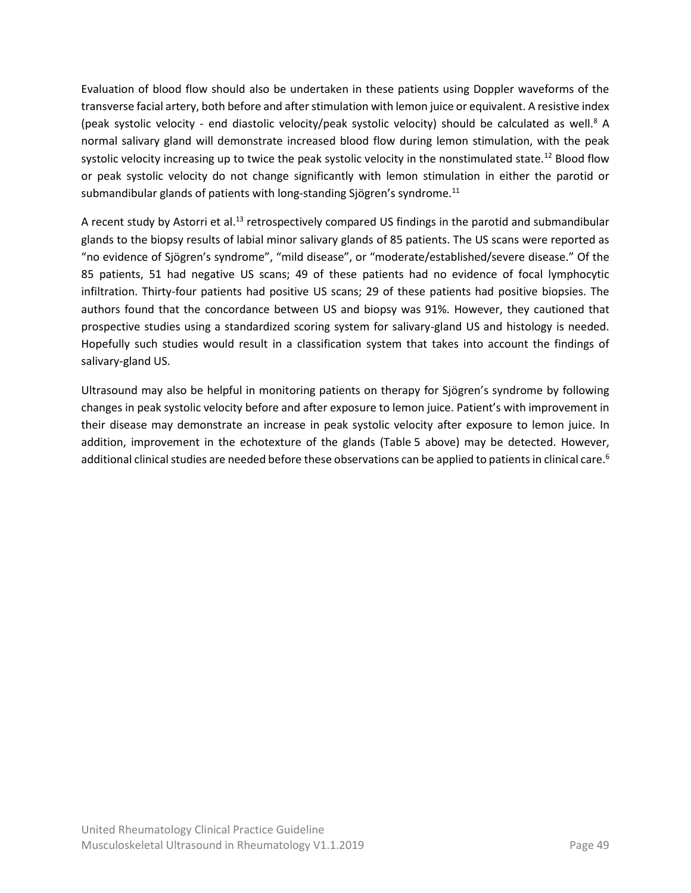Evaluation of blood flow should also be undertaken in these patients using Doppler waveforms of the transverse facial artery, both before and after stimulation with lemon juice or equivalent. A resistive index (peak systolic velocity - end diastolic velocity/peak systolic velocity) should be calculated as well.[8] A normal salivary gland will demonstrate increased blood flow during lemon stimulation, with the peak systolic velocity increasing up to twice the peak systolic velocity in the nonstimulated state.[12] Blood flow or peak systolic velocity do not change significantly with lemon stimulation in either the parotid or submandibular glands of patients with long-standing Sjögren's syndrome.[11]

A recent study by Astorri et al.[13] retrospectively compared US findings in the parotid and submandibular glands to the biopsy results of labial minor salivary glands of 85 patients. The US scans were reported as "no evidence of Sjögren's syndrome", "mild disease", or "moderate/established/severe disease." Of the 85 patients, 51 had negative US scans; 49 of these patients had no evidence of focal lymphocytic infiltration. Thirty-four patients had positive US scans; 29 of these patients had positive biopsies. The authors found that the concordance between US and biopsy was 91%. However, they cautioned that prospective studies using a standardized scoring system for salivary-gland US and histology is needed. Hopefully such studies would result in a classification system that takes into account the findings of salivary-gland US.

Ultrasound may also be helpful in monitoring patients on therapy for Sjögren's syndrome by following changes in peak systolic velocity before and after exposure to lemon juice. Patient's with improvement in their disease may demonstrate an increase in peak systolic velocity after exposure to lemon juice. In addition, improvement in the echotexture of the glands (Table 5 above) may be detected. However, additional clinical studies are needed before these observations can be applied to patients in clinical care.[6]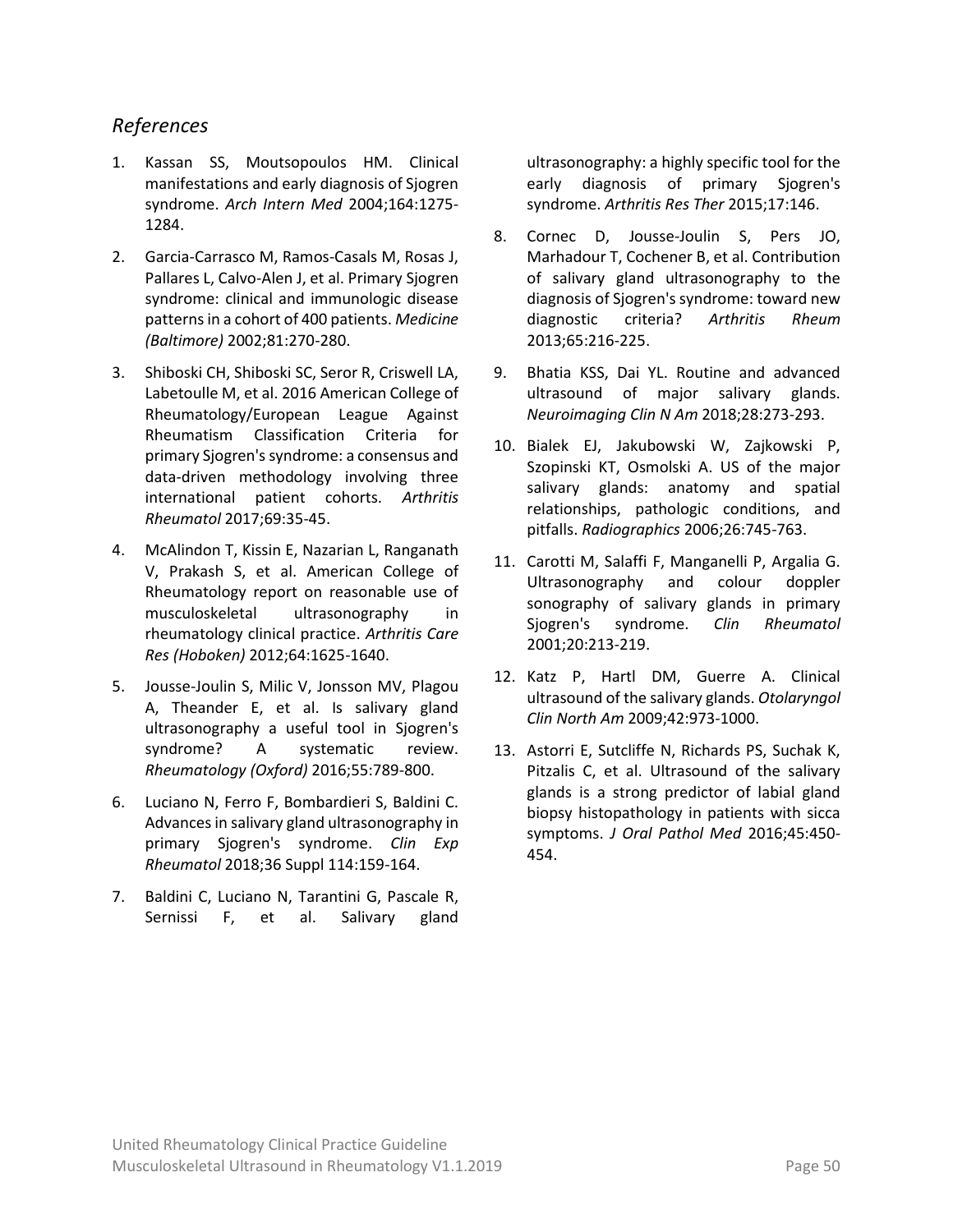## *References*

1. Kassan SS, Moutsopoulos HM. Clinical manifestations and early diagnosis of Sjogren syndrome. *Arch Intern Med* 2004;164:1275-1284.
2. Garcia-Carrasco M, Ramos-Casals M, Rosas J, Pallares L, Calvo-Alen J, et al. Primary Sjogren syndrome: clinical and immunologic disease patterns in a cohort of 400 patients. *Medicine (Baltimore)* 2002;81:270-280.
3. Shiboski CH, Shiboski SC, Seror R, Criswell LA, Labetoulle M, et al. 2016 American College of Rheumatology/European League Against Rheumatism Classification Criteria for primary Sjogren's syndrome: a consensus and data-driven methodology involving three international patient cohorts. *Arthritis Rheumatol* 2017;69:35-45.
4. McAlindon T, Kissin E, Nazarian L, Ranganath V, Prakash S, et al. American College of Rheumatology report on reasonable use of musculoskeletal ultrasonography in rheumatology clinical practice. *Arthritis Care Res (Hoboken)* 2012;64:1625-1640.
5. Jousse-Joulin S, Milic V, Jonsson MV, Plagou A, Theander E, et al. Is salivary gland ultrasonography a useful tool in Sjogren's syndrome? A systematic review. *Rheumatology (Oxford)* 2016;55:789-800.
6. Luciano N, Ferro F, Bombardieri S, Baldini C. Advances in salivary gland ultrasonography in primary Sjogren's syndrome. *Clin Exp Rheumatol* 2018;36 Suppl 114:159-164.
7. Baldini C, Luciano N, Tarantini G, Pascale R, Sernissi F, et al. Salivary gland ultrasonography: a highly specific tool for the early diagnosis of primary Sjogren's syndrome. *Arthritis Res Ther* 2015;17:146.
8. Cornec D, Jousse-Joulin S, Pers JO, Marhadour T, Cochener B, et al. Contribution of salivary gland ultrasonography to the diagnosis of Sjogren's syndrome: toward new diagnostic criteria? *Arthritis Rheum* 2013;65:216-225.
9. Bhatia KSS, Dai YL. Routine and advanced ultrasound of major salivary glands. *Neuroimaging Clin N Am* 2018;28:273-293.
10. Bialek EJ, Jakubowski W, Zajkowski P, Szopinski KT, Osmolski A. US of the major salivary glands: anatomy and spatial relationships, pathologic conditions, and pitfalls. *Radiographics* 2006;26:745-763.
11. Carotti M, Salaffi F, Manganelli P, Argalia G. Ultrasonography and colour doppler sonography of salivary glands in primary Sjogren's syndrome. *Clin Rheumatol* 2001;20:213-219.
12. Katz P, Hartl DM, Guerre A. Clinical ultrasound of the salivary glands. *Otolaryngol Clin North Am* 2009;42:973-1000.
13. Astorri E, Sutcliffe N, Richards PS, Suchak K, Pitzalis C, et al. Ultrasound of the salivary glands is a strong predictor of labial gland biopsy histopathology in patients with sicca symptoms. *J Oral Pathol Med* 2016;45:450-454.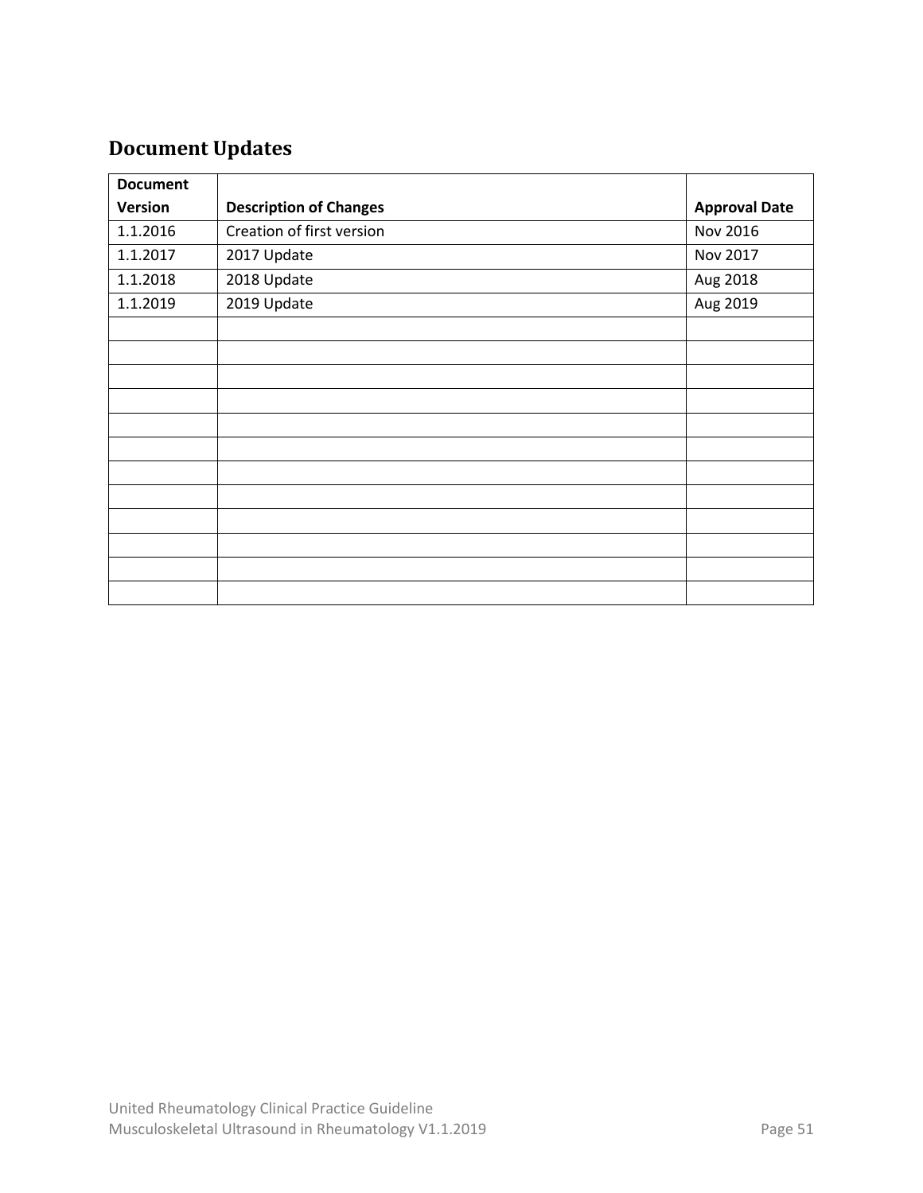## Document Updates

| Document Version | Description of Changes | Approval Date |
| --- | --- | --- |
| 1.1.2016 | Creation of first version | Nov 2016 |
| 1.1.2017 | 2017 Update | Nov 2017 |
| 1.1.2018 | 2018 Update | Aug 2018 |
| 1.1.2019 | 2019 Update | Aug 2019 |
| | | |
| | | |
| | | |
| | | |
| | | |
| | | |
| | | |
| | | |
| | | |
| | | |
| | | |
| | | |